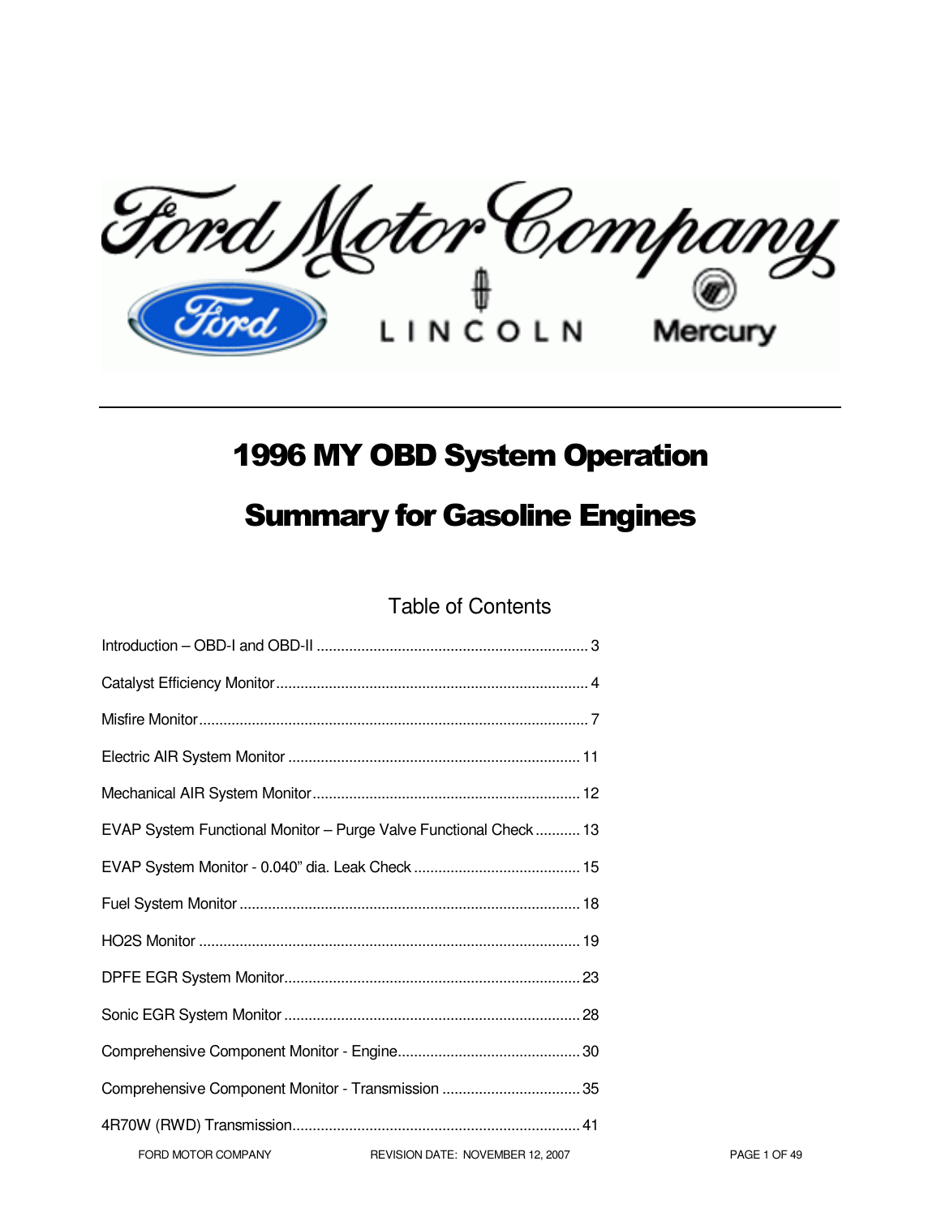# 1996 MY OBD System Operation

# Summary for Gasoline Engines

## Table of Contents

Introduction – OBD-I and OBD-II .................................................................. 3

Catalyst Efficiency Monitor ........................................................................... 4

Misfire Monitor ............................................................................................... 7

Electric AIR System Monitor ....................................................................... 11

Mechanical AIR System Monitor ................................................................. 12

EVAP System Functional Monitor – Purge Valve Functional Check ........... 13

EVAP System Monitor - 0.040" dia. Leak Check ......................................... 15

Fuel System Monitor ................................................................................... 18

HO2S Monitor ............................................................................................. 19

DPFE EGR System Monitor ........................................................................ 23

Sonic EGR System Monitor ........................................................................ 28

Comprehensive Component Monitor - Engine ............................................ 30

Comprehensive Component Monitor - Transmission .................................. 35

4R70W (RWD) Transmission ...................................................................... 41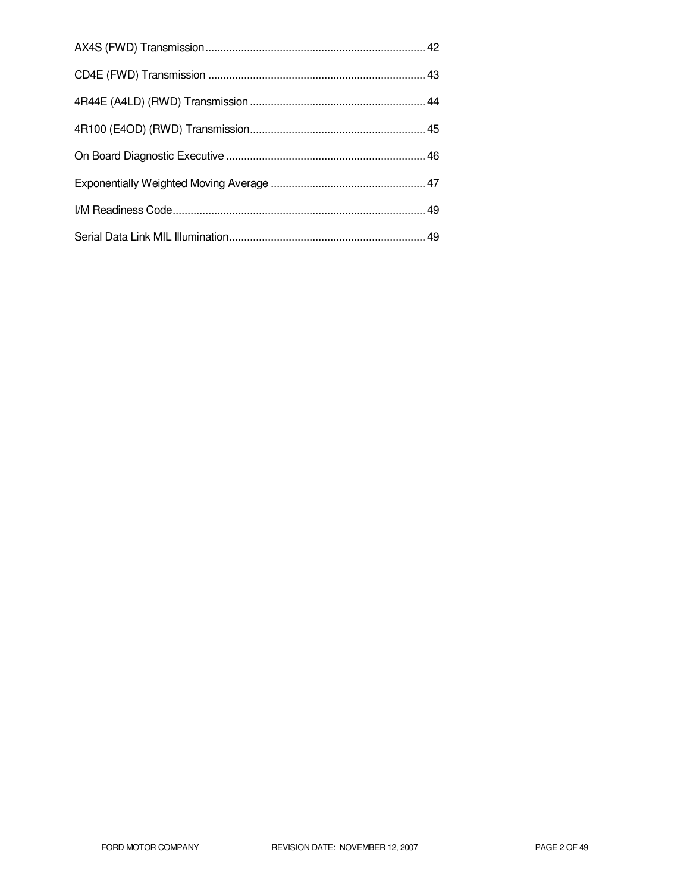AX4S (FWD) Transmission .......................................................................... 42

CD4E (FWD) Transmission .......................................................................... 43

4R44E (A4LD) (RWD) Transmission .......................................................... 44

4R100 (E4OD) (RWD) Transmission .......................................................... 45

On Board Diagnostic Executive .................................................................. 46

Exponentially Weighted Moving Average .................................................... 47

I/M Readiness Code .................................................................................... 49

Serial Data Link MIL Illumination ................................................................. 49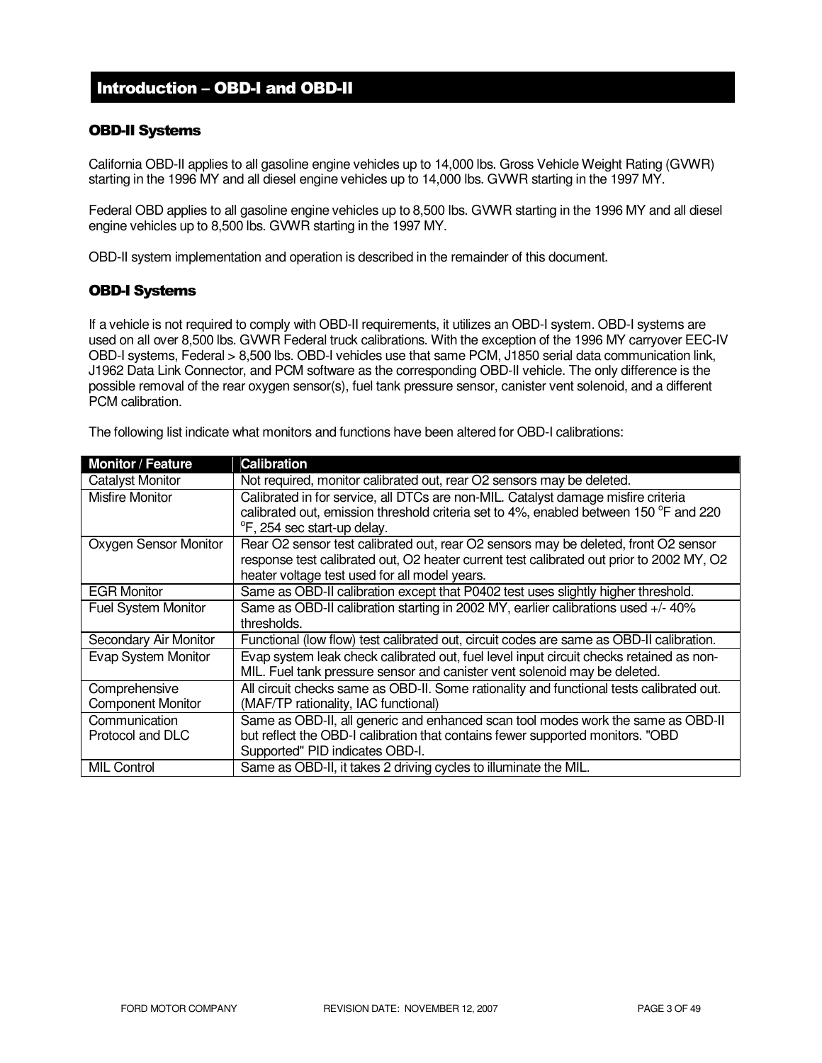# Introduction – OBD-I and OBD-II

## OBD-II Systems

California OBD-II applies to all gasoline engine vehicles up to 14,000 lbs. Gross Vehicle Weight Rating (GVWR) starting in the 1996 MY and all diesel engine vehicles up to 14,000 lbs. GVWR starting in the 1997 MY.

Federal OBD applies to all gasoline engine vehicles up to 8,500 lbs. GVWR starting in the 1996 MY and all diesel engine vehicles up to 8,500 lbs. GVWR starting in the 1997 MY.

OBD-II system implementation and operation is described in the remainder of this document.

## OBD-I Systems

If a vehicle is not required to comply with OBD-II requirements, it utilizes an OBD-I system. OBD-I systems are used on all over 8,500 lbs. GVWR Federal truck calibrations. With the exception of the 1996 MY carryover EEC-IV OBD-I systems, Federal > 8,500 lbs. OBD-I vehicles use that same PCM, J1850 serial data communication link, J1962 Data Link Connector, and PCM software as the corresponding OBD-II vehicle. The only difference is the possible removal of the rear oxygen sensor(s), fuel tank pressure sensor, canister vent solenoid, and a different PCM calibration.

The following list indicate what monitors and functions have been altered for OBD-I calibrations:

| Monitor / Feature | Calibration |
|---|---|
| Catalyst Monitor | Not required, monitor calibrated out, rear O2 sensors may be deleted. |
| Misfire Monitor | Calibrated in for service, all DTCs are non-MIL. Catalyst damage misfire criteria calibrated out, emission threshold criteria set to 4%, enabled between 150 °F and 220 °F, 254 sec start-up delay. |
| Oxygen Sensor Monitor | Rear O2 sensor test calibrated out, rear O2 sensors may be deleted, front O2 sensor response test calibrated out, O2 heater current test calibrated out prior to 2002 MY, O2 heater voltage test used for all model years. |
| EGR Monitor | Same as OBD-II calibration except that P0402 test uses slightly higher threshold. |
| Fuel System Monitor | Same as OBD-II calibration starting in 2002 MY, earlier calibrations used +/- 40% thresholds. |
| Secondary Air Monitor | Functional (low flow) test calibrated out, circuit codes are same as OBD-II calibration. |
| Evap System Monitor | Evap system leak check calibrated out, fuel level input circuit checks retained as non-MIL. Fuel tank pressure sensor and canister vent solenoid may be deleted. |
| Comprehensive Component Monitor | All circuit checks same as OBD-II. Some rationality and functional tests calibrated out. (MAF/TP rationality, IAC functional) |
| Communication Protocol and DLC | Same as OBD-II, all generic and enhanced scan tool modes work the same as OBD-II but reflect the OBD-I calibration that contains fewer supported monitors. "OBD Supported" PID indicates OBD-I. |
| MIL Control | Same as OBD-II, it takes 2 driving cycles to illuminate the MIL. |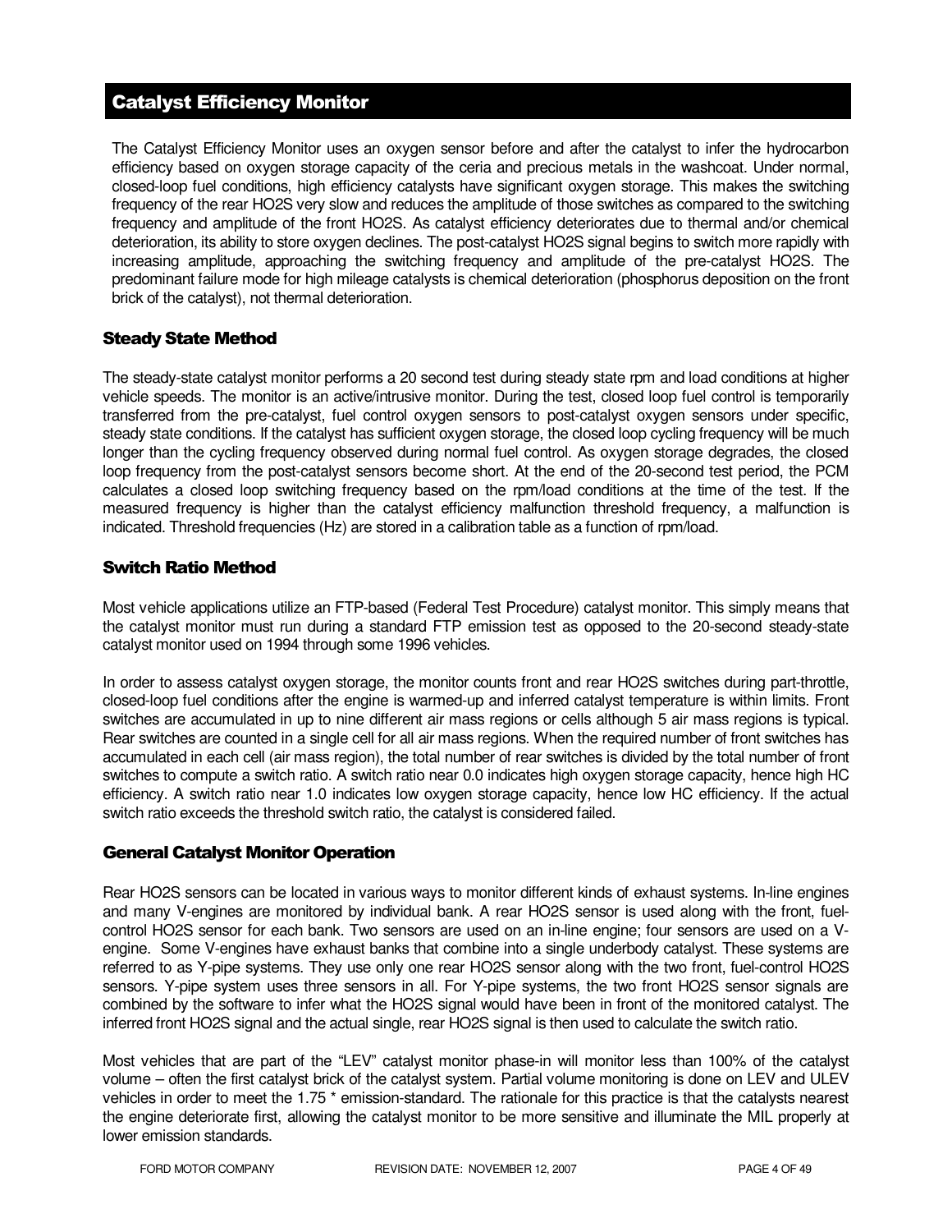## Catalyst Efficiency Monitor

The Catalyst Efficiency Monitor uses an oxygen sensor before and after the catalyst to infer the hydrocarbon efficiency based on oxygen storage capacity of the ceria and precious metals in the washcoat. Under normal, closed-loop fuel conditions, high efficiency catalysts have significant oxygen storage. This makes the switching frequency of the rear HO2S very slow and reduces the amplitude of those switches as compared to the switching frequency and amplitude of the front HO2S. As catalyst efficiency deteriorates due to thermal and/or chemical deterioration, its ability to store oxygen declines. The post-catalyst HO2S signal begins to switch more rapidly with increasing amplitude, approaching the switching frequency and amplitude of the pre-catalyst HO2S. The predominant failure mode for high mileage catalysts is chemical deterioration (phosphorus deposition on the front brick of the catalyst), not thermal deterioration.

### Steady State Method

The steady-state catalyst monitor performs a 20 second test during steady state rpm and load conditions at higher vehicle speeds. The monitor is an active/intrusive monitor. During the test, closed loop fuel control is temporarily transferred from the pre-catalyst, fuel control oxygen sensors to post-catalyst oxygen sensors under specific, steady state conditions. If the catalyst has sufficient oxygen storage, the closed loop cycling frequency will be much longer than the cycling frequency observed during normal fuel control. As oxygen storage degrades, the closed loop frequency from the post-catalyst sensors become short. At the end of the 20-second test period, the PCM calculates a closed loop switching frequency based on the rpm/load conditions at the time of the test. If the measured frequency is higher than the catalyst efficiency malfunction threshold frequency, a malfunction is indicated. Threshold frequencies (Hz) are stored in a calibration table as a function of rpm/load.

### Switch Ratio Method

Most vehicle applications utilize an FTP-based (Federal Test Procedure) catalyst monitor. This simply means that the catalyst monitor must run during a standard FTP emission test as opposed to the 20-second steady-state catalyst monitor used on 1994 through some 1996 vehicles.

In order to assess catalyst oxygen storage, the monitor counts front and rear HO2S switches during part-throttle, closed-loop fuel conditions after the engine is warmed-up and inferred catalyst temperature is within limits. Front switches are accumulated in up to nine different air mass regions or cells although 5 air mass regions is typical. Rear switches are counted in a single cell for all air mass regions. When the required number of front switches has accumulated in each cell (air mass region), the total number of rear switches is divided by the total number of front switches to compute a switch ratio. A switch ratio near 0.0 indicates high oxygen storage capacity, hence high HC efficiency. A switch ratio near 1.0 indicates low oxygen storage capacity, hence low HC efficiency. If the actual switch ratio exceeds the threshold switch ratio, the catalyst is considered failed.

### General Catalyst Monitor Operation

Rear HO2S sensors can be located in various ways to monitor different kinds of exhaust systems. In-line engines and many V-engines are monitored by individual bank. A rear HO2S sensor is used along with the front, fuel-control HO2S sensor for each bank. Two sensors are used on an in-line engine; four sensors are used on a V-engine. Some V-engines have exhaust banks that combine into a single underbody catalyst. These systems are referred to as Y-pipe systems. They use only one rear HO2S sensor along with the two front, fuel-control HO2S sensors. Y-pipe system uses three sensors in all. For Y-pipe systems, the two front HO2S sensor signals are combined by the software to infer what the HO2S signal would have been in front of the monitored catalyst. The inferred front HO2S signal and the actual single, rear HO2S signal is then used to calculate the switch ratio.

Most vehicles that are part of the “LEV” catalyst monitor phase-in will monitor less than 100% of the catalyst volume – often the first catalyst brick of the catalyst system. Partial volume monitoring is done on LEV and ULEV vehicles in order to meet the 1.75 * emission-standard. The rationale for this practice is that the catalysts nearest the engine deteriorate first, allowing the catalyst monitor to be more sensitive and illuminate the MIL properly at lower emission standards.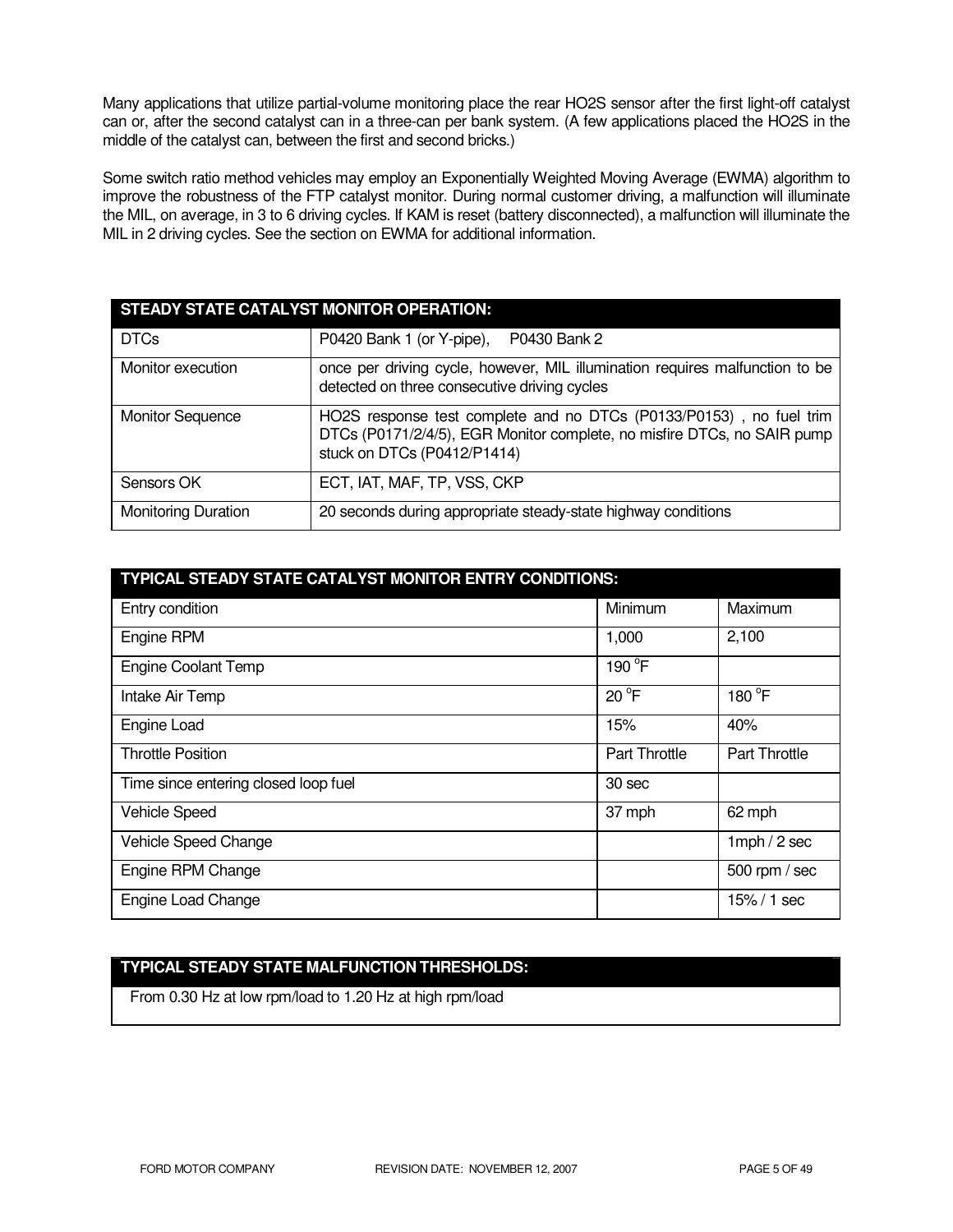Many applications that utilize partial-volume monitoring place the rear HO2S sensor after the first light-off catalyst can or, after the second catalyst can in a three-can per bank system. (A few applications placed the HO2S in the middle of the catalyst can, between the first and second bricks.)

Some switch ratio method vehicles may employ an Exponentially Weighted Moving Average (EWMA) algorithm to improve the robustness of the FTP catalyst monitor. During normal customer driving, a malfunction will illuminate the MIL, on average, in 3 to 6 driving cycles. If KAM is reset (battery disconnected), a malfunction will illuminate the MIL in 2 driving cycles. See the section on EWMA for additional information.

| STEADY STATE CATALYST MONITOR OPERATION: | |
|---|---|
| DTCs | P0420 Bank 1 (or Y-pipe), P0430 Bank 2 |
| Monitor execution | once per driving cycle, however, MIL illumination requires malfunction to be detected on three consecutive driving cycles |
| Monitor Sequence | HO2S response test complete and no DTCs (P0133/P0153) , no fuel trim DTCs (P0171/2/4/5), EGR Monitor complete, no misfire DTCs, no SAIR pump stuck on DTCs (P0412/P1414) |
| Sensors OK | ECT, IAT, MAF, TP, VSS, CKP |
| Monitoring Duration | 20 seconds during appropriate steady-state highway conditions |

| TYPICAL STEADY STATE CATALYST MONITOR ENTRY CONDITIONS: | | |
|---|---|---|
| Entry condition | Minimum | Maximum |
| Engine RPM | 1,000 | 2,100 |
| Engine Coolant Temp | 190 °F | |
| Intake Air Temp | 20 °F | 180 °F |
| Engine Load | 15% | 40% |
| Throttle Position | Part Throttle | Part Throttle |
| Time since entering closed loop fuel | 30 sec | |
| Vehicle Speed | 37 mph | 62 mph |
| Vehicle Speed Change | | 1mph / 2 sec |
| Engine RPM Change | | 500 rpm / sec |
| Engine Load Change | | 15% / 1 sec |

| TYPICAL STEADY STATE MALFUNCTION THRESHOLDS: |
|---|
| From 0.30 Hz at low rpm/load to 1.20 Hz at high rpm/load |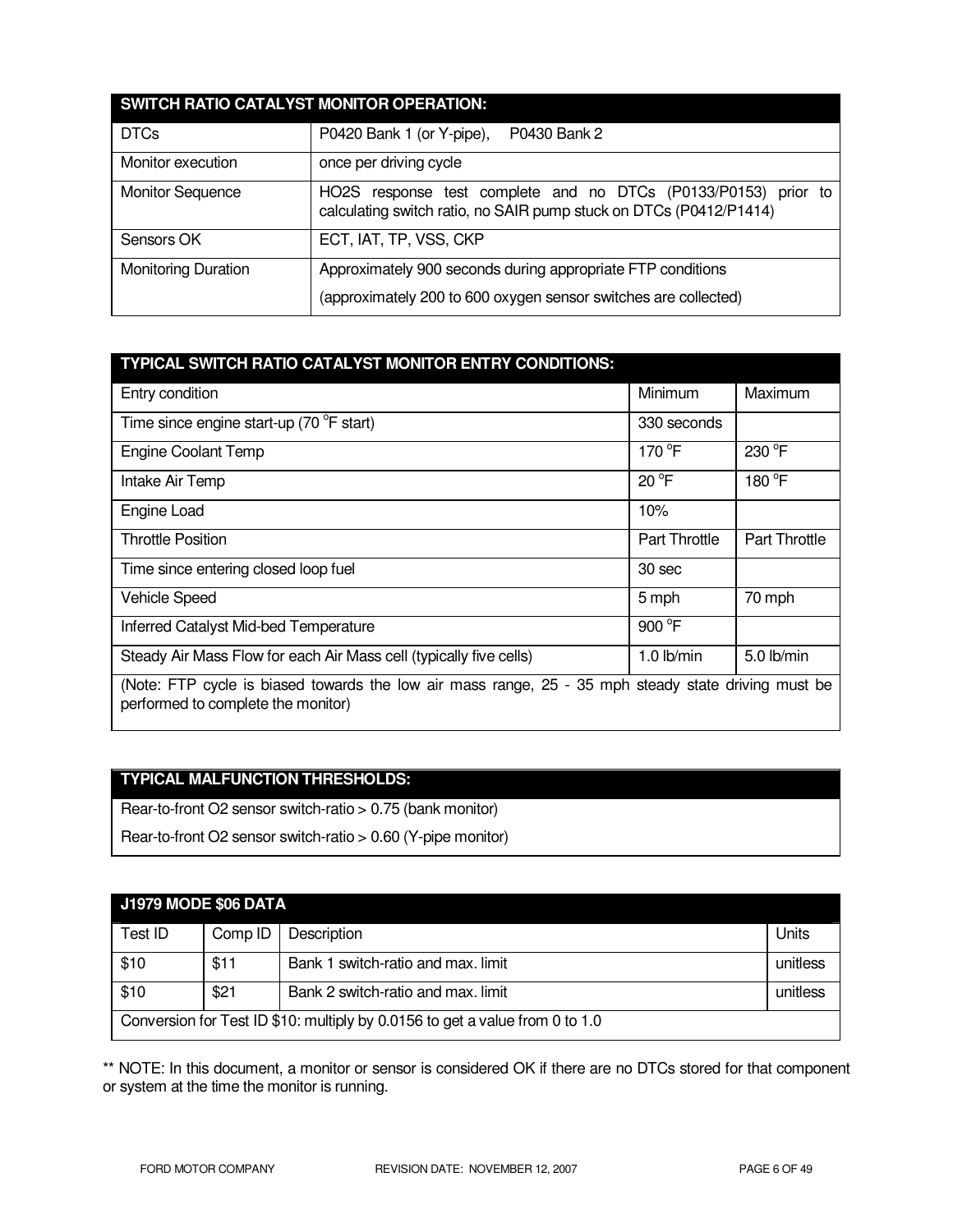| SWITCH RATIO CATALYST MONITOR OPERATION: | |
|---|---|
| DTCs | P0420 Bank 1 (or Y-pipe), P0430 Bank 2 |
| Monitor execution | once per driving cycle |
| Monitor Sequence | HO2S response test complete and no DTCs (P0133/P0153) prior to calculating switch ratio, no SAIR pump stuck on DTCs (P0412/P1414) |
| Sensors OK | ECT, IAT, TP, VSS, CKP |
| Monitoring Duration | Approximately 900 seconds during appropriate FTP conditions<br>(approximately 200 to 600 oxygen sensor switches are collected) |

| TYPICAL SWITCH RATIO CATALYST MONITOR ENTRY CONDITIONS: | | |
|---|---|---|
| Entry condition | Minimum | Maximum |
| Time since engine start-up (70 °F start) | 330 seconds | |
| Engine Coolant Temp | 170 °F | 230 °F |
| Intake Air Temp | 20 °F | 180 °F |
| Engine Load | 10% | |
| Throttle Position | Part Throttle | Part Throttle |
| Time since entering closed loop fuel | 30 sec | |
| Vehicle Speed | 5 mph | 70 mph |
| Inferred Catalyst Mid-bed Temperature | 900 °F | |
| Steady Air Mass Flow for each Air Mass cell (typically five cells) | 1.0 lb/min | 5.0 lb/min |
| (Note: FTP cycle is biased towards the low air mass range, 25 - 35 mph steady state driving must be performed to complete the monitor) | | |

| TYPICAL MALFUNCTION THRESHOLDS: |
|---|
| Rear-to-front O2 sensor switch-ratio > 0.75 (bank monitor) |
| Rear-to-front O2 sensor switch-ratio > 0.60 (Y-pipe monitor) |

| J1979 MODE $06 DATA | | | |
|---|---|---|---|
| Test ID | Comp ID | Description | Units |
| $10 | $11 | Bank 1 switch-ratio and max. limit | unitless |
| $10 | $21 | Bank 2 switch-ratio and max. limit | unitless |
| Conversion for Test ID $10: multiply by 0.0156 to get a value from 0 to 1.0 | | | |

** NOTE: In this document, a monitor or sensor is considered OK if there are no DTCs stored for that component or system at the time the monitor is running.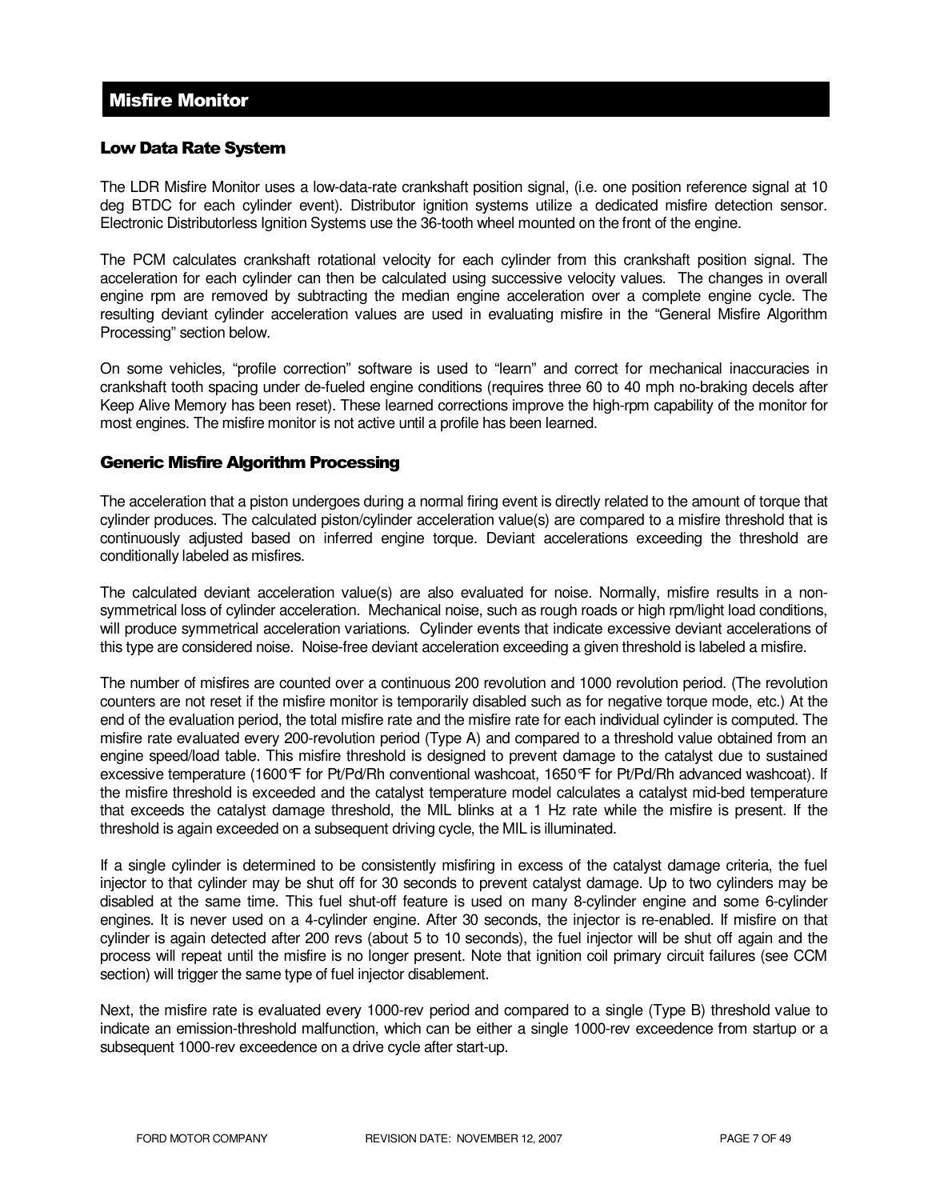## Misfire Monitor

### Low Data Rate System

The LDR Misfire Monitor uses a low-data-rate crankshaft position signal, (i.e. one position reference signal at 10 deg BTDC for each cylinder event). Distributor ignition systems utilize a dedicated misfire detection sensor. Electronic Distributorless Ignition Systems use the 36-tooth wheel mounted on the front of the engine.

The PCM calculates crankshaft rotational velocity for each cylinder from this crankshaft position signal. The acceleration for each cylinder can then be calculated using successive velocity values. The changes in overall engine rpm are removed by subtracting the median engine acceleration over a complete engine cycle. The resulting deviant cylinder acceleration values are used in evaluating misfire in the "General Misfire Algorithm Processing" section below.

On some vehicles, "profile correction" software is used to "learn" and correct for mechanical inaccuracies in crankshaft tooth spacing under de-fueled engine conditions (requires three 60 to 40 mph no-braking decels after Keep Alive Memory has been reset). These learned corrections improve the high-rpm capability of the monitor for most engines. The misfire monitor is not active until a profile has been learned.

### Generic Misfire Algorithm Processing

The acceleration that a piston undergoes during a normal firing event is directly related to the amount of torque that cylinder produces. The calculated piston/cylinder acceleration value(s) are compared to a misfire threshold that is continuously adjusted based on inferred engine torque. Deviant accelerations exceeding the threshold are conditionally labeled as misfires.

The calculated deviant acceleration value(s) are also evaluated for noise. Normally, misfire results in a non-symmetrical loss of cylinder acceleration. Mechanical noise, such as rough roads or high rpm/light load conditions, will produce symmetrical acceleration variations. Cylinder events that indicate excessive deviant accelerations of this type are considered noise. Noise-free deviant acceleration exceeding a given threshold is labeled a misfire.

The number of misfires are counted over a continuous 200 revolution and 1000 revolution period. (The revolution counters are not reset if the misfire monitor is temporarily disabled such as for negative torque mode, etc.) At the end of the evaluation period, the total misfire rate and the misfire rate for each individual cylinder is computed. The misfire rate evaluated every 200-revolution period (Type A) and compared to a threshold value obtained from an engine speed/load table. This misfire threshold is designed to prevent damage to the catalyst due to sustained excessive temperature (1600°F for Pt/Pd/Rh conventional washcoat, 1650°F for Pt/Pd/Rh advanced washcoat). If the misfire threshold is exceeded and the catalyst temperature model calculates a catalyst mid-bed temperature that exceeds the catalyst damage threshold, the MIL blinks at a 1 Hz rate while the misfire is present. If the threshold is again exceeded on a subsequent driving cycle, the MIL is illuminated.

If a single cylinder is determined to be consistently misfiring in excess of the catalyst damage criteria, the fuel injector to that cylinder may be shut off for 30 seconds to prevent catalyst damage. Up to two cylinders may be disabled at the same time. This fuel shut-off feature is used on many 8-cylinder engine and some 6-cylinder engines. It is never used on a 4-cylinder engine. After 30 seconds, the injector is re-enabled. If misfire on that cylinder is again detected after 200 revs (about 5 to 10 seconds), the fuel injector will be shut off again and the process will repeat until the misfire is no longer present. Note that ignition coil primary circuit failures (see CCM section) will trigger the same type of fuel injector disablement.

Next, the misfire rate is evaluated every 1000-rev period and compared to a single (Type B) threshold value to indicate an emission-threshold malfunction, which can be either a single 1000-rev exceedence from startup or a subsequent 1000-rev exceedence on a drive cycle after start-up.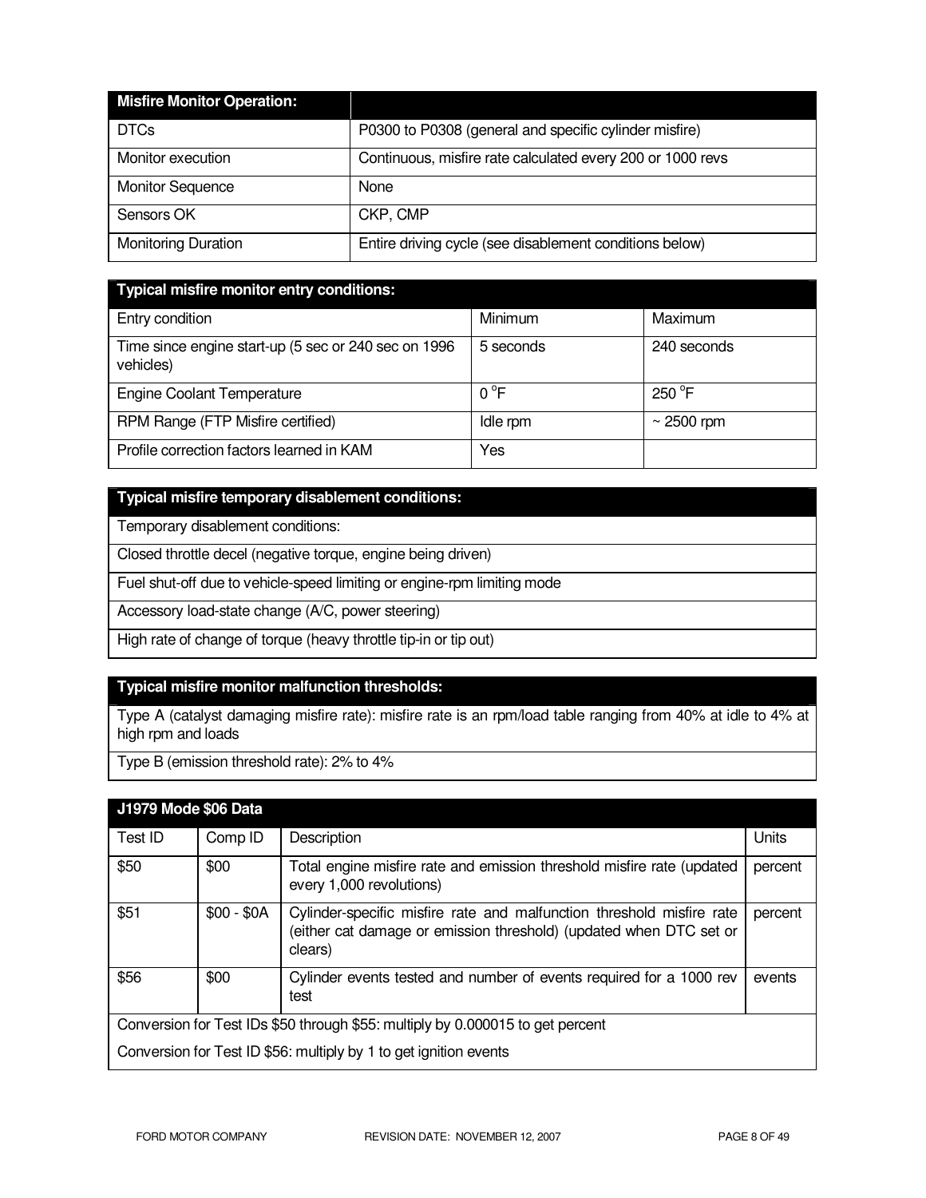| **Misfire Monitor Operation:** | |
|---|---|
| DTCs | P0300 to P0308 (general and specific cylinder misfire) |
| Monitor execution | Continuous, misfire rate calculated every 200 or 1000 revs |
| Monitor Sequence | None |
| Sensors OK | CKP, CMP |
| Monitoring Duration | Entire driving cycle (see disablement conditions below) |

| **Typical misfire monitor entry conditions:** | | |
|---|---|---|
| Entry condition | Minimum | Maximum |
| Time since engine start-up (5 sec or 240 sec on 1996 vehicles) | 5 seconds | 240 seconds |
| Engine Coolant Temperature | 0 °F | 250 °F |
| RPM Range (FTP Misfire certified) | Idle rpm | ~ 2500 rpm |
| Profile correction factors learned in KAM | Yes | |

| **Typical misfire temporary disablement conditions:** |
|---|
| Temporary disablement conditions: |
| Closed throttle decel (negative torque, engine being driven) |
| Fuel shut-off due to vehicle-speed limiting or engine-rpm limiting mode |
| Accessory load-state change (A/C, power steering) |
| High rate of change of torque (heavy throttle tip-in or tip out) |

| **Typical misfire monitor malfunction thresholds:** |
|---|
| Type A (catalyst damaging misfire rate): misfire rate is an rpm/load table ranging from 40% at idle to 4% at high rpm and loads |
| Type B (emission threshold rate): 2% to 4% |

| **J1979 Mode $06 Data** | | | |
|---|---|---|---|
| Test ID | Comp ID | Description | Units |
| $50 | $00 | Total engine misfire rate and emission threshold misfire rate (updated every 1,000 revolutions) | percent |
| $51 | $00 - $0A | Cylinder-specific misfire rate and malfunction threshold misfire rate (either cat damage or emission threshold) (updated when DTC set or clears) | percent |
| $56 | $00 | Cylinder events tested and number of events required for a 1000 rev test | events |
| Conversion for Test IDs $50 through $55: multiply by 0.000015 to get percent | | | |
| Conversion for Test ID $56: multiply by 1 to get ignition events | | | |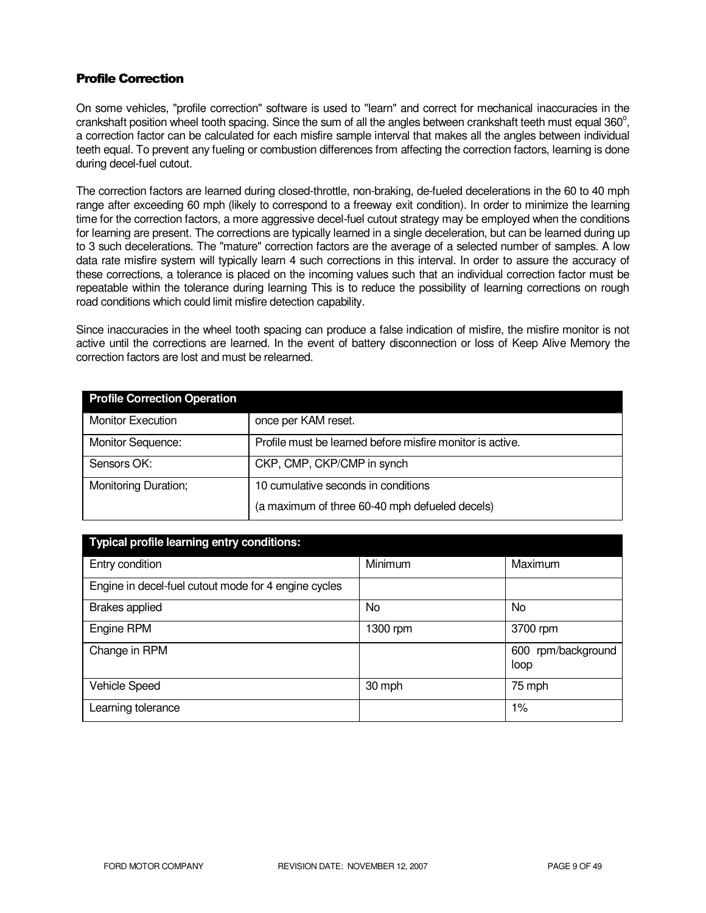## Profile Correction

On some vehicles, "profile correction" software is used to "learn" and correct for mechanical inaccuracies in the crankshaft position wheel tooth spacing. Since the sum of all the angles between crankshaft teeth must equal 360$^o$, a correction factor can be calculated for each misfire sample interval that makes all the angles between individual teeth equal. To prevent any fueling or combustion differences from affecting the correction factors, learning is done during decel-fuel cutout.

The correction factors are learned during closed-throttle, non-braking, de-fueled decelerations in the 60 to 40 mph range after exceeding 60 mph (likely to correspond to a freeway exit condition). In order to minimize the learning time for the correction factors, a more aggressive decel-fuel cutout strategy may be employed when the conditions for learning are present. The corrections are typically learned in a single deceleration, but can be learned during up to 3 such decelerations. The "mature" correction factors are the average of a selected number of samples. A low data rate misfire system will typically learn 4 such corrections in this interval. In order to assure the accuracy of these corrections, a tolerance is placed on the incoming values such that an individual correction factor must be repeatable within the tolerance during learning This is to reduce the possibility of learning corrections on rough road conditions which could limit misfire detection capability.

Since inaccuracies in the wheel tooth spacing can produce a false indication of misfire, the misfire monitor is not active until the corrections are learned. In the event of battery disconnection or loss of Keep Alive Memory the correction factors are lost and must be relearned.

| Profile Correction Operation | |
|---|---|
| Monitor Execution | once per KAM reset. |
| Monitor Sequence: | Profile must be learned before misfire monitor is active. |
| Sensors OK: | CKP, CMP, CKP/CMP in synch |
| Monitoring Duration; | 10 cumulative seconds in conditions<br>(a maximum of three 60-40 mph defueled decels) |

| Typical profile learning entry conditions: | | |
|---|---|---|
| Entry condition | Minimum | Maximum |
| Engine in decel-fuel cutout mode for 4 engine cycles | | |
| Brakes applied | No | No |
| Engine RPM | 1300 rpm | 3700 rpm |
| Change in RPM | | 600 rpm/background loop |
| Vehicle Speed | 30 mph | 75 mph |
| Learning tolerance | | 1% |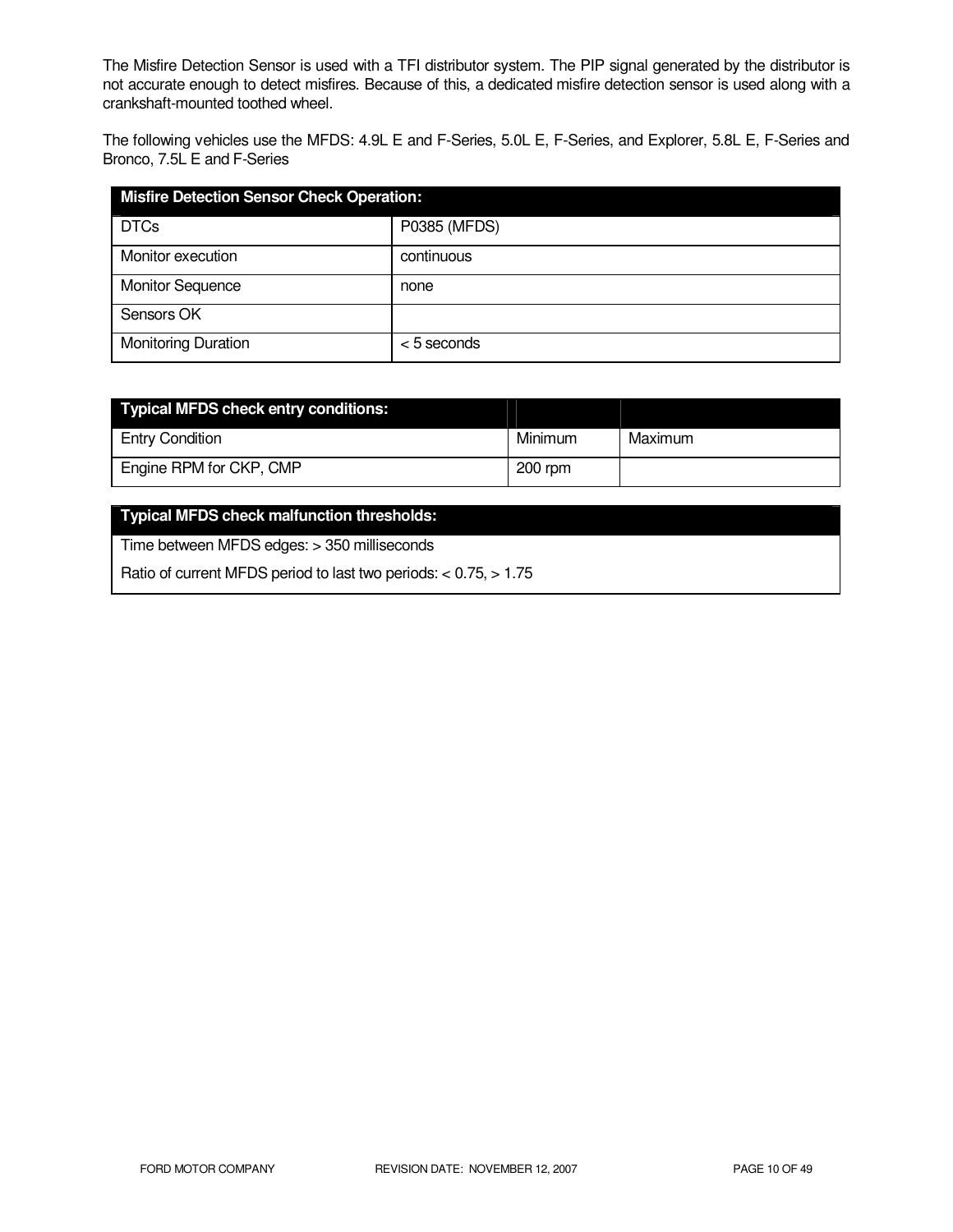The Misfire Detection Sensor is used with a TFI distributor system. The PIP signal generated by the distributor is not accurate enough to detect misfires. Because of this, a dedicated misfire detection sensor is used along with a crankshaft-mounted toothed wheel.

The following vehicles use the MFDS: 4.9L E and F-Series, 5.0L E, F-Series, and Explorer, 5.8L E, F-Series and Bronco, 7.5L E and F-Series

| Misfire Detection Sensor Check Operation: | |
|---|---|
| DTCs | P0385 (MFDS) |
| Monitor execution | continuous |
| Monitor Sequence | none |
| Sensors OK | |
| Monitoring Duration | < 5 seconds |

| Typical MFDS check entry conditions: | | |
|---|---|---|
| Entry Condition | Minimum | Maximum |
| Engine RPM for CKP, CMP | 200 rpm | |

| Typical MFDS check malfunction thresholds: |
|---|
| Time between MFDS edges: > 350 milliseconds |
| Ratio of current MFDS period to last two periods: < 0.75, > 1.75 |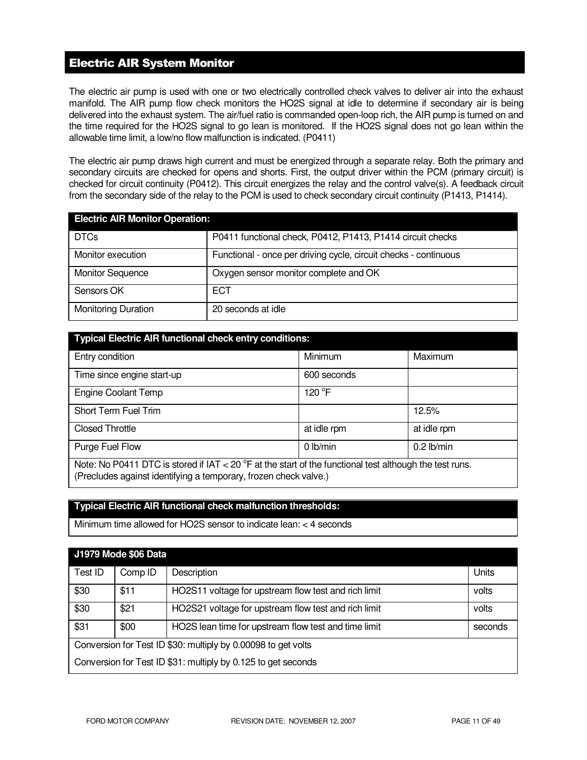## Electric AIR System Monitor

The electric air pump is used with one or two electrically controlled check valves to deliver air into the exhaust manifold. The AIR pump flow check monitors the HO2S signal at idle to determine if secondary air is being delivered into the exhaust system. The air/fuel ratio is commanded open-loop rich, the AIR pump is turned on and the time required for the HO2S signal to go lean is monitored. If the HO2S signal does not go lean within the allowable time limit, a low/no flow malfunction is indicated. (P0411)

The electric air pump draws high current and must be energized through a separate relay. Both the primary and secondary circuits are checked for opens and shorts. First, the output driver within the PCM (primary circuit) is checked for circuit continuity (P0412). This circuit energizes the relay and the control valve(s). A feedback circuit from the secondary side of the relay to the PCM is used to check secondary circuit continuity (P1413, P1414).

| Electric AIR Monitor Operation: | |
|---|---|
| DTCs | P0411 functional check, P0412, P1413, P1414 circuit checks |
| Monitor execution | Functional - once per driving cycle, circuit checks - continuous |
| Monitor Sequence | Oxygen sensor monitor complete and OK |
| Sensors OK | ECT |
| Monitoring Duration | 20 seconds at idle |

| Typical Electric AIR functional check entry conditions: | | |
|---|---|---|
| Entry condition | Minimum | Maximum |
| Time since engine start-up | 600 seconds | |
| Engine Coolant Temp | 120 °F | |
| Short Term Fuel Trim | | 12.5% |
| Closed Throttle | at idle rpm | at idle rpm |
| Purge Fuel Flow | 0 lb/min | 0.2 lb/min |
| Note: No P0411 DTC is stored if IAT < 20 °F at the start of the functional test although the test runs. (Precludes against identifying a temporary, frozen check valve.) | | |

| Typical Electric AIR functional check malfunction thresholds: |
|---|
| Minimum time allowed for HO2S sensor to indicate lean: < 4 seconds |

| J1979 Mode $06 Data | | | |
|---|---|---|---|
| Test ID | Comp ID | Description | Units |
| $30 | $11 | HO2S11 voltage for upstream flow test and rich limit | volts |
| $30 | $21 | HO2S21 voltage for upstream flow test and rich limit | volts |
| $31 | $00 | HO2S lean time for upstream flow test and time limit | seconds |
| Conversion for Test ID $30: multiply by 0.00098 to get volts | | | |
| Conversion for Test ID $31: multiply by 0.125 to get seconds | | | |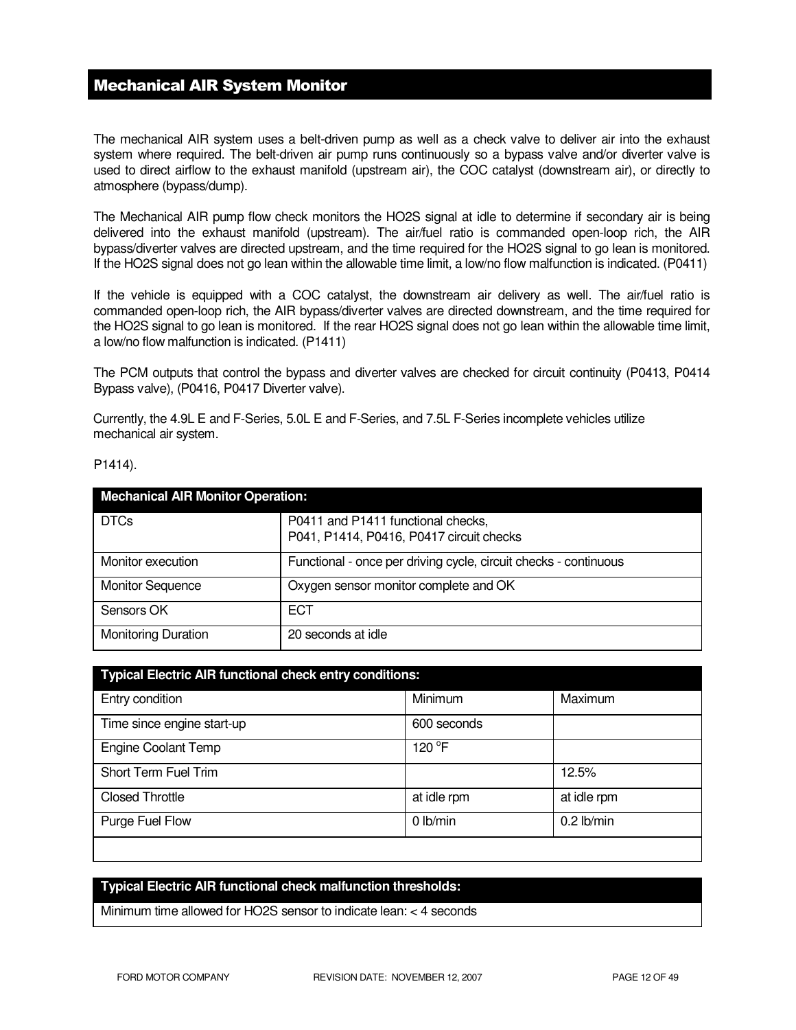## Mechanical AIR System Monitor

The mechanical AIR system uses a belt-driven pump as well as a check valve to deliver air into the exhaust system where required. The belt-driven air pump runs continuously so a bypass valve and/or diverter valve is used to direct airflow to the exhaust manifold (upstream air), the COC catalyst (downstream air), or directly to atmosphere (bypass/dump).

The Mechanical AIR pump flow check monitors the HO2S signal at idle to determine if secondary air is being delivered into the exhaust manifold (upstream). The air/fuel ratio is commanded open-loop rich, the AIR bypass/diverter valves are directed upstream, and the time required for the HO2S signal to go lean is monitored. If the HO2S signal does not go lean within the allowable time limit, a low/no flow malfunction is indicated. (P0411)

If the vehicle is equipped with a COC catalyst, the downstream air delivery as well. The air/fuel ratio is commanded open-loop rich, the AIR bypass/diverter valves are directed downstream, and the time required for the HO2S signal to go lean is monitored. If the rear HO2S signal does not go lean within the allowable time limit, a low/no flow malfunction is indicated. (P1411)

The PCM outputs that control the bypass and diverter valves are checked for circuit continuity (P0413, P0414 Bypass valve), (P0416, P0417 Diverter valve).

Currently, the 4.9L E and F-Series, 5.0L E and F-Series, and 7.5L F-Series incomplete vehicles utilize mechanical air system.

P1414).

| Mechanical AIR Monitor Operation: | |
|---|---|
| DTCs | P0411 and P1411 functional checks,<br>P041, P1414, P0416, P0417 circuit checks |
| Monitor execution | Functional - once per driving cycle, circuit checks - continuous |
| Monitor Sequence | Oxygen sensor monitor complete and OK |
| Sensors OK | ECT |
| Monitoring Duration | 20 seconds at idle |

| Typical Electric AIR functional check entry conditions: | | |
|---|---|---|
| Entry condition | Minimum | Maximum |
| Time since engine start-up | 600 seconds | |
| Engine Coolant Temp | 120 °F | |
| Short Term Fuel Trim | | 12.5% |
| Closed Throttle | at idle rpm | at idle rpm |
| Purge Fuel Flow | 0 lb/min | 0.2 lb/min |
| | | |

| Typical Electric AIR functional check malfunction thresholds: |
|---|
| Minimum time allowed for HO2S sensor to indicate lean: < 4 seconds |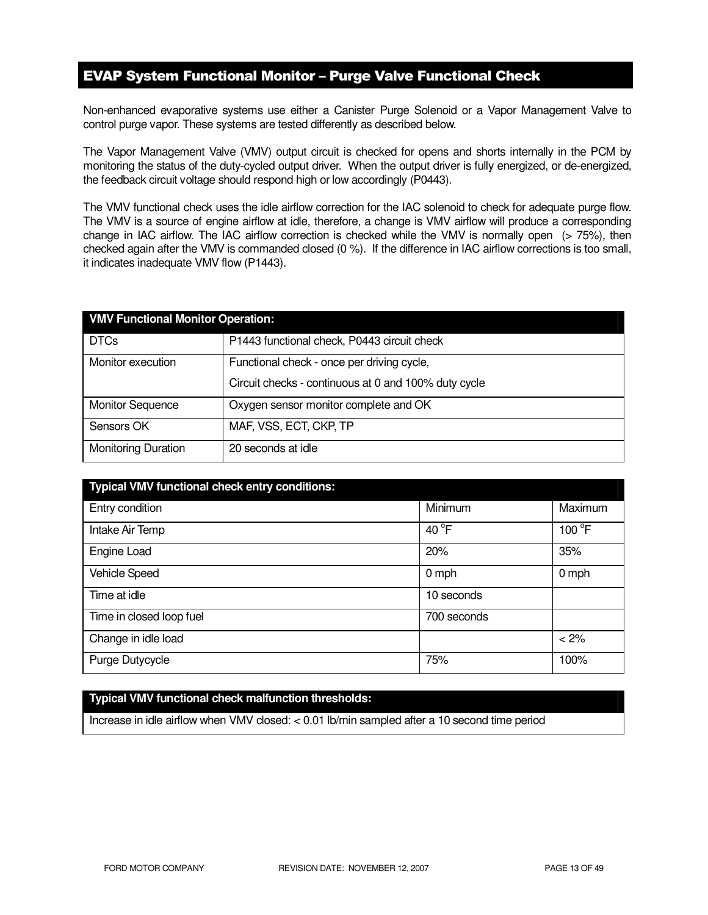## EVAP System Functional Monitor – Purge Valve Functional Check

Non-enhanced evaporative systems use either a Canister Purge Solenoid or a Vapor Management Valve to control purge vapor. These systems are tested differently as described below.

The Vapor Management Valve (VMV) output circuit is checked for opens and shorts internally in the PCM by monitoring the status of the duty-cycled output driver. When the output driver is fully energized, or de-energized, the feedback circuit voltage should respond high or low accordingly (P0443).

The VMV functional check uses the idle airflow correction for the IAC solenoid to check for adequate purge flow. The VMV is a source of engine airflow at idle, therefore, a change is VMV airflow will produce a corresponding change in IAC airflow. The IAC airflow correction is checked while the VMV is normally open (> 75%), then checked again after the VMV is commanded closed (0 %). If the difference in IAC airflow corrections is too small, it indicates inadequate VMV flow (P1443).

| VMV Functional Monitor Operation: | |
|---|---|
| DTCs | P1443 functional check, P0443 circuit check |
| Monitor execution | Functional check - once per driving cycle,<br>Circuit checks - continuous at 0 and 100% duty cycle |
| Monitor Sequence | Oxygen sensor monitor complete and OK |
| Sensors OK | MAF, VSS, ECT, CKP, TP |
| Monitoring Duration | 20 seconds at idle |

| Typical VMV functional check entry conditions: | | |
|---|---|---|
| Entry condition | Minimum | Maximum |
| Intake Air Temp | 40 °F | 100 °F |
| Engine Load | 20% | 35% |
| Vehicle Speed | 0 mph | 0 mph |
| Time at idle | 10 seconds | |
| Time in closed loop fuel | 700 seconds | |
| Change in idle load | | < 2% |
| Purge Dutycycle | 75% | 100% |

| Typical VMV functional check malfunction thresholds: |
|---|
| Increase in idle airflow when VMV closed: < 0.01 lb/min sampled after a 10 second time period |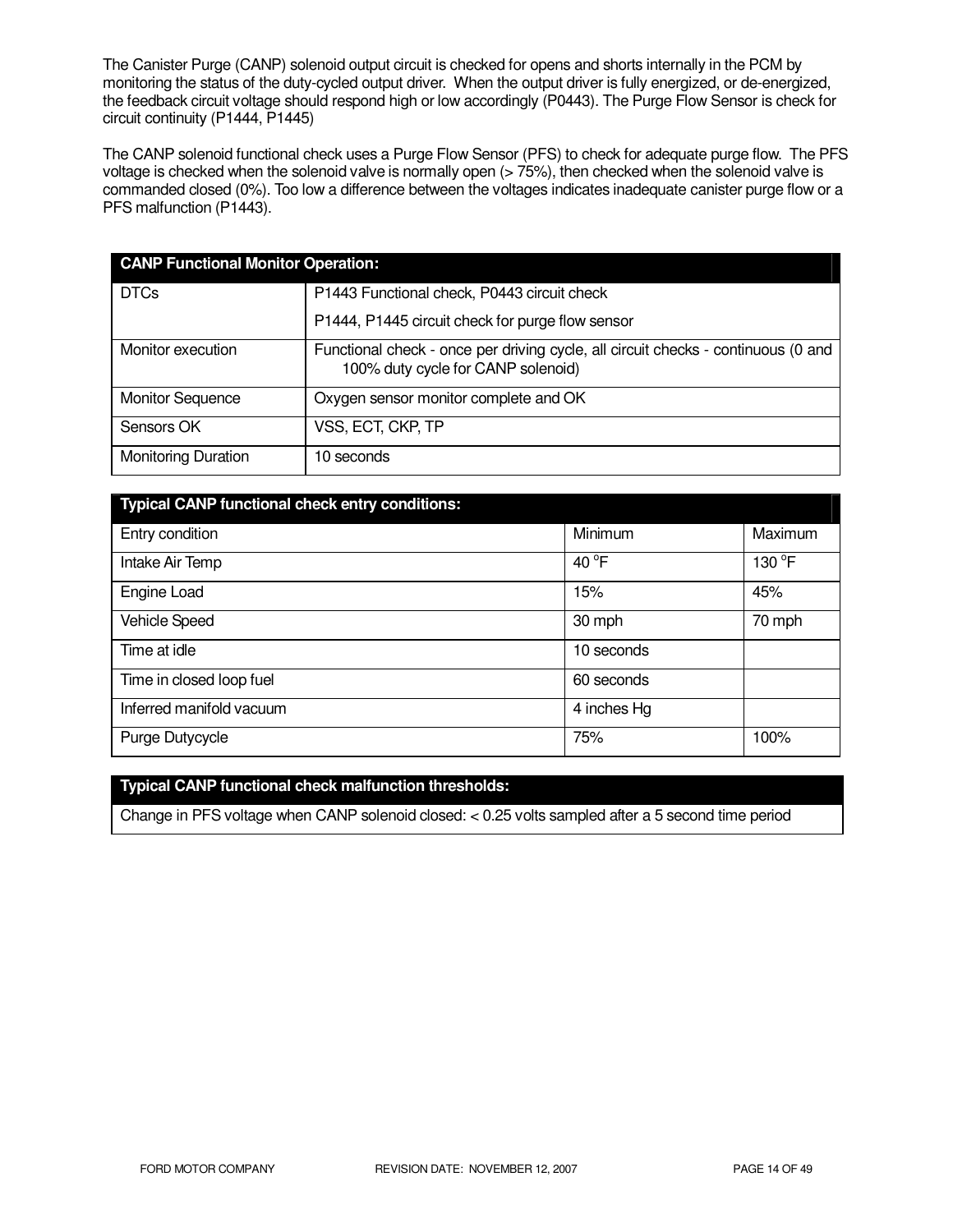The Canister Purge (CANP) solenoid output circuit is checked for opens and shorts internally in the PCM by monitoring the status of the duty-cycled output driver. When the output driver is fully energized, or de-energized, the feedback circuit voltage should respond high or low accordingly (P0443). The Purge Flow Sensor is check for circuit continuity (P1444, P1445)

The CANP solenoid functional check uses a Purge Flow Sensor (PFS) to check for adequate purge flow. The PFS voltage is checked when the solenoid valve is normally open (> 75%), then checked when the solenoid valve is commanded closed (0%). Too low a difference between the voltages indicates inadequate canister purge flow or a PFS malfunction (P1443).

| **CANP Functional Monitor Operation:** | |
|---|---|
| DTCs | P1443 Functional check, P0443 circuit check<br>P1444, P1445 circuit check for purge flow sensor |
| Monitor execution | Functional check - once per driving cycle, all circuit checks - continuous (0 and 100% duty cycle for CANP solenoid) |
| Monitor Sequence | Oxygen sensor monitor complete and OK |
| Sensors OK | VSS, ECT, CKP, TP |
| Monitoring Duration | 10 seconds |

| **Typical CANP functional check entry conditions:** | | |
|---|---|---|
| Entry condition | Minimum | Maximum |
| Intake Air Temp | 40 °F | 130 °F |
| Engine Load | 15% | 45% |
| Vehicle Speed | 30 mph | 70 mph |
| Time at idle | 10 seconds | |
| Time in closed loop fuel | 60 seconds | |
| Inferred manifold vacuum | 4 inches Hg | |
| Purge Dutycycle | 75% | 100% |

| **Typical CANP functional check malfunction thresholds:** |
|---|
| Change in PFS voltage when CANP solenoid closed: < 0.25 volts sampled after a 5 second time period |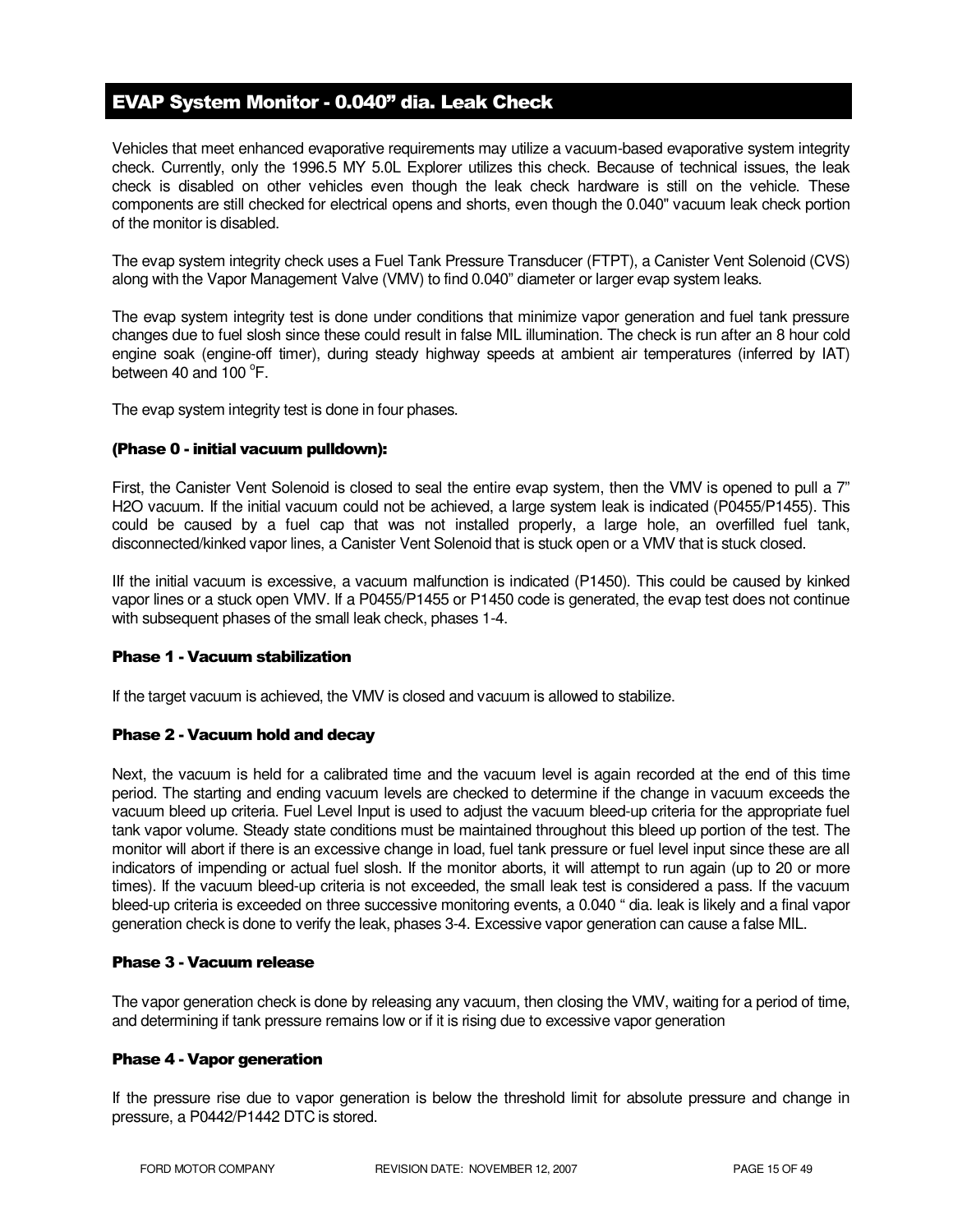## EVAP System Monitor - 0.040" dia. Leak Check

Vehicles that meet enhanced evaporative requirements may utilize a vacuum-based evaporative system integrity check. Currently, only the 1996.5 MY 5.0L Explorer utilizes this check. Because of technical issues, the leak check is disabled on other vehicles even though the leak check hardware is still on the vehicle. These components are still checked for electrical opens and shorts, even though the 0.040" vacuum leak check portion of the monitor is disabled.

The evap system integrity check uses a Fuel Tank Pressure Transducer (FTPT), a Canister Vent Solenoid (CVS) along with the Vapor Management Valve (VMV) to find 0.040" diameter or larger evap system leaks.

The evap system integrity test is done under conditions that minimize vapor generation and fuel tank pressure changes due to fuel slosh since these could result in false MIL illumination. The check is run after an 8 hour cold engine soak (engine-off timer), during steady highway speeds at ambient air temperatures (inferred by IAT) between 40 and 100 °F.

The evap system integrity test is done in four phases.

#### (Phase 0 - initial vacuum pulldown):

First, the Canister Vent Solenoid is closed to seal the entire evap system, then the VMV is opened to pull a 7" H2O vacuum. If the initial vacuum could not be achieved, a large system leak is indicated (P0455/P1455). This could be caused by a fuel cap that was not installed properly, a large hole, an overfilled fuel tank, disconnected/kinked vapor lines, a Canister Vent Solenoid that is stuck open or a VMV that is stuck closed.

IIf the initial vacuum is excessive, a vacuum malfunction is indicated (P1450). This could be caused by kinked vapor lines or a stuck open VMV. If a P0455/P1455 or P1450 code is generated, the evap test does not continue with subsequent phases of the small leak check, phases 1-4.

#### Phase 1 - Vacuum stabilization

If the target vacuum is achieved, the VMV is closed and vacuum is allowed to stabilize.

#### Phase 2 - Vacuum hold and decay

Next, the vacuum is held for a calibrated time and the vacuum level is again recorded at the end of this time period. The starting and ending vacuum levels are checked to determine if the change in vacuum exceeds the vacuum bleed up criteria. Fuel Level Input is used to adjust the vacuum bleed-up criteria for the appropriate fuel tank vapor volume. Steady state conditions must be maintained throughout this bleed up portion of the test. The monitor will abort if there is an excessive change in load, fuel tank pressure or fuel level input since these are all indicators of impending or actual fuel slosh. If the monitor aborts, it will attempt to run again (up to 20 or more times). If the vacuum bleed-up criteria is not exceeded, the small leak test is considered a pass. If the vacuum bleed-up criteria is exceeded on three successive monitoring events, a 0.040 " dia. leak is likely and a final vapor generation check is done to verify the leak, phases 3-4. Excessive vapor generation can cause a false MIL.

#### Phase 3 - Vacuum release

The vapor generation check is done by releasing any vacuum, then closing the VMV, waiting for a period of time, and determining if tank pressure remains low or if it is rising due to excessive vapor generation

#### Phase 4 - Vapor generation

If the pressure rise due to vapor generation is below the threshold limit for absolute pressure and change in pressure, a P0442/P1442 DTC is stored.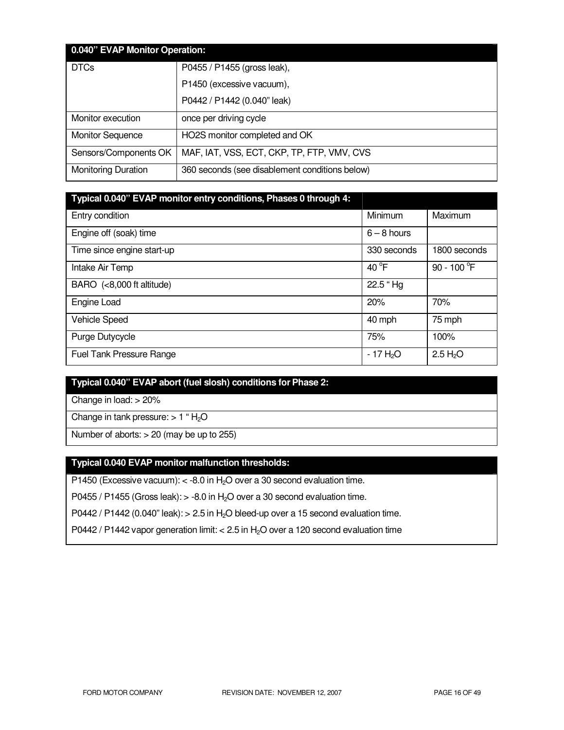| 0.040" EVAP Monitor Operation: | |
|---|---|
| DTCs | P0455 / P1455 (gross leak),<br>P1450 (excessive vacuum),<br>P0442 / P1442 (0.040" leak) |
| Monitor execution | once per driving cycle |
| Monitor Sequence | HO2S monitor completed and OK |
| Sensors/Components OK | MAF, IAT, VSS, ECT, CKP, TP, FTP, VMV, CVS |
| Monitoring Duration | 360 seconds (see disablement conditions below) |

| Typical 0.040" EVAP monitor entry conditions, Phases 0 through 4: | | |
|---|---|---|
| Entry condition | Minimum | Maximum |
| Engine off (soak) time | 6 – 8 hours | |
| Time since engine start-up | 330 seconds | 1800 seconds |
| Intake Air Temp | 40 °F | 90 - 100 °F |
| BARO (<8,000 ft altitude) | 22.5 " Hg | |
| Engine Load | 20% | 70% |
| Vehicle Speed | 40 mph | 75 mph |
| Purge Dutycycle | 75% | 100% |
| Fuel Tank Pressure Range | - 17 $H_2O$ | 2.5 $H_2O$ |

| Typical 0.040" EVAP abort (fuel slosh) conditions for Phase 2: |
|---|
| Change in load: > 20% |
| Change in tank pressure: > 1 " $H_2O$ |
| Number of aborts: > 20 (may be up to 255) |

| Typical 0.040 EVAP monitor malfunction thresholds: |
|---|
| P1450 (Excessive vacuum): < -8.0 in $H_2O$ over a 30 second evaluation time. |
| P0455 / P1455 (Gross leak): > -8.0 in $H_2O$ over a 30 second evaluation time. |
| P0442 / P1442 (0.040" leak): > 2.5 in $H_2O$ bleed-up over a 15 second evaluation time. |
| P0442 / P1442 vapor generation limit: < 2.5 in $H_2O$ over a 120 second evaluation time |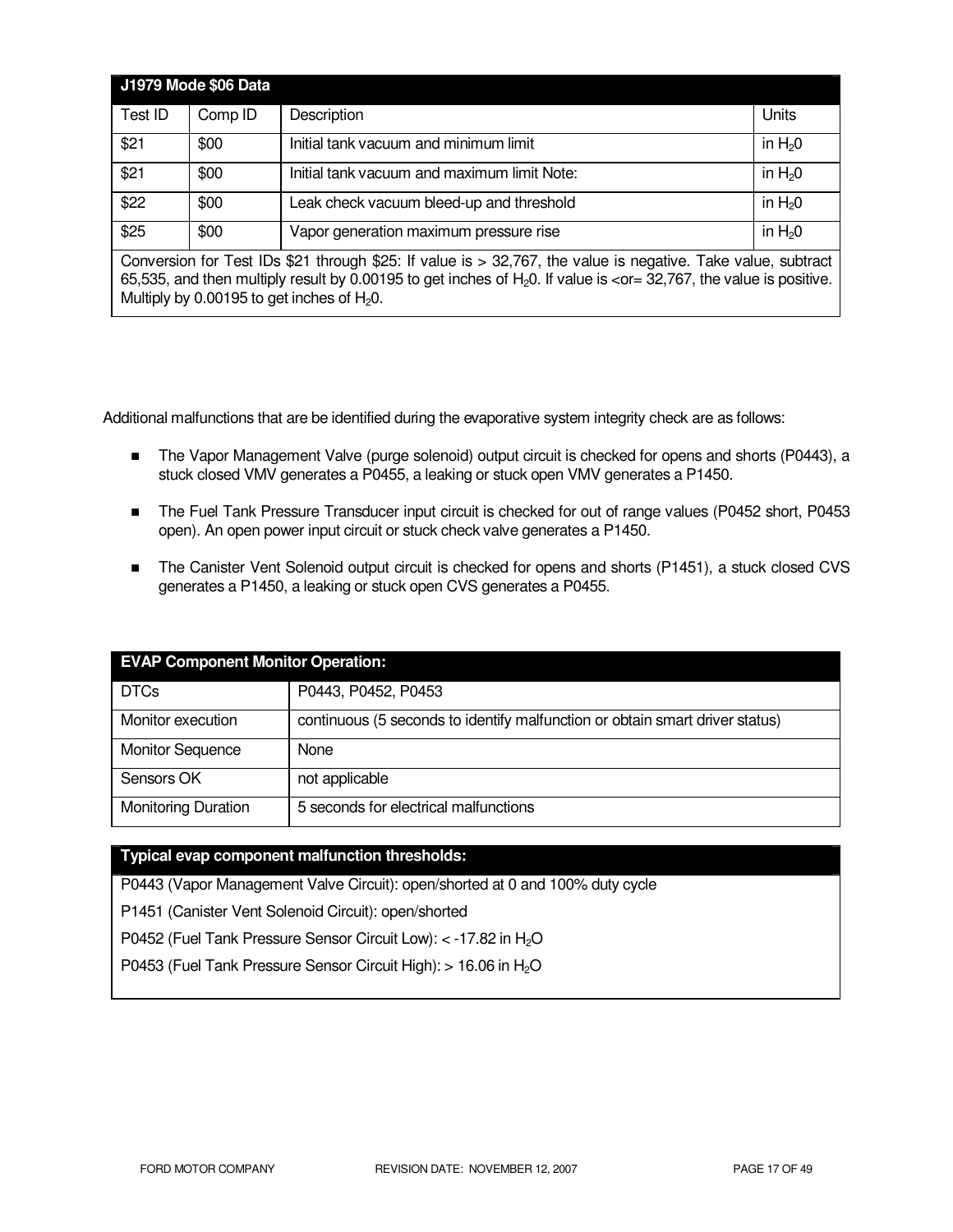| J1979 Mode $06 Data | | | |
|---|---|---|---|
| Test ID | Comp ID | Description | Units |
| $21 | $00 | Initial tank vacuum and minimum limit | in $H_20$ |
| $21 | $00 | Initial tank vacuum and maximum limit Note: | in $H_20$ |
| $22 | $00 | Leak check vacuum bleed-up and threshold | in $H_20$ |
| $25 | $00 | Vapor generation maximum pressure rise | in $H_20$ |
| Conversion for Test IDs $21 through $25: If value is > 32,767, the value is negative. Take value, subtract 65,535, and then multiply result by 0.00195 to get inches of $H_20$. If value is <or= 32,767, the value is positive. Multiply by 0.00195 to get inches of $H_20$. | | | |

Additional malfunctions that are be identified during the evaporative system integrity check are as follows:

- The Vapor Management Valve (purge solenoid) output circuit is checked for opens and shorts (P0443), a stuck closed VMV generates a P0455, a leaking or stuck open VMV generates a P1450.
- The Fuel Tank Pressure Transducer input circuit is checked for out of range values (P0452 short, P0453 open). An open power input circuit or stuck check valve generates a P1450.
- The Canister Vent Solenoid output circuit is checked for opens and shorts (P1451), a stuck closed CVS generates a P1450, a leaking or stuck open CVS generates a P0455.

| EVAP Component Monitor Operation: | |
|---|---|
| DTCs | P0443, P0452, P0453 |
| Monitor execution | continuous (5 seconds to identify malfunction or obtain smart driver status) |
| Monitor Sequence | None |
| Sensors OK | not applicable |
| Monitoring Duration | 5 seconds for electrical malfunctions |

| Typical evap component malfunction thresholds: |
|---|
| P0443 (Vapor Management Valve Circuit): open/shorted at 0 and 100% duty cycle |
| P1451 (Canister Vent Solenoid Circuit): open/shorted |
| P0452 (Fuel Tank Pressure Sensor Circuit Low): < -17.82 in $H_2O$ |
| P0453 (Fuel Tank Pressure Sensor Circuit High): > 16.06 in $H_2O$ |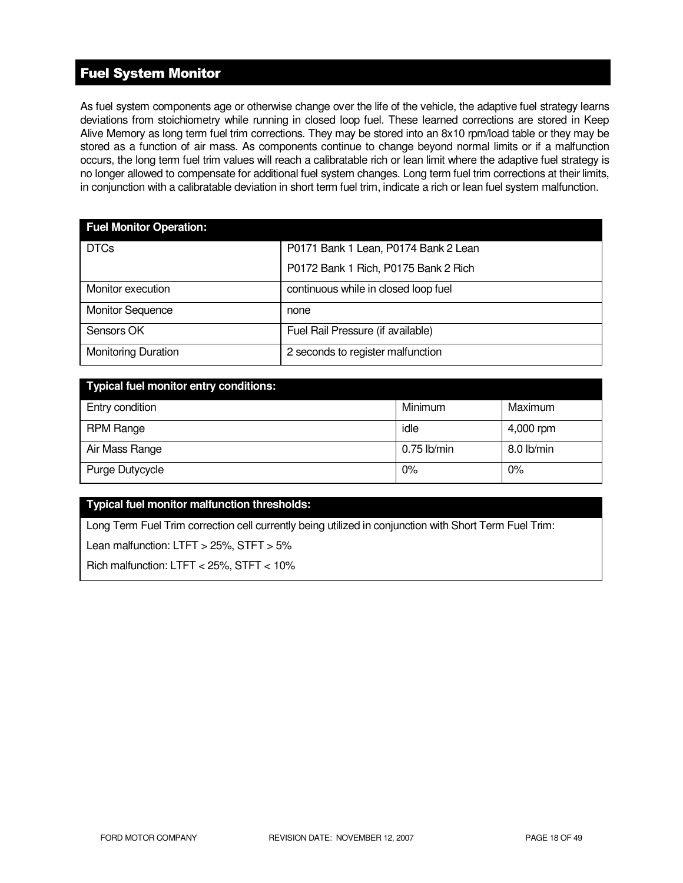## Fuel System Monitor

As fuel system components age or otherwise change over the life of the vehicle, the adaptive fuel strategy learns deviations from stoichiometry while running in closed loop fuel. These learned corrections are stored in Keep Alive Memory as long term fuel trim corrections. They may be stored into an 8x10 rpm/load table or they may be stored as a function of air mass. As components continue to change beyond normal limits or if a malfunction occurs, the long term fuel trim values will reach a calibratable rich or lean limit where the adaptive fuel strategy is no longer allowed to compensate for additional fuel system changes. Long term fuel trim corrections at their limits, in conjunction with a calibratable deviation in short term fuel trim, indicate a rich or lean fuel system malfunction.

| Fuel Monitor Operation: | |
|---|---|
| DTCs | P0171 Bank 1 Lean, P0174 Bank 2 Lean<br>P0172 Bank 1 Rich, P0175 Bank 2 Rich |
| Monitor execution | continuous while in closed loop fuel |
| Monitor Sequence | none |
| Sensors OK | Fuel Rail Pressure (if available) |
| Monitoring Duration | 2 seconds to register malfunction |

| Typical fuel monitor entry conditions: | | |
|---|---|---|
| Entry condition | Minimum | Maximum |
| RPM Range | idle | 4,000 rpm |
| Air Mass Range | 0.75 lb/min | 8.0 lb/min |
| Purge Dutycycle | 0% | 0% |

| Typical fuel monitor malfunction thresholds: |
|---|
| Long Term Fuel Trim correction cell currently being utilized in conjunction with Short Term Fuel Trim:<br>Lean malfunction: LTFT > 25%, STFT > 5%<br>Rich malfunction: LTFT < 25%, STFT < 10% |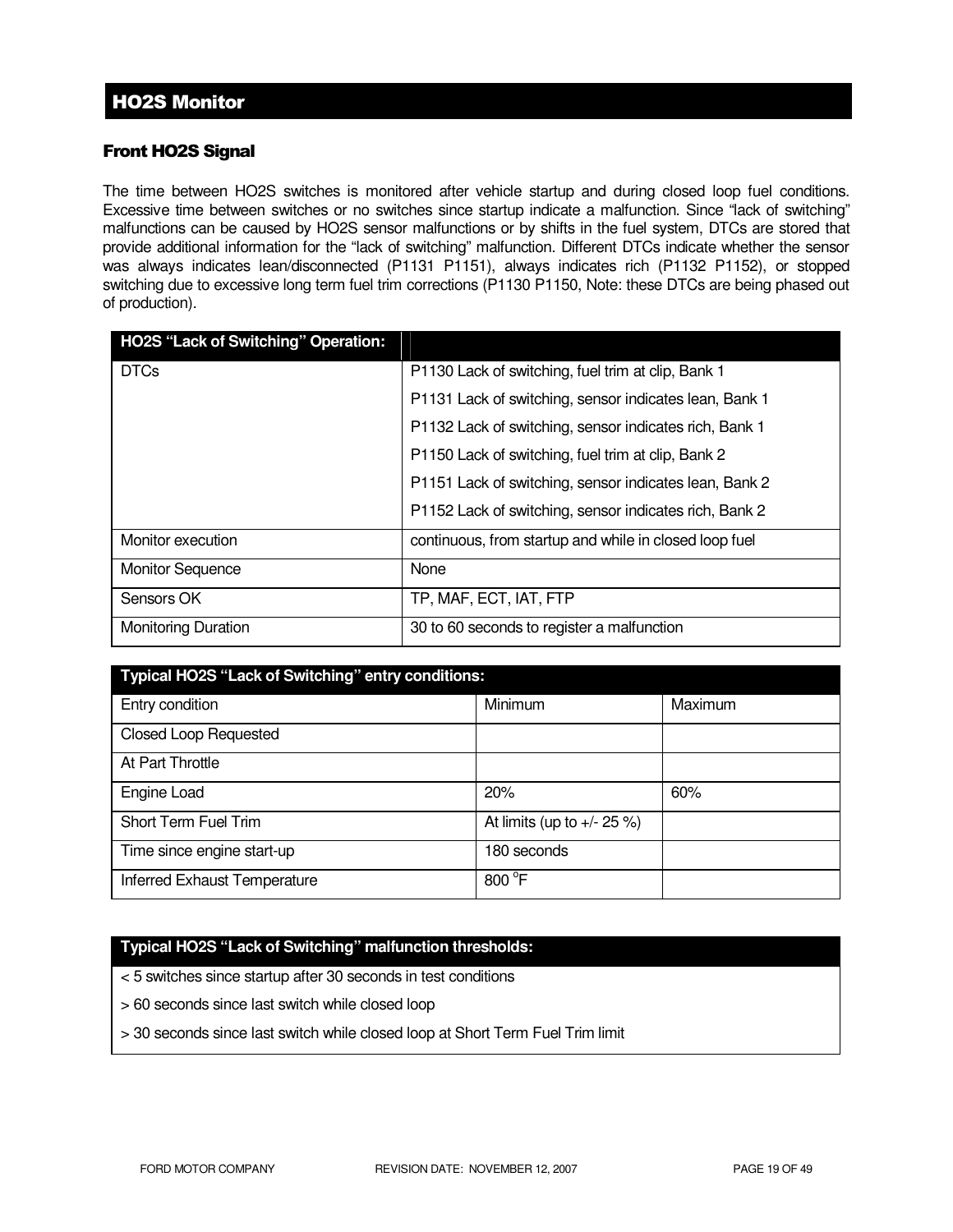## HO2S Monitor

### Front HO2S Signal

The time between HO2S switches is monitored after vehicle startup and during closed loop fuel conditions. Excessive time between switches or no switches since startup indicate a malfunction. Since "lack of switching" malfunctions can be caused by HO2S sensor malfunctions or by shifts in the fuel system, DTCs are stored that provide additional information for the "lack of switching" malfunction. Different DTCs indicate whether the sensor was always indicates lean/disconnected (P1131 P1151), always indicates rich (P1132 P1152), or stopped switching due to excessive long term fuel trim corrections (P1130 P1150, Note: these DTCs are being phased out of production).

| HO2S "Lack of Switching" Operation: | |
|---|---|
| DTCs | P1130 Lack of switching, fuel trim at clip, Bank 1<br>P1131 Lack of switching, sensor indicates lean, Bank 1<br>P1132 Lack of switching, sensor indicates rich, Bank 1<br>P1150 Lack of switching, fuel trim at clip, Bank 2<br>P1151 Lack of switching, sensor indicates lean, Bank 2<br>P1152 Lack of switching, sensor indicates rich, Bank 2 |
| Monitor execution | continuous, from startup and while in closed loop fuel |
| Monitor Sequence | None |
| Sensors OK | TP, MAF, ECT, IAT, FTP |
| Monitoring Duration | 30 to 60 seconds to register a malfunction |

| Typical HO2S "Lack of Switching" entry conditions: | | |
|---|---|---|
| Entry condition | Minimum | Maximum |
| Closed Loop Requested | | |
| At Part Throttle | | |
| Engine Load | 20% | 60% |
| Short Term Fuel Trim | At limits (up to +/- 25 %) | |
| Time since engine start-up | 180 seconds | |
| Inferred Exhaust Temperature | 800 °F | |

| Typical HO2S "Lack of Switching" malfunction thresholds: |
|---|
| < 5 switches since startup after 30 seconds in test conditions |
| > 60 seconds since last switch while closed loop |
| > 30 seconds since last switch while closed loop at Short Term Fuel Trim limit |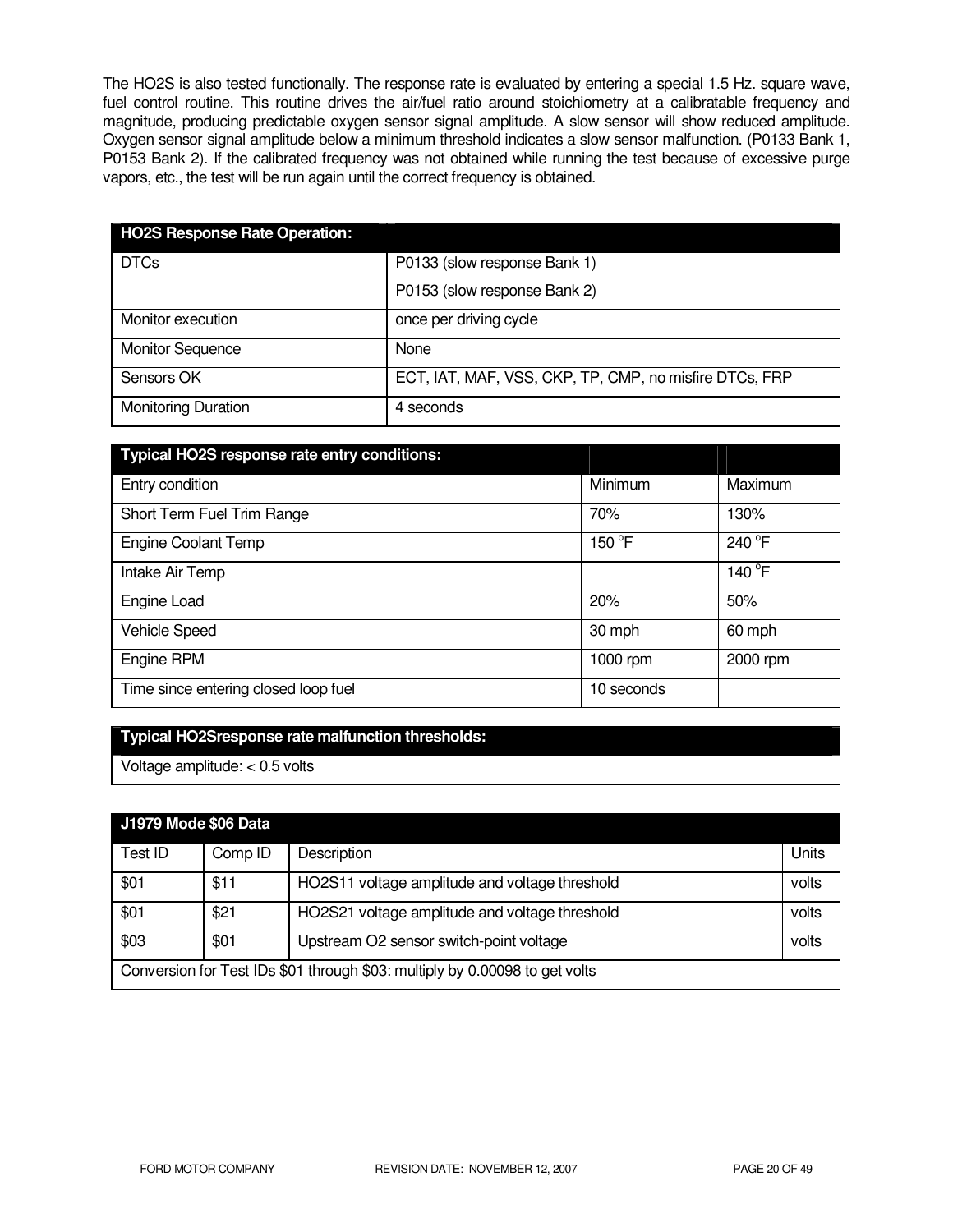The HO2S is also tested functionally. The response rate is evaluated by entering a special 1.5 Hz. square wave, fuel control routine. This routine drives the air/fuel ratio around stoichiometry at a calibratable frequency and magnitude, producing predictable oxygen sensor signal amplitude. A slow sensor will show reduced amplitude. Oxygen sensor signal amplitude below a minimum threshold indicates a slow sensor malfunction. (P0133 Bank 1, P0153 Bank 2). If the calibrated frequency was not obtained while running the test because of excessive purge vapors, etc., the test will be run again until the correct frequency is obtained.

| HO2S Response Rate Operation: | |
|---|---|
| DTCs | P0133 (slow response Bank 1)<br>P0153 (slow response Bank 2) |
| Monitor execution | once per driving cycle |
| Monitor Sequence | None |
| Sensors OK | ECT, IAT, MAF, VSS, CKP, TP, CMP, no misfire DTCs, FRP |
| Monitoring Duration | 4 seconds |

| Typical HO2S response rate entry conditions: | | |
|---|---|---|
| Entry condition | Minimum | Maximum |
| Short Term Fuel Trim Range | 70% | 130% |
| Engine Coolant Temp | 150 °F | 240 °F |
| Intake Air Temp | | 140 °F |
| Engine Load | 20% | 50% |
| Vehicle Speed | 30 mph | 60 mph |
| Engine RPM | 1000 rpm | 2000 rpm |
| Time since entering closed loop fuel | 10 seconds | |

| Typical HO2Sresponse rate malfunction thresholds: |
|---|
| Voltage amplitude: < 0.5 volts |

| J1979 Mode $06 Data | | | |
|---|---|---|---|
| Test ID | Comp ID | Description | Units |
| $01 | $11 | HO2S11 voltage amplitude and voltage threshold | volts |
| $01 | $21 | HO2S21 voltage amplitude and voltage threshold | volts |
| $03 | $01 | Upstream O2 sensor switch-point voltage | volts |
| Conversion for Test IDs $01 through $03: multiply by 0.00098 to get volts | | | |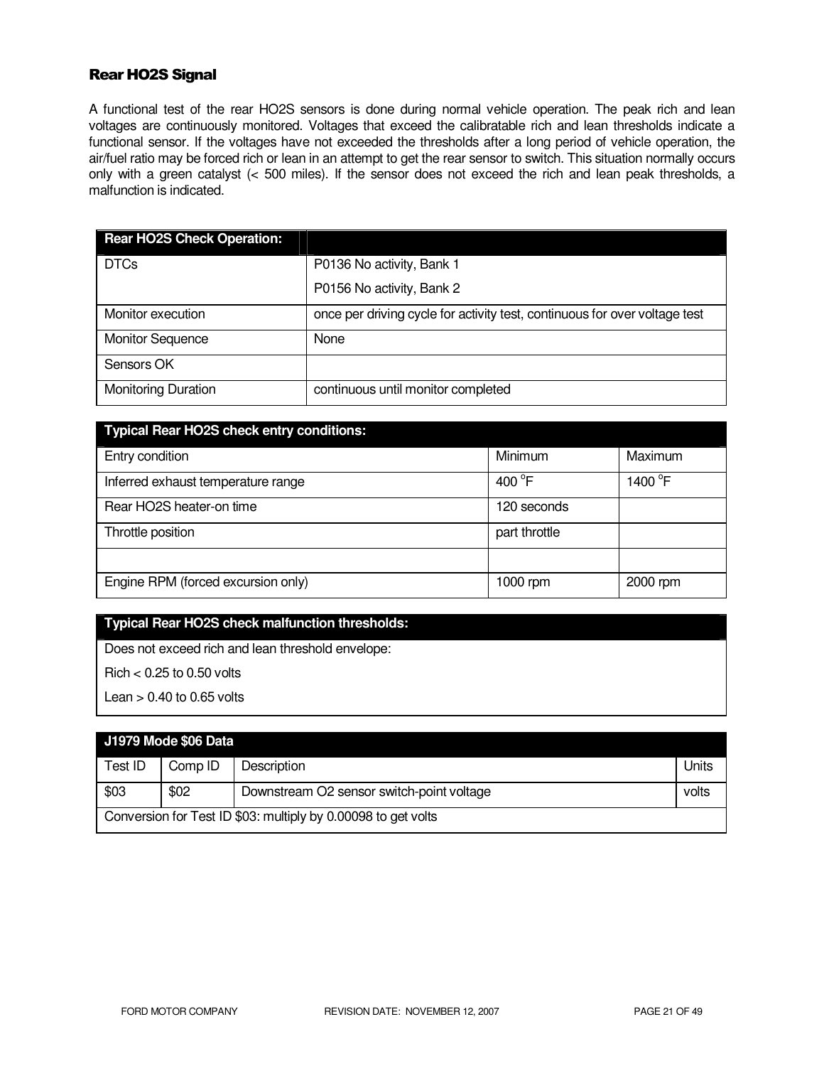## Rear HO2S Signal

A functional test of the rear HO2S sensors is done during normal vehicle operation. The peak rich and lean voltages are continuously monitored. Voltages that exceed the calibratable rich and lean thresholds indicate a functional sensor. If the voltages have not exceeded the thresholds after a long period of vehicle operation, the air/fuel ratio may be forced rich or lean in an attempt to get the rear sensor to switch. This situation normally occurs only with a green catalyst (< 500 miles). If the sensor does not exceed the rich and lean peak thresholds, a malfunction is indicated.

| Rear HO2S Check Operation: | |
|---|---|
| DTCs | P0136 No activity, Bank 1<br>P0156 No activity, Bank 2 |
| Monitor execution | once per driving cycle for activity test, continuous for over voltage test |
| Monitor Sequence | None |
| Sensors OK | |
| Monitoring Duration | continuous until monitor completed |

| Typical Rear HO2S check entry conditions: | | |
|---|---|---|
| Entry condition | Minimum | Maximum |
| Inferred exhaust temperature range | 400 °F | 1400 °F |
| Rear HO2S heater-on time | 120 seconds | |
| Throttle position | part throttle | |
| | | |
| Engine RPM (forced excursion only) | 1000 rpm | 2000 rpm |

| Typical Rear HO2S check malfunction thresholds: |
|---|
| Does not exceed rich and lean threshold envelope:<br>Rich < 0.25 to 0.50 volts<br>Lean > 0.40 to 0.65 volts |

| J1979 Mode $06 Data | | | |
|---|---|---|---|
| Test ID | Comp ID | Description | Units |
| $03 | $02 | Downstream O2 sensor switch-point voltage | volts |
| Conversion for Test ID $03: multiply by 0.00098 to get volts | | | |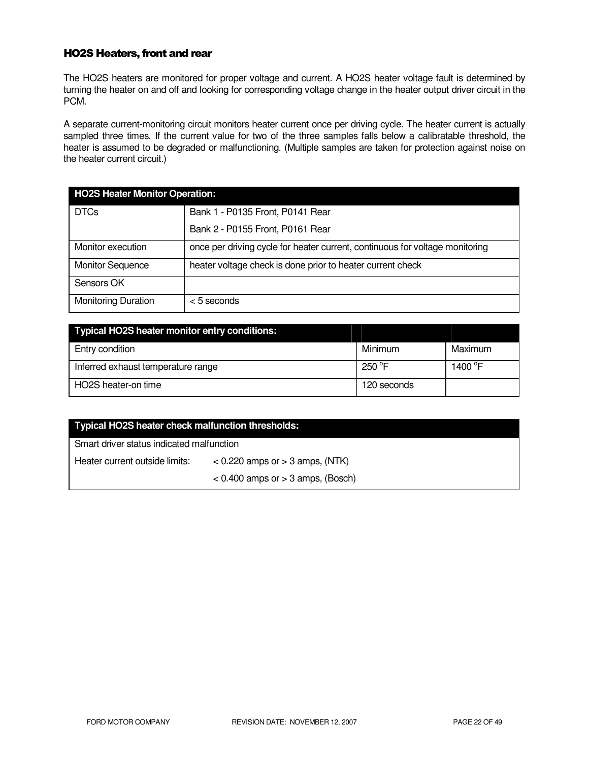### HO2S Heaters, front and rear

The HO2S heaters are monitored for proper voltage and current. A HO2S heater voltage fault is determined by turning the heater on and off and looking for corresponding voltage change in the heater output driver circuit in the PCM.

A separate current-monitoring circuit monitors heater current once per driving cycle. The heater current is actually sampled three times. If the current value for two of the three samples falls below a calibratable threshold, the heater is assumed to be degraded or malfunctioning. (Multiple samples are taken for protection against noise on the heater current circuit.)

| HO2S Heater Monitor Operation: | |
|---|---|
| DTCs | Bank 1 - P0135 Front, P0141 Rear<br>Bank 2 - P0155 Front, P0161 Rear |
| Monitor execution | once per driving cycle for heater current, continuous for voltage monitoring |
| Monitor Sequence | heater voltage check is done prior to heater current check |
| Sensors OK | |
| Monitoring Duration | < 5 seconds |

| Typical HO2S heater monitor entry conditions: | | |
|---|---|---|
| Entry condition | Minimum | Maximum |
| Inferred exhaust temperature range | 250 °F | 1400 °F |
| HO2S heater-on time | 120 seconds | |

| Typical HO2S heater check malfunction thresholds: | |
|---|---|
| Smart driver status indicated malfunction | |
| Heater current outside limits: | < 0.220 amps or > 3 amps, (NTK) |
| | < 0.400 amps or > 3 amps, (Bosch) |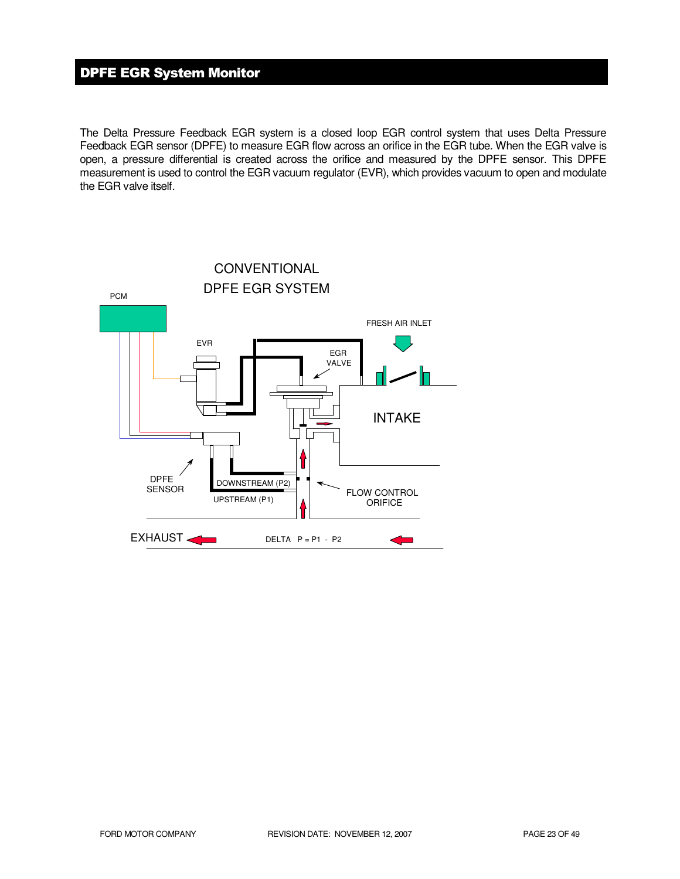## DPFE EGR System Monitor

The Delta Pressure Feedback EGR system is a closed loop EGR control system that uses Delta Pressure Feedback EGR sensor (DPFE) to measure EGR flow across an orifice in the EGR tube. When the EGR valve is open, a pressure differential is created across the orifice and measured by the DPFE sensor. This DPFE measurement is used to control the EGR vacuum regulator (EVR), which provides vacuum to open and modulate the EGR valve itself.

CONVENTIONAL DPFE EGR SYSTEM

PCM

EVR

EGR VALVE

FRESH AIR INLET

INTAKE

DPFE SENSOR

DOWNSTREAM (P2)

UPSTREAM (P1)

FLOW CONTROL ORIFICE

EXHAUST

DELTA P = P1 - P2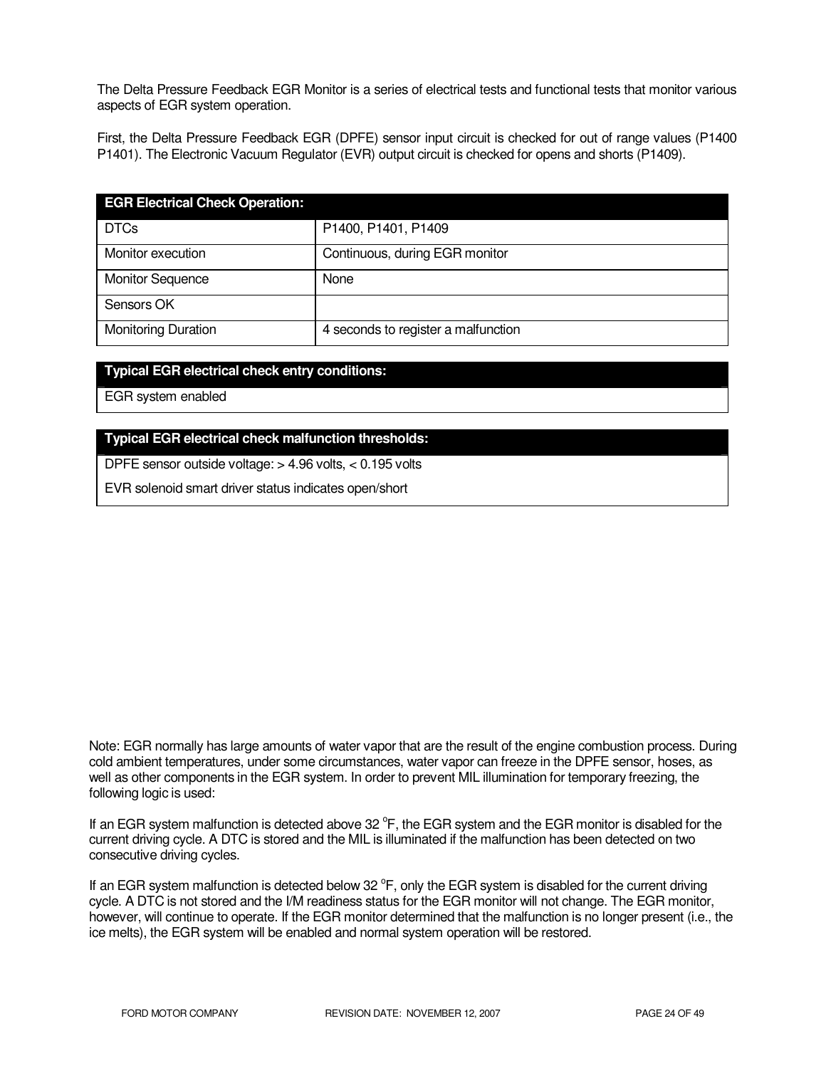The Delta Pressure Feedback EGR Monitor is a series of electrical tests and functional tests that monitor various aspects of EGR system operation.

First, the Delta Pressure Feedback EGR (DPFE) sensor input circuit is checked for out of range values (P1400 P1401). The Electronic Vacuum Regulator (EVR) output circuit is checked for opens and shorts (P1409).

| **EGR Electrical Check Operation:** | |
|---|---|
| DTCs | P1400, P1401, P1409 |
| Monitor execution | Continuous, during EGR monitor |
| Monitor Sequence | None |
| Sensors OK | |
| Monitoring Duration | 4 seconds to register a malfunction |

| **Typical EGR electrical check entry conditions:** |
|---|
| EGR system enabled |

| **Typical EGR electrical check malfunction thresholds:** |
|---|
| DPFE sensor outside voltage: > 4.96 volts, < 0.195 volts |
| EVR solenoid smart driver status indicates open/short |

Note: EGR normally has large amounts of water vapor that are the result of the engine combustion process. During cold ambient temperatures, under some circumstances, water vapor can freeze in the DPFE sensor, hoses, as well as other components in the EGR system. In order to prevent MIL illumination for temporary freezing, the following logic is used:

If an EGR system malfunction is detected above 32 °F, the EGR system and the EGR monitor is disabled for the current driving cycle. A DTC is stored and the MIL is illuminated if the malfunction has been detected on two consecutive driving cycles.

If an EGR system malfunction is detected below 32 °F, only the EGR system is disabled for the current driving cycle. A DTC is not stored and the I/M readiness status for the EGR monitor will not change. The EGR monitor, however, will continue to operate. If the EGR monitor determined that the malfunction is no longer present (i.e., the ice melts), the EGR system will be enabled and normal system operation will be restored.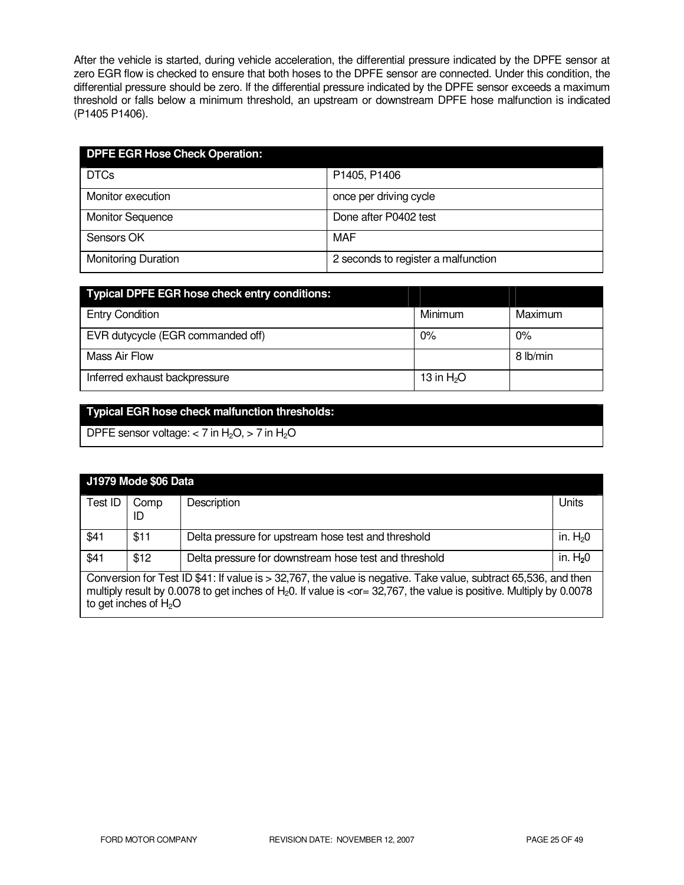After the vehicle is started, during vehicle acceleration, the differential pressure indicated by the DPFE sensor at zero EGR flow is checked to ensure that both hoses to the DPFE sensor are connected. Under this condition, the differential pressure should be zero. If the differential pressure indicated by the DPFE sensor exceeds a maximum threshold or falls below a minimum threshold, an upstream or downstream DPFE hose malfunction is indicated (P1405 P1406).

| DPFE EGR Hose Check Operation: | |
|---|---|
| DTCs | P1405, P1406 |
| Monitor execution | once per driving cycle |
| Monitor Sequence | Done after P0402 test |
| Sensors OK | MAF |
| Monitoring Duration | 2 seconds to register a malfunction |

| Typical DPFE EGR hose check entry conditions: | | |
|---|---|---|
| Entry Condition | Minimum | Maximum |
| EVR dutycycle (EGR commanded off) | 0% | 0% |
| Mass Air Flow | | 8 lb/min |
| Inferred exhaust backpressure | 13 in $H_2O$ | |

| Typical EGR hose check malfunction thresholds: |
|---|
| DPFE sensor voltage: < 7 in $H_2O$, > 7 in $H_2O$ |

| J1979 Mode $06 Data | | | |
|---|---|---|---|
| Test ID | Comp ID | Description | Units |
| $41 | $11 | Delta pressure for upstream hose test and threshold | in. $H_20$ |
| $41 | $12 | Delta pressure for downstream hose test and threshold | in. $H_20$ |
| Conversion for Test ID $41: If value is > 32,767, the value is negative. Take value, subtract 65,536, and then multiply result by 0.0078 to get inches of $H_20$. If value is <or= 32,767, the value is positive. Multiply by 0.0078 to get inches of $H_2O$ | | | |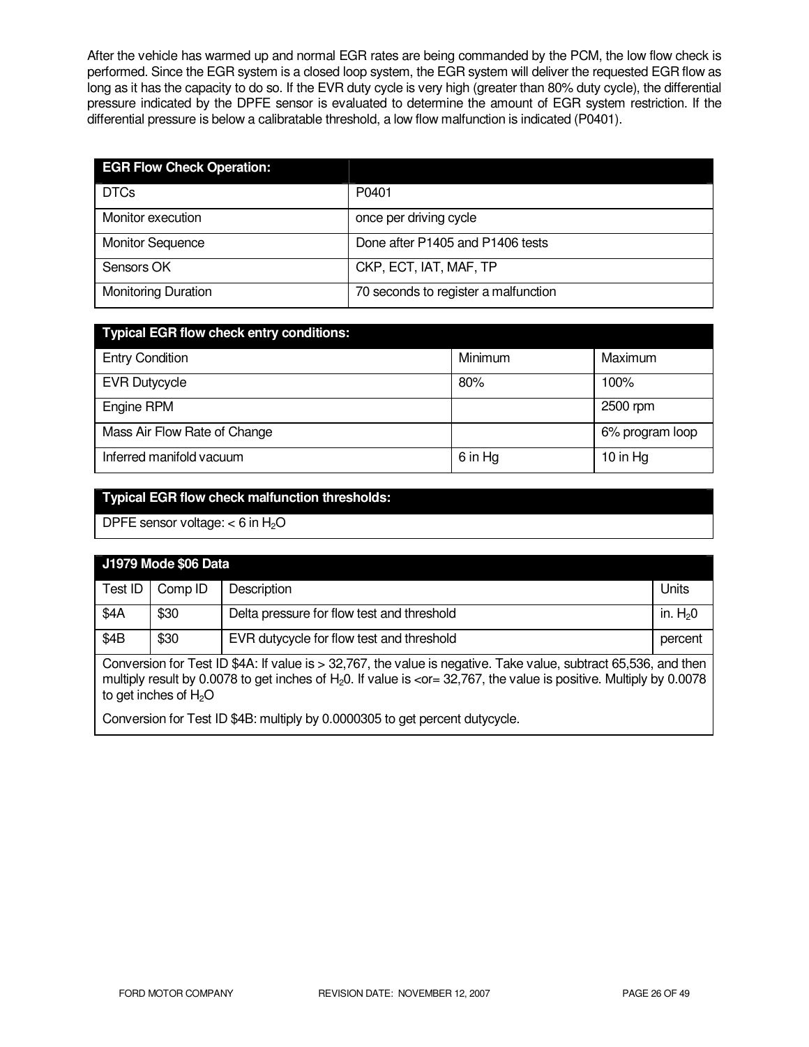After the vehicle has warmed up and normal EGR rates are being commanded by the PCM, the low flow check is performed. Since the EGR system is a closed loop system, the EGR system will deliver the requested EGR flow as long as it has the capacity to do so. If the EVR duty cycle is very high (greater than 80% duty cycle), the differential pressure indicated by the DPFE sensor is evaluated to determine the amount of EGR system restriction. If the differential pressure is below a calibratable threshold, a low flow malfunction is indicated (P0401).

| **EGR Flow Check Operation:** | |
|---|---|
| DTCs | P0401 |
| Monitor execution | once per driving cycle |
| Monitor Sequence | Done after P1405 and P1406 tests |
| Sensors OK | CKP, ECT, IAT, MAF, TP |
| Monitoring Duration | 70 seconds to register a malfunction |

| **Typical EGR flow check entry conditions:** | | |
|---|---|---|
| Entry Condition | Minimum | Maximum |
| EVR Dutycycle | 80% | 100% |
| Engine RPM | | 2500 rpm |
| Mass Air Flow Rate of Change | | 6% program loop |
| Inferred manifold vacuum | 6 in Hg | 10 in Hg |

| **Typical EGR flow check malfunction thresholds:** |
|---|
| DPFE sensor voltage: < 6 in $H_2O$ |

| **J1979 Mode $06 Data** | | | |
|---|---|---|---|
| Test ID | Comp ID | Description | Units |
| $4A | $30 | Delta pressure for flow test and threshold | in. $H_2O$ |
| $4B | $30 | EVR dutycycle for flow test and threshold | percent |
| Conversion for Test ID $4A: If value is > 32,767, the value is negative. Take value, subtract 65,536, and then multiply result by 0.0078 to get inches of $H_2O$. If value is <or= 32,767, the value is positive. Multiply by 0.0078 to get inches of $H_2O$<br>Conversion for Test ID $4B: multiply by 0.0000305 to get percent dutycycle. | | | |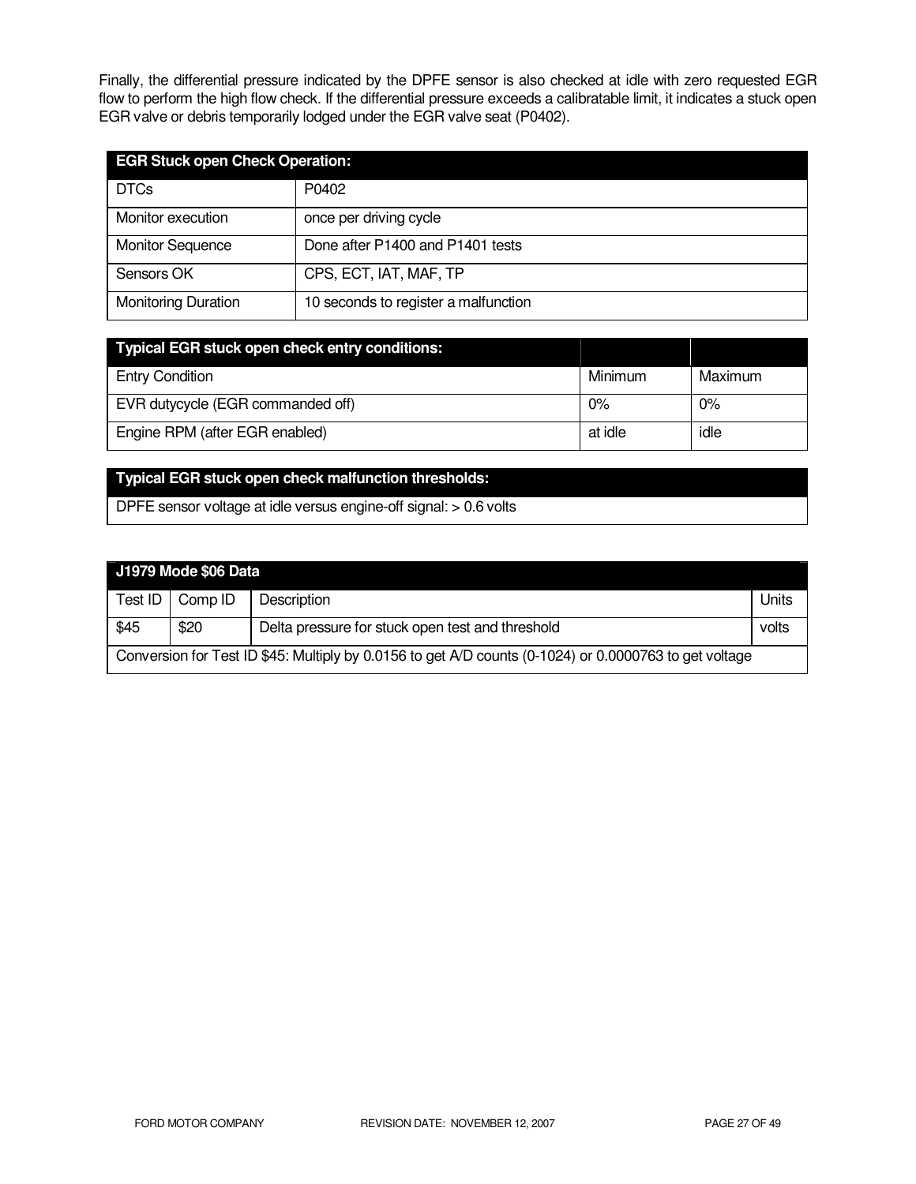Finally, the differential pressure indicated by the DPFE sensor is also checked at idle with zero requested EGR flow to perform the high flow check. If the differential pressure exceeds a calibratable limit, it indicates a stuck open EGR valve or debris temporarily lodged under the EGR valve seat (P0402).

| EGR Stuck open Check Operation: | |
|---|---|
| DTCs | P0402 |
| Monitor execution | once per driving cycle |
| Monitor Sequence | Done after P1400 and P1401 tests |
| Sensors OK | CPS, ECT, IAT, MAF, TP |
| Monitoring Duration | 10 seconds to register a malfunction |

| Typical EGR stuck open check entry conditions: | | |
|---|---|---|
| Entry Condition | Minimum | Maximum |
| EVR dutycycle (EGR commanded off) | 0% | 0% |
| Engine RPM (after EGR enabled) | at idle | idle |

| Typical EGR stuck open check malfunction thresholds: |
|---|
| DPFE sensor voltage at idle versus engine-off signal: > 0.6 volts |

| J1979 Mode $06 Data | | | |
|---|---|---|---|
| Test ID | Comp ID | Description | Units |
| $45 | $20 | Delta pressure for stuck open test and threshold | volts |
| Conversion for Test ID $45: Multiply by 0.0156 to get A/D counts (0-1024) or 0.0000763 to get voltage | | | |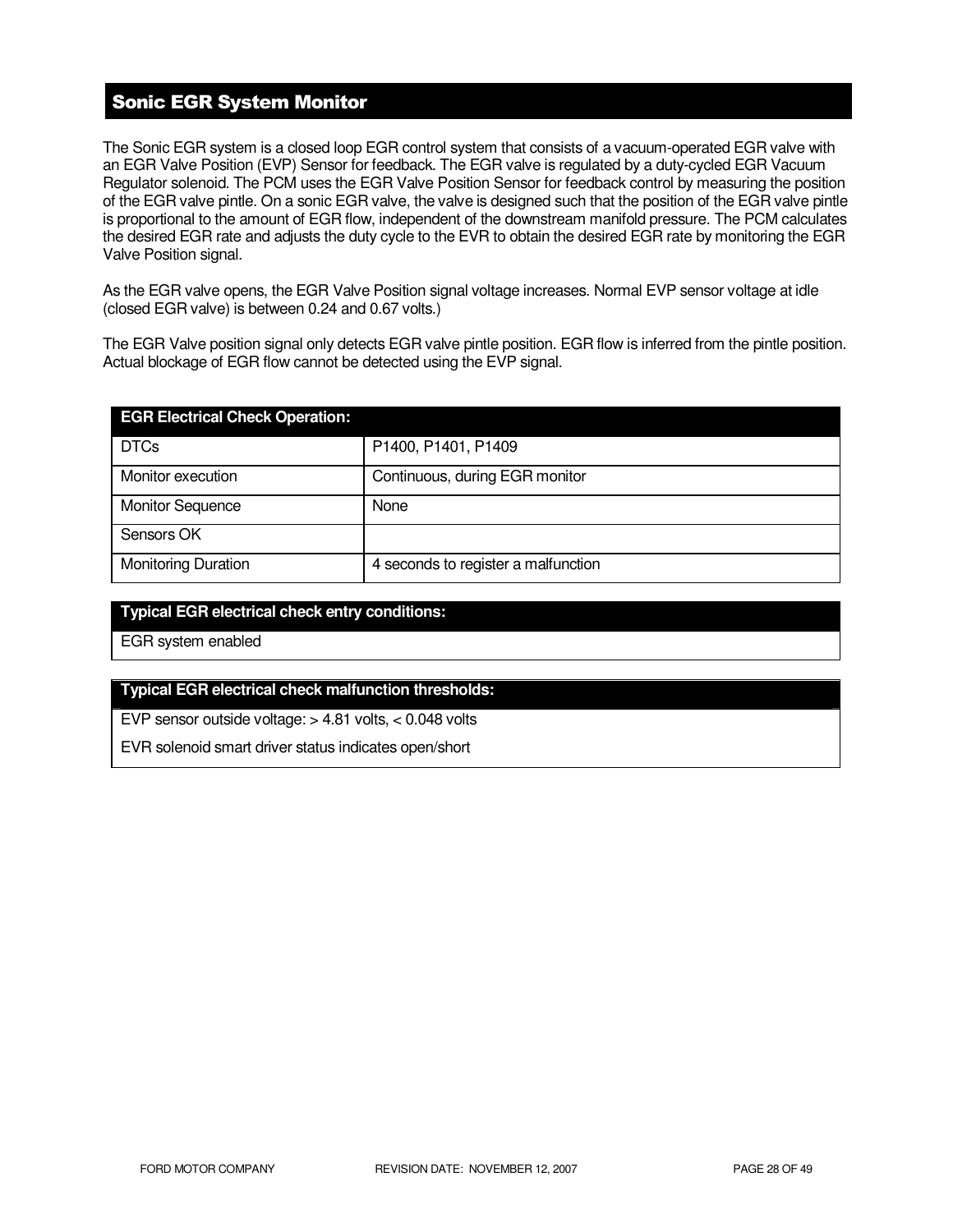## Sonic EGR System Monitor

The Sonic EGR system is a closed loop EGR control system that consists of a vacuum-operated EGR valve with an EGR Valve Position (EVP) Sensor for feedback. The EGR valve is regulated by a duty-cycled EGR Vacuum Regulator solenoid. The PCM uses the EGR Valve Position Sensor for feedback control by measuring the position of the EGR valve pintle. On a sonic EGR valve, the valve is designed such that the position of the EGR valve pintle is proportional to the amount of EGR flow, independent of the downstream manifold pressure. The PCM calculates the desired EGR rate and adjusts the duty cycle to the EVR to obtain the desired EGR rate by monitoring the EGR Valve Position signal.

As the EGR valve opens, the EGR Valve Position signal voltage increases. Normal EVP sensor voltage at idle (closed EGR valve) is between 0.24 and 0.67 volts.)

The EGR Valve position signal only detects EGR valve pintle position. EGR flow is inferred from the pintle position. Actual blockage of EGR flow cannot be detected using the EVP signal.

| EGR Electrical Check Operation: | |
|---|---|
| DTCs | P1400, P1401, P1409 |
| Monitor execution | Continuous, during EGR monitor |
| Monitor Sequence | None |
| Sensors OK | |
| Monitoring Duration | 4 seconds to register a malfunction |

| Typical EGR electrical check entry conditions: |
|---|
| EGR system enabled |

| Typical EGR electrical check malfunction thresholds: |
|---|
| EVP sensor outside voltage: > 4.81 volts, < 0.048 volts |
| EVR solenoid smart driver status indicates open/short |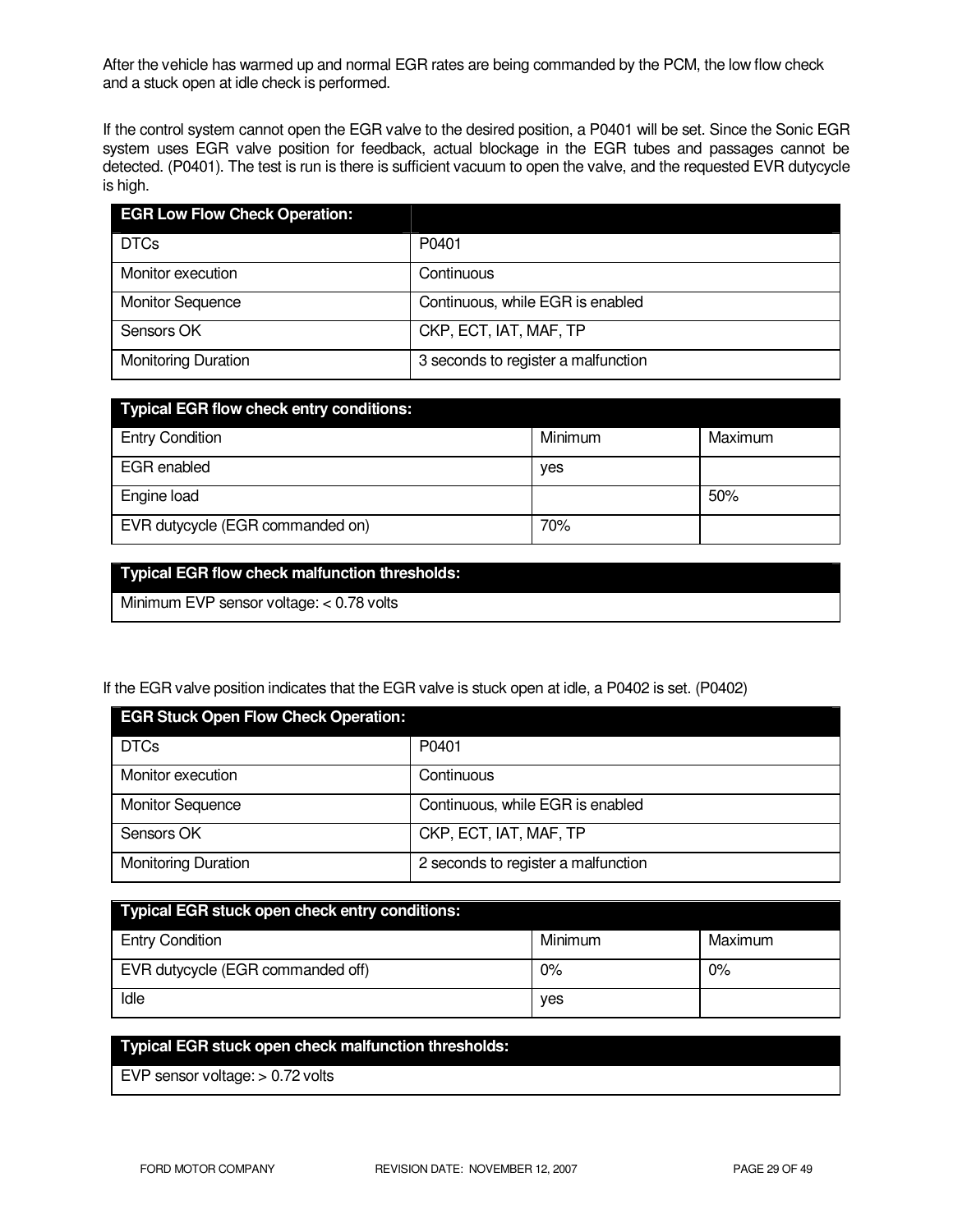After the vehicle has warmed up and normal EGR rates are being commanded by the PCM, the low flow check and a stuck open at idle check is performed.

If the control system cannot open the EGR valve to the desired position, a P0401 will be set. Since the Sonic EGR system uses EGR valve position for feedback, actual blockage in the EGR tubes and passages cannot be detected. (P0401). The test is run is there is sufficient vacuum to open the valve, and the requested EVR dutycycle is high.

| EGR Low Flow Check Operation: | |
|---|---|
| DTCs | P0401 |
| Monitor execution | Continuous |
| Monitor Sequence | Continuous, while EGR is enabled |
| Sensors OK | CKP, ECT, IAT, MAF, TP |
| Monitoring Duration | 3 seconds to register a malfunction |

| Typical EGR flow check entry conditions: | | |
|---|---|---|
| Entry Condition | Minimum | Maximum |
| EGR enabled | yes | |
| Engine load | | 50% |
| EVR dutycycle (EGR commanded on) | 70% | |

| Typical EGR flow check malfunction thresholds: |
|---|
| Minimum EVP sensor voltage: < 0.78 volts |

If the EGR valve position indicates that the EGR valve is stuck open at idle, a P0402 is set. (P0402)

| EGR Stuck Open Flow Check Operation: | |
|---|---|
| DTCs | P0401 |
| Monitor execution | Continuous |
| Monitor Sequence | Continuous, while EGR is enabled |
| Sensors OK | CKP, ECT, IAT, MAF, TP |
| Monitoring Duration | 2 seconds to register a malfunction |

| Typical EGR stuck open check entry conditions: | | |
|---|---|---|
| Entry Condition | Minimum | Maximum |
| EVR dutycycle (EGR commanded off) | 0% | 0% |
| Idle | yes | |

| Typical EGR stuck open check malfunction thresholds: |
|---|
| EVP sensor voltage: > 0.72 volts |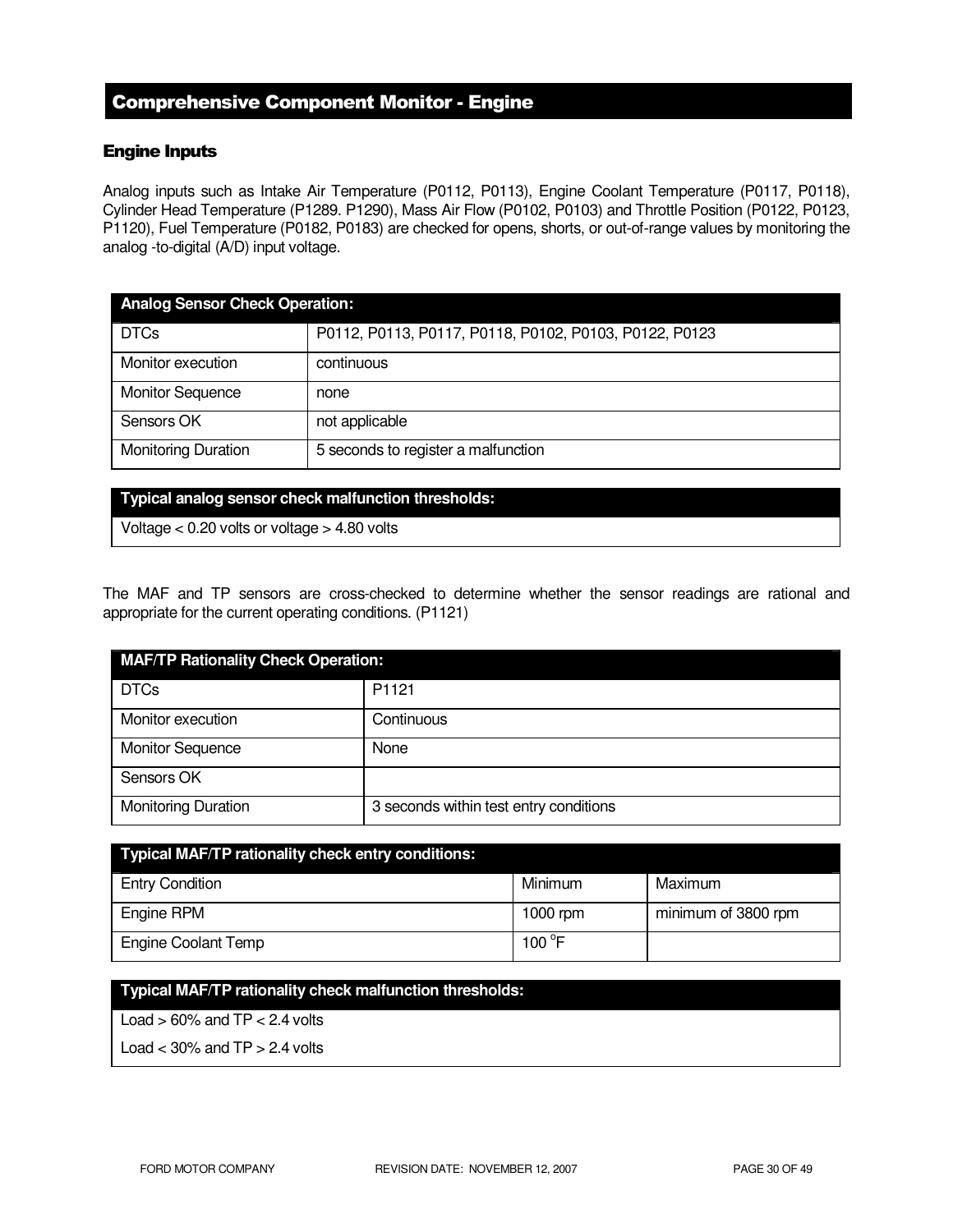## Comprehensive Component Monitor - Engine

### Engine Inputs

Analog inputs such as Intake Air Temperature (P0112, P0113), Engine Coolant Temperature (P0117, P0118), Cylinder Head Temperature (P1289. P1290), Mass Air Flow (P0102, P0103) and Throttle Position (P0122, P0123, P1120), Fuel Temperature (P0182, P0183) are checked for opens, shorts, or out-of-range values by monitoring the analog -to-digital (A/D) input voltage.

| Analog Sensor Check Operation: | |
|---|---|
| DTCs | P0112, P0113, P0117, P0118, P0102, P0103, P0122, P0123 |
| Monitor execution | continuous |
| Monitor Sequence | none |
| Sensors OK | not applicable |
| Monitoring Duration | 5 seconds to register a malfunction |

| Typical analog sensor check malfunction thresholds: |
|---|
| Voltage < 0.20 volts or voltage > 4.80 volts |

The MAF and TP sensors are cross-checked to determine whether the sensor readings are rational and appropriate for the current operating conditions. (P1121)

| MAF/TP Rationality Check Operation: | |
|---|---|
| DTCs | P1121 |
| Monitor execution | Continuous |
| Monitor Sequence | None |
| Sensors OK | |
| Monitoring Duration | 3 seconds within test entry conditions |

| Typical MAF/TP rationality check entry conditions: | | |
|---|---|---|
| Entry Condition | Minimum | Maximum |
| Engine RPM | 1000 rpm | minimum of 3800 rpm |
| Engine Coolant Temp | 100 °F | |

| Typical MAF/TP rationality check malfunction thresholds: |
|---|
| Load > 60% and TP < 2.4 volts |
| Load < 30% and TP > 2.4 volts |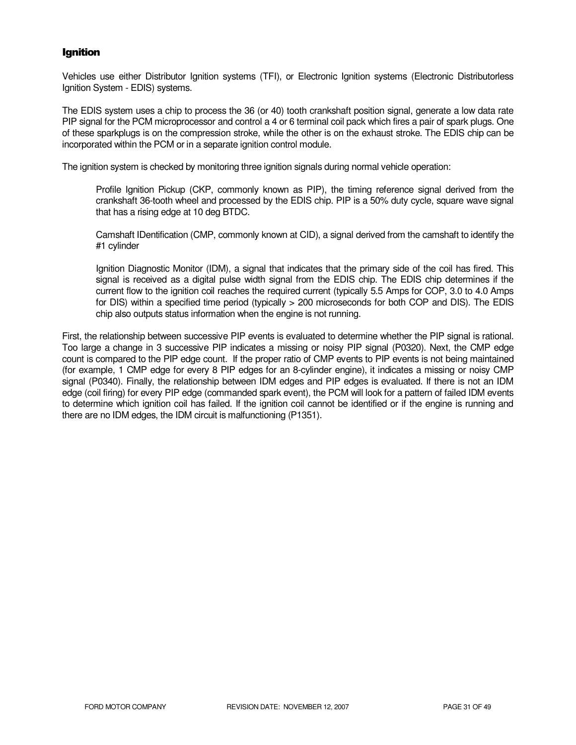## Ignition

Vehicles use either Distributor Ignition systems (TFI), or Electronic Ignition systems (Electronic Distributorless Ignition System - EDIS) systems.

The EDIS system uses a chip to process the 36 (or 40) tooth crankshaft position signal, generate a low data rate PIP signal for the PCM microprocessor and control a 4 or 6 terminal coil pack which fires a pair of spark plugs. One of these sparkplugs is on the compression stroke, while the other is on the exhaust stroke. The EDIS chip can be incorporated within the PCM or in a separate ignition control module.

The ignition system is checked by monitoring three ignition signals during normal vehicle operation:

> Profile Ignition Pickup (CKP, commonly known as PIP), the timing reference signal derived from the crankshaft 36-tooth wheel and processed by the EDIS chip. PIP is a 50% duty cycle, square wave signal that has a rising edge at 10 deg BTDC.
>
> Camshaft IDentification (CMP, commonly known at CID), a signal derived from the camshaft to identify the #1 cylinder
>
> Ignition Diagnostic Monitor (IDM), a signal that indicates that the primary side of the coil has fired. This signal is received as a digital pulse width signal from the EDIS chip. The EDIS chip determines if the current flow to the ignition coil reaches the required current (typically 5.5 Amps for COP, 3.0 to 4.0 Amps for DIS) within a specified time period (typically > 200 microseconds for both COP and DIS). The EDIS chip also outputs status information when the engine is not running.

First, the relationship between successive PIP events is evaluated to determine whether the PIP signal is rational. Too large a change in 3 successive PIP indicates a missing or noisy PIP signal (P0320). Next, the CMP edge count is compared to the PIP edge count. If the proper ratio of CMP events to PIP events is not being maintained (for example, 1 CMP edge for every 8 PIP edges for an 8-cylinder engine), it indicates a missing or noisy CMP signal (P0340). Finally, the relationship between IDM edges and PIP edges is evaluated. If there is not an IDM edge (coil firing) for every PIP edge (commanded spark event), the PCM will look for a pattern of failed IDM events to determine which ignition coil has failed. If the ignition coil cannot be identified or if the engine is running and there are no IDM edges, the IDM circuit is malfunctioning (P1351).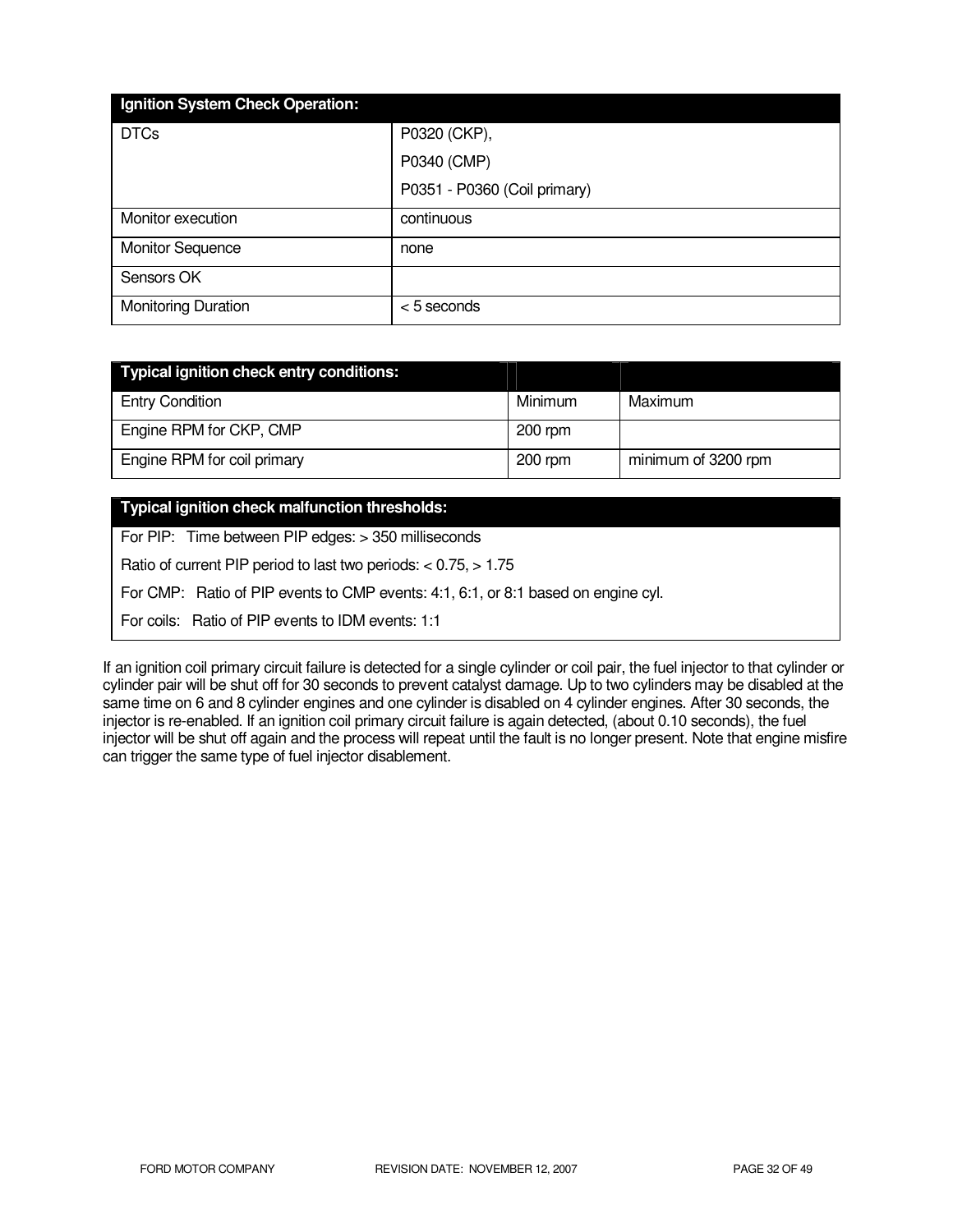| Ignition System Check Operation: | |
|---|---|
| DTCs | P0320 (CKP),<br>P0340 (CMP)<br>P0351 - P0360 (Coil primary) |
| Monitor execution | continuous |
| Monitor Sequence | none |
| Sensors OK | |
| Monitoring Duration | < 5 seconds |

| Typical ignition check entry conditions: | | |
|---|---|---|
| Entry Condition | Minimum | Maximum |
| Engine RPM for CKP, CMP | 200 rpm | |
| Engine RPM for coil primary | 200 rpm | minimum of 3200 rpm |

| Typical ignition check malfunction thresholds: |
|---|
| For PIP: Time between PIP edges: > 350 milliseconds |
| Ratio of current PIP period to last two periods: < 0.75, > 1.75 |
| For CMP: Ratio of PIP events to CMP events: 4:1, 6:1, or 8:1 based on engine cyl. |
| For coils: Ratio of PIP events to IDM events: 1:1 |

If an ignition coil primary circuit failure is detected for a single cylinder or coil pair, the fuel injector to that cylinder or cylinder pair will be shut off for 30 seconds to prevent catalyst damage. Up to two cylinders may be disabled at the same time on 6 and 8 cylinder engines and one cylinder is disabled on 4 cylinder engines. After 30 seconds, the injector is re-enabled. If an ignition coil primary circuit failure is again detected, (about 0.10 seconds), the fuel injector will be shut off again and the process will repeat until the fault is no longer present. Note that engine misfire can trigger the same type of fuel injector disablement.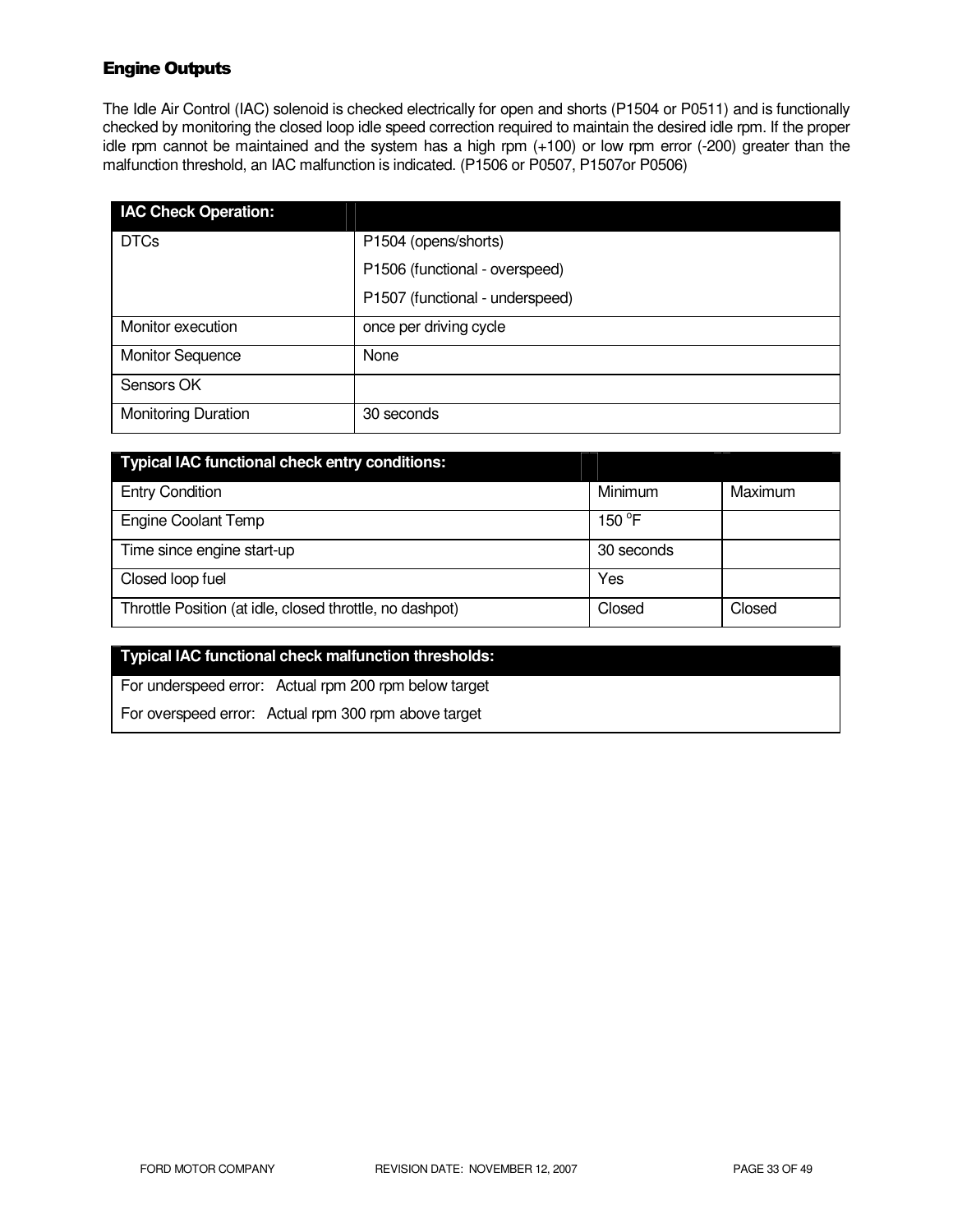### Engine Outputs

The Idle Air Control (IAC) solenoid is checked electrically for open and shorts (P1504 or P0511) and is functionally checked by monitoring the closed loop idle speed correction required to maintain the desired idle rpm. If the proper idle rpm cannot be maintained and the system has a high rpm (+100) or low rpm error (-200) greater than the malfunction threshold, an IAC malfunction is indicated. (P1506 or P0507, P1507or P0506)

| IAC Check Operation: | |
|---|---|
| DTCs | P1504 (opens/shorts)<br>P1506 (functional - overspeed)<br>P1507 (functional - underspeed) |
| Monitor execution | once per driving cycle |
| Monitor Sequence | None |
| Sensors OK | |
| Monitoring Duration | 30 seconds |

| Typical IAC functional check entry conditions: | | |
|---|---|---|
| Entry Condition | Minimum | Maximum |
| Engine Coolant Temp | 150 °F | |
| Time since engine start-up | 30 seconds | |
| Closed loop fuel | Yes | |
| Throttle Position (at idle, closed throttle, no dashpot) | Closed | Closed |

| Typical IAC functional check malfunction thresholds: |
|---|
| For underspeed error: Actual rpm 200 rpm below target |
| For overspeed error: Actual rpm 300 rpm above target |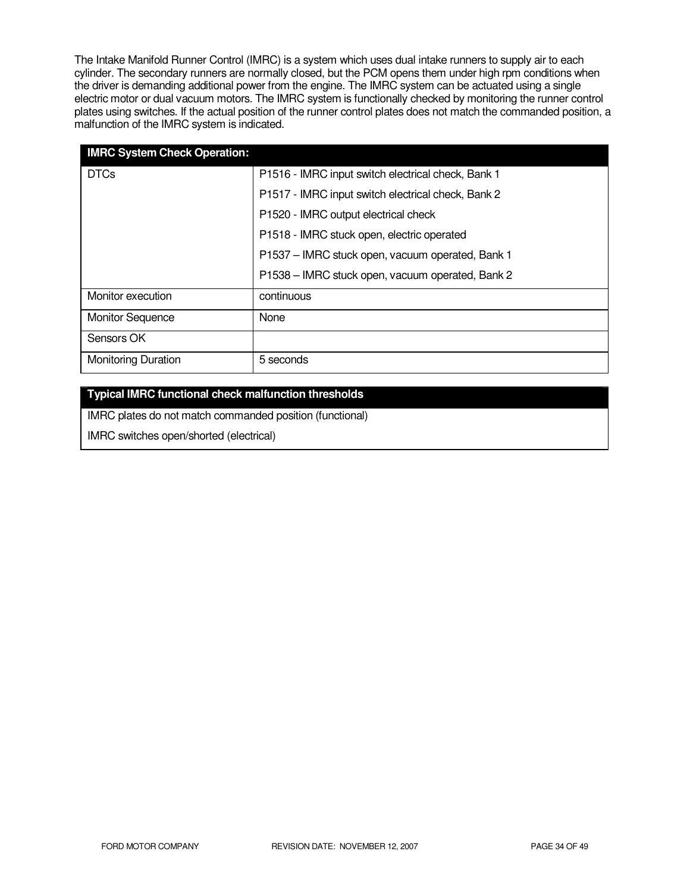The Intake Manifold Runner Control (IMRC) is a system which uses dual intake runners to supply air to each cylinder. The secondary runners are normally closed, but the PCM opens them under high rpm conditions when the driver is demanding additional power from the engine. The IMRC system can be actuated using a single electric motor or dual vacuum motors. The IMRC system is functionally checked by monitoring the runner control plates using switches. If the actual position of the runner control plates does not match the commanded position, a malfunction of the IMRC system is indicated.

| **IMRC System Check Operation:** | |
|---|---|
| DTCs | P1516 - IMRC input switch electrical check, Bank 1<br>P1517 - IMRC input switch electrical check, Bank 2<br>P1520 - IMRC output electrical check<br>P1518 - IMRC stuck open, electric operated<br>P1537 – IMRC stuck open, vacuum operated, Bank 1<br>P1538 – IMRC stuck open, vacuum operated, Bank 2 |
| Monitor execution | continuous |
| Monitor Sequence | None |
| Sensors OK | |
| Monitoring Duration | 5 seconds |

| **Typical IMRC functional check malfunction thresholds** |
|---|
| IMRC plates do not match commanded position (functional)<br>IMRC switches open/shorted (electrical) |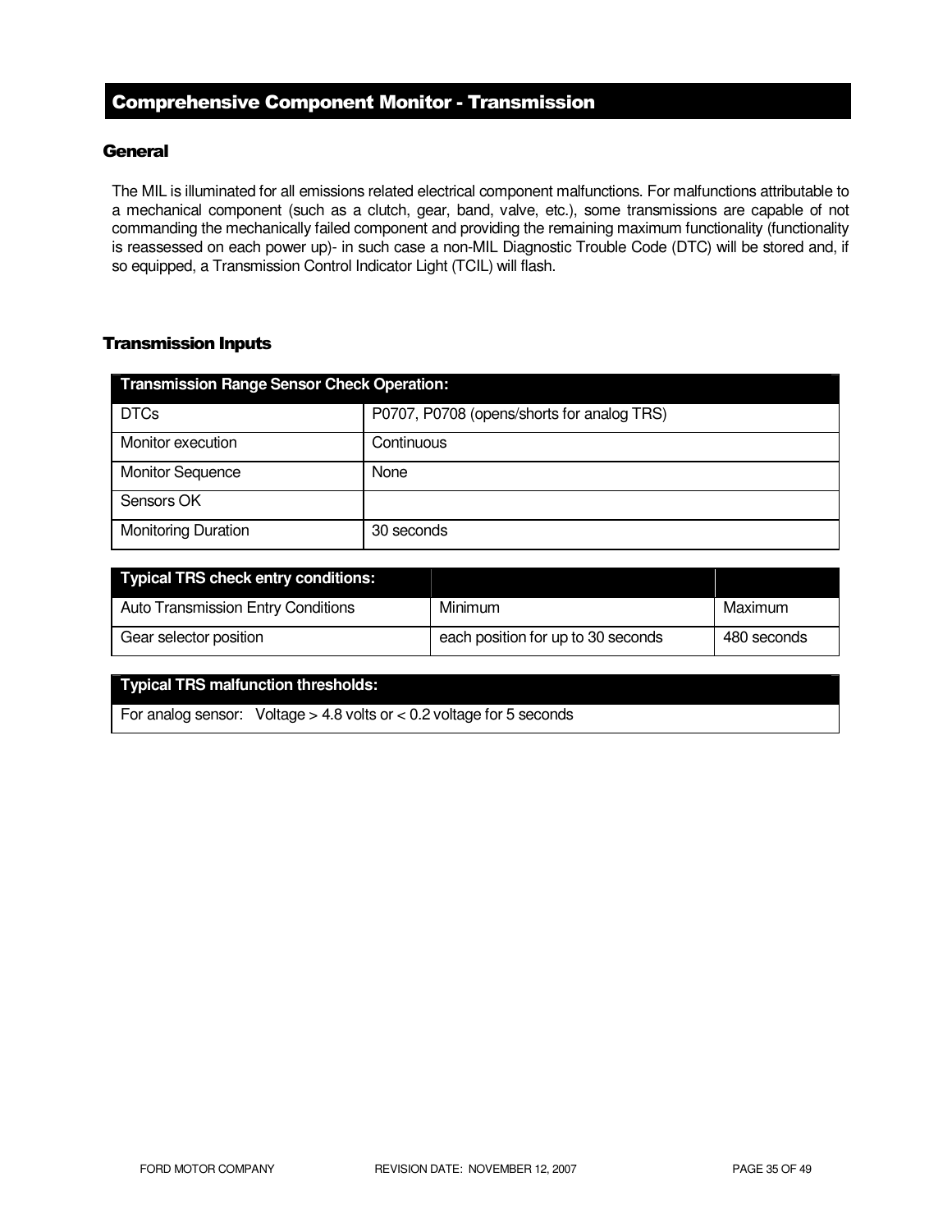## Comprehensive Component Monitor - Transmission

### General

The MIL is illuminated for all emissions related electrical component malfunctions. For malfunctions attributable to a mechanical component (such as a clutch, gear, band, valve, etc.), some transmissions are capable of not commanding the mechanically failed component and providing the remaining maximum functionality (functionality is reassessed on each power up)- in such case a non-MIL Diagnostic Trouble Code (DTC) will be stored and, if so equipped, a Transmission Control Indicator Light (TCIL) will flash.

### Transmission Inputs

| Transmission Range Sensor Check Operation: | |
|---|---|
| DTCs | P0707, P0708 (opens/shorts for analog TRS) |
| Monitor execution | Continuous |
| Monitor Sequence | None |
| Sensors OK | |
| Monitoring Duration | 30 seconds |

| Typical TRS check entry conditions: | | |
|---|---|---|
| Auto Transmission Entry Conditions | Minimum | Maximum |
| Gear selector position | each position for up to 30 seconds | 480 seconds |

| Typical TRS malfunction thresholds: |
|---|
| For analog sensor: Voltage > 4.8 volts or < 0.2 voltage for 5 seconds |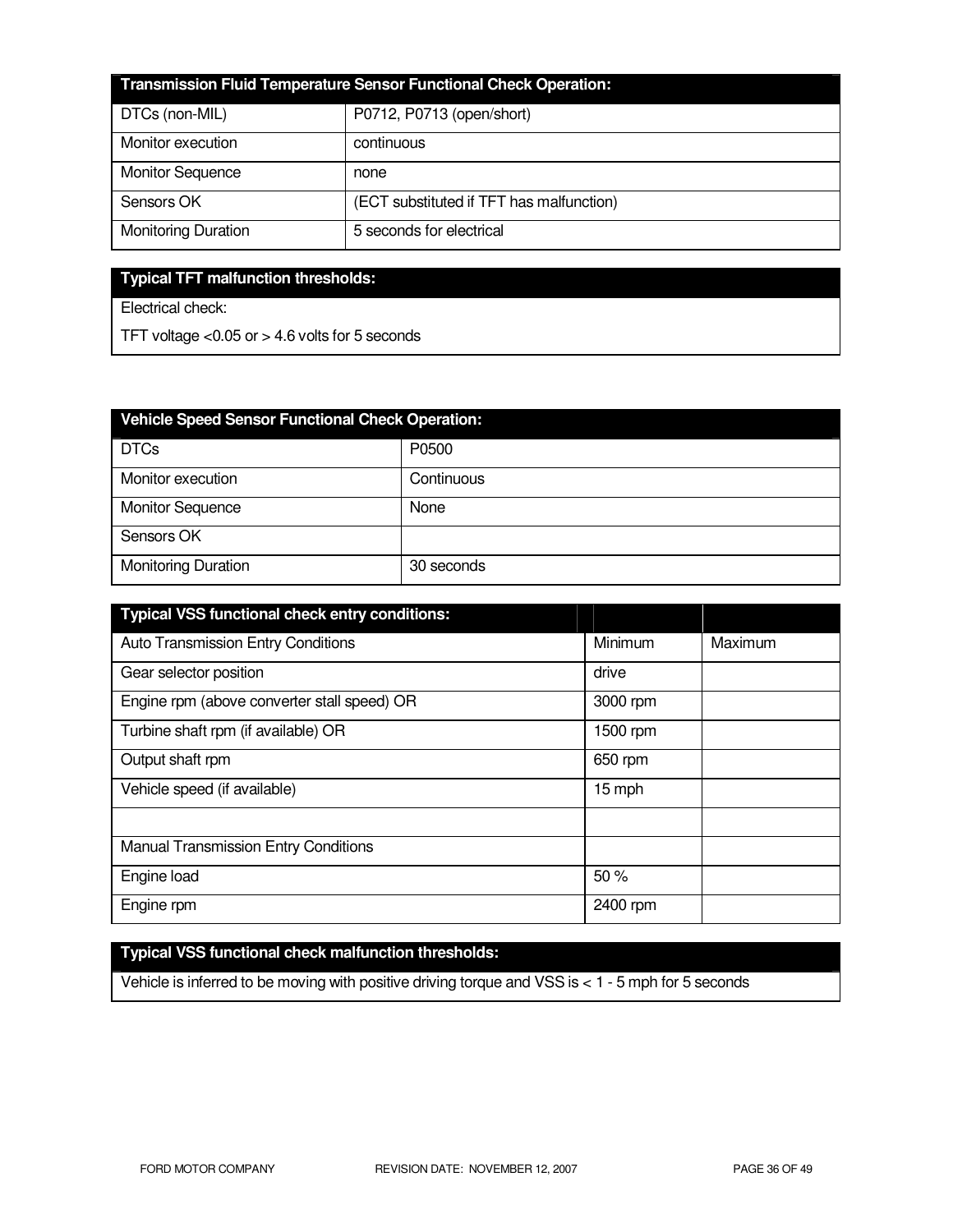| Transmission Fluid Temperature Sensor Functional Check Operation: | |
| --- | --- |
| DTCs (non-MIL) | P0712, P0713 (open/short) |
| Monitor execution | continuous |
| Monitor Sequence | none |
| Sensors OK | (ECT substituted if TFT has malfunction) |
| Monitoring Duration | 5 seconds for electrical |

| Typical TFT malfunction thresholds: |
| --- |
| Electrical check: |
| TFT voltage <0.05 or > 4.6 volts for 5 seconds |

| Vehicle Speed Sensor Functional Check Operation: | |
| --- | --- |
| DTCs | P0500 |
| Monitor execution | Continuous |
| Monitor Sequence | None |
| Sensors OK | |
| Monitoring Duration | 30 seconds |

| Typical VSS functional check entry conditions: | | |
| --- | --- | --- |
| Auto Transmission Entry Conditions | Minimum | Maximum |
| Gear selector position | drive | |
| Engine rpm (above converter stall speed) OR | 3000 rpm | |
| Turbine shaft rpm (if available) OR | 1500 rpm | |
| Output shaft rpm | 650 rpm | |
| Vehicle speed (if available) | 15 mph | |
| | | |
| Manual Transmission Entry Conditions | | |
| Engine load | 50 % | |
| Engine rpm | 2400 rpm | |

| Typical VSS functional check malfunction thresholds: |
| --- |
| Vehicle is inferred to be moving with positive driving torque and VSS is < 1 - 5 mph for 5 seconds |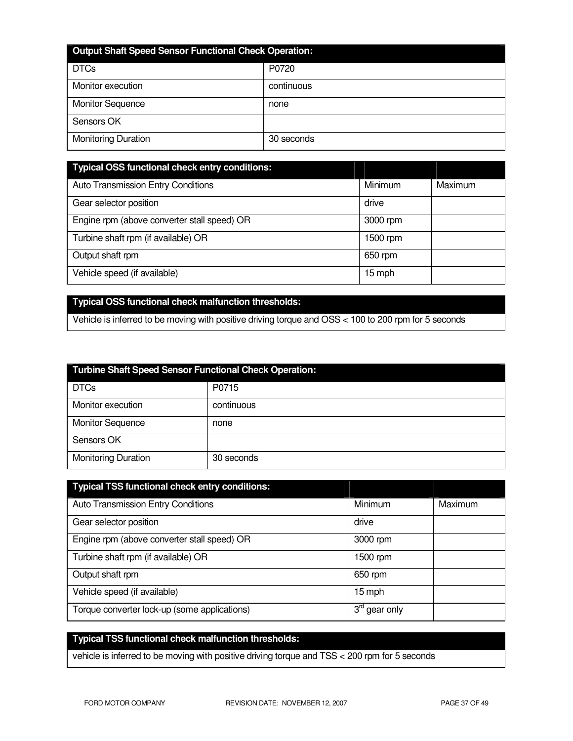| Output Shaft Speed Sensor Functional Check Operation: | |
|---|---|
| DTCs | P0720 |
| Monitor execution | continuous |
| Monitor Sequence | none |
| Sensors OK | |
| Monitoring Duration | 30 seconds |

| Typical OSS functional check entry conditions: | | |
|---|---|---|
| Auto Transmission Entry Conditions | Minimum | Maximum |
| Gear selector position | drive | |
| Engine rpm (above converter stall speed) OR | 3000 rpm | |
| Turbine shaft rpm (if available) OR | 1500 rpm | |
| Output shaft rpm | 650 rpm | |
| Vehicle speed (if available) | 15 mph | |

| Typical OSS functional check malfunction thresholds: |
|---|
| Vehicle is inferred to be moving with positive driving torque and OSS < 100 to 200 rpm for 5 seconds |

| Turbine Shaft Speed Sensor Functional Check Operation: | |
|---|---|
| DTCs | P0715 |
| Monitor execution | continuous |
| Monitor Sequence | none |
| Sensors OK | |
| Monitoring Duration | 30 seconds |

| Typical TSS functional check entry conditions: | | |
|---|---|---|
| Auto Transmission Entry Conditions | Minimum | Maximum |
| Gear selector position | drive | |
| Engine rpm (above converter stall speed) OR | 3000 rpm | |
| Turbine shaft rpm (if available) OR | 1500 rpm | |
| Output shaft rpm | 650 rpm | |
| Vehicle speed (if available) | 15 mph | |
| Torque converter lock-up (some applications) | 3rd gear only | |

| Typical TSS functional check malfunction thresholds: |
|---|
| vehicle is inferred to be moving with positive driving torque and TSS < 200 rpm for 5 seconds |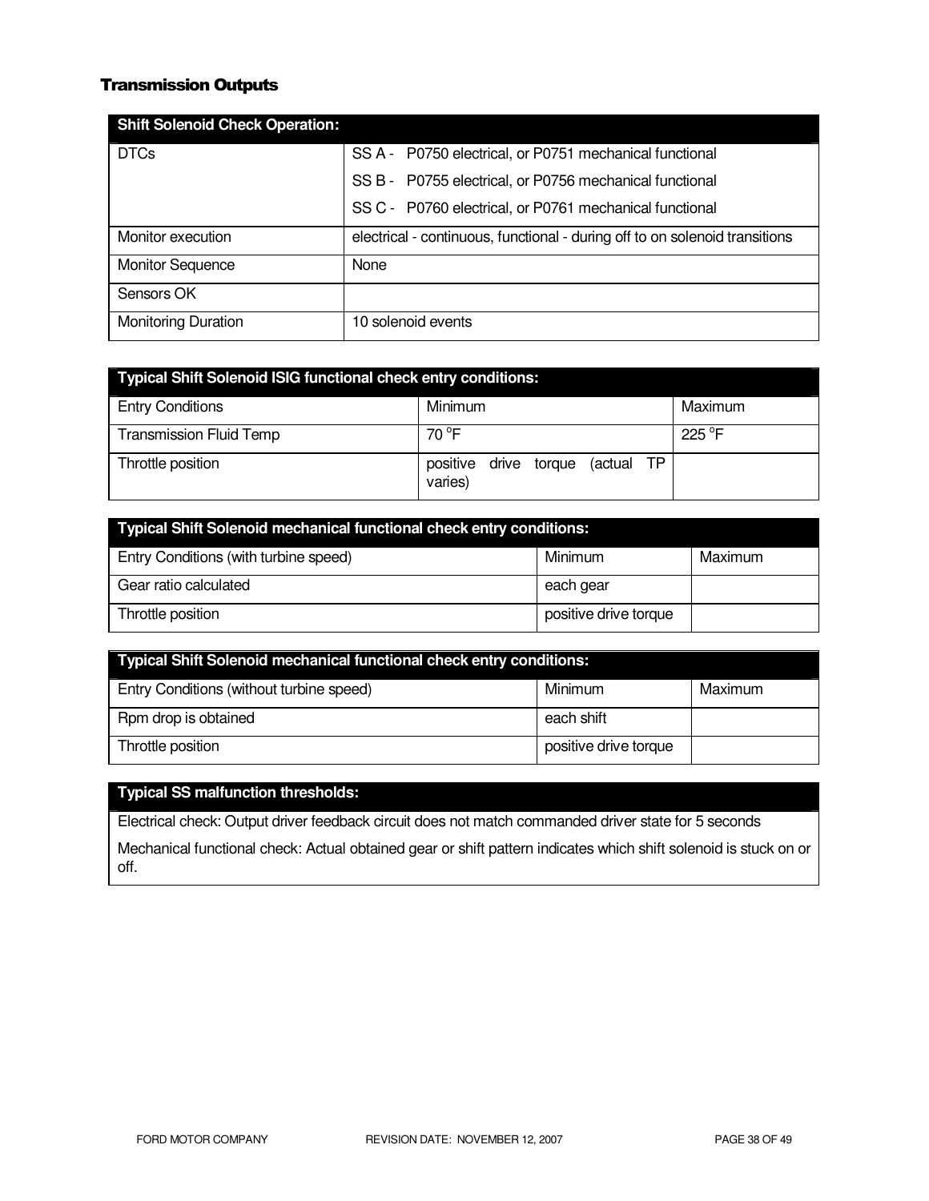## Transmission Outputs

| Shift Solenoid Check Operation: | |
|---|---|
| DTCs | SS A - P0750 electrical, or P0751 mechanical functional<br>SS B - P0755 electrical, or P0756 mechanical functional<br>SS C - P0760 electrical, or P0761 mechanical functional |
| Monitor execution | electrical - continuous, functional - during off to on solenoid transitions |
| Monitor Sequence | None |
| Sensors OK | |
| Monitoring Duration | 10 solenoid events |

| Typical Shift Solenoid ISIG functional check entry conditions: | | |
|---|---|---|
| Entry Conditions | Minimum | Maximum |
| Transmission Fluid Temp | 70 °F | 225 °F |
| Throttle position | positive drive torque (actual TP varies) | |

| Typical Shift Solenoid mechanical functional check entry conditions: | | |
|---|---|---|
| Entry Conditions (with turbine speed) | Minimum | Maximum |
| Gear ratio calculated | each gear | |
| Throttle position | positive drive torque | |

| Typical Shift Solenoid mechanical functional check entry conditions: | | |
|---|---|---|
| Entry Conditions (without turbine speed) | Minimum | Maximum |
| Rpm drop is obtained | each shift | |
| Throttle position | positive drive torque | |

| Typical SS malfunction thresholds: |
|---|
| Electrical check: Output driver feedback circuit does not match commanded driver state for 5 seconds<br>Mechanical functional check: Actual obtained gear or shift pattern indicates which shift solenoid is stuck on or off. |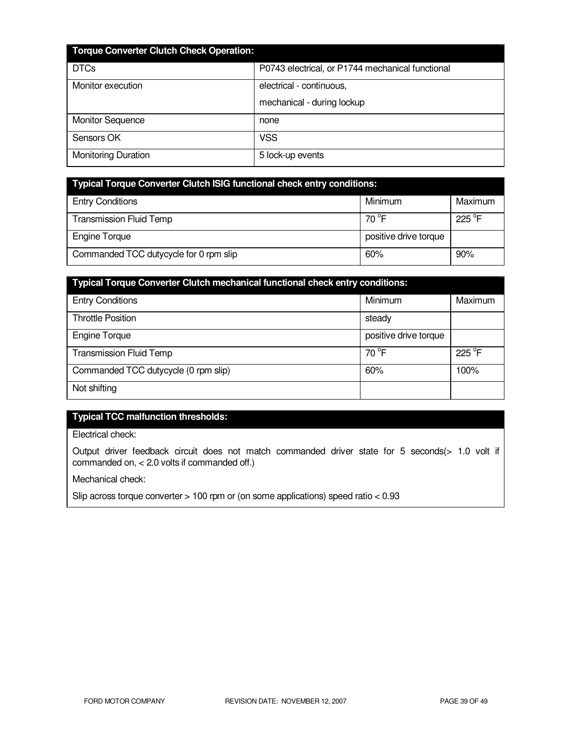| Torque Converter Clutch Check Operation: | |
|---|---|
| DTCs | P0743 electrical, or P1744 mechanical functional |
| Monitor execution | electrical - continuous,<br>mechanical - during lockup |
| Monitor Sequence | none |
| Sensors OK | VSS |
| Monitoring Duration | 5 lock-up events |

| Typical Torque Converter Clutch ISIG functional check entry conditions: | | |
|---|---|---|
| Entry Conditions | Minimum | Maximum |
| Transmission Fluid Temp | 70 °F | 225 °F |
| Engine Torque | positive drive torque | |
| Commanded TCC dutycycle for 0 rpm slip | 60% | 90% |

| Typical Torque Converter Clutch mechanical functional check entry conditions: | | |
|---|---|---|
| Entry Conditions | Minimum | Maximum |
| Throttle Position | steady | |
| Engine Torque | positive drive torque | |
| Transmission Fluid Temp | 70 °F | 225 °F |
| Commanded TCC dutycycle (0 rpm slip) | 60% | 100% |
| Not shifting | | |

| Typical TCC malfunction thresholds: |
|---|
| Electrical check: |
| Output driver feedback circuit does not match commanded driver state for 5 seconds(> 1.0 volt if commanded on, < 2.0 volts if commanded off.) |
| Mechanical check: |
| Slip across torque converter > 100 rpm or (on some applications) speed ratio < 0.93 |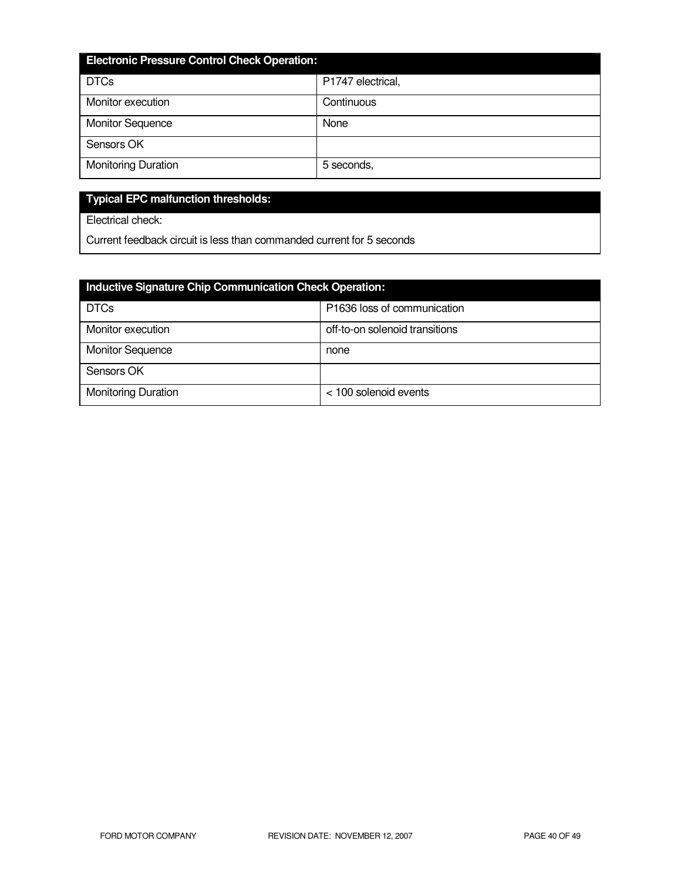| Electronic Pressure Control Check Operation: | |
|---|---|
| DTCs | P1747 electrical, |
| Monitor execution | Continuous |
| Monitor Sequence | None |
| Sensors OK | |
| Monitoring Duration | 5 seconds, |

| Typical EPC malfunction thresholds: |
|---|
| Electrical check: |
| Current feedback circuit is less than commanded current for 5 seconds |

| Inductive Signature Chip Communication Check Operation: | |
|---|---|
| DTCs | P1636 loss of communication |
| Monitor execution | off-to-on solenoid transitions |
| Monitor Sequence | none |
| Sensors OK | |
| Monitoring Duration | < 100 solenoid events |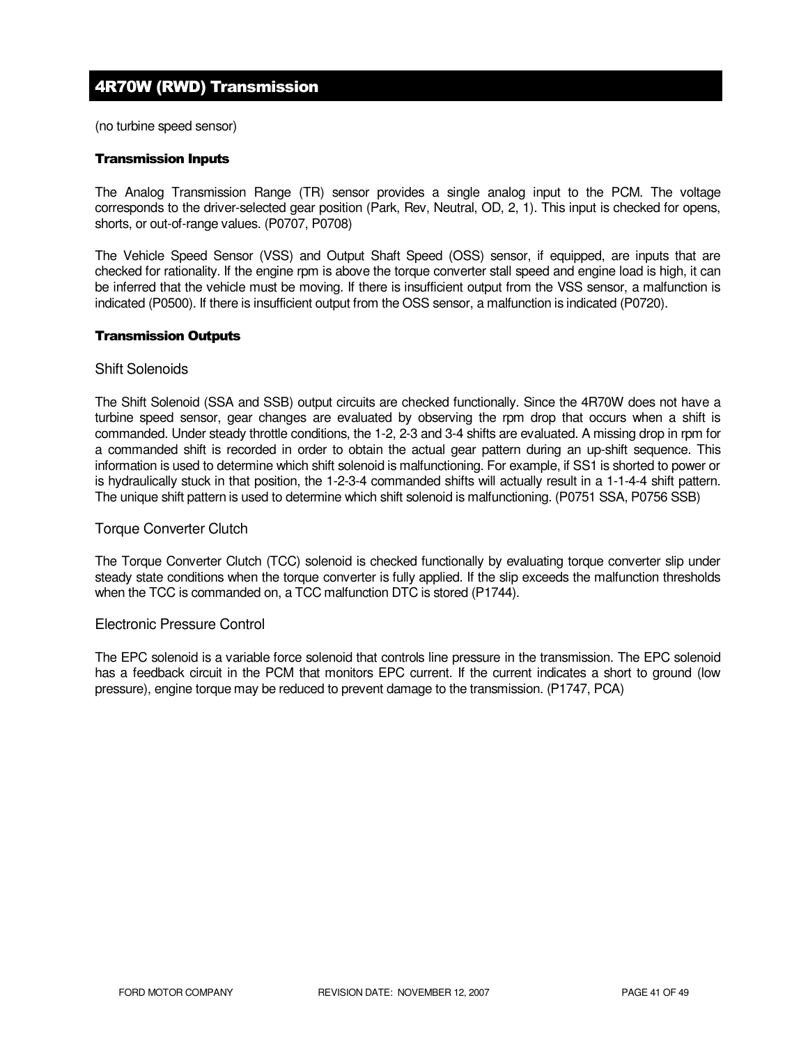## 4R70W (RWD) Transmission

(no turbine speed sensor)

#### Transmission Inputs

The Analog Transmission Range (TR) sensor provides a single analog input to the PCM. The voltage corresponds to the driver-selected gear position (Park, Rev, Neutral, OD, 2, 1). This input is checked for opens, shorts, or out-of-range values. (P0707, P0708)

The Vehicle Speed Sensor (VSS) and Output Shaft Speed (OSS) sensor, if equipped, are inputs that are checked for rationality. If the engine rpm is above the torque converter stall speed and engine load is high, it can be inferred that the vehicle must be moving. If there is insufficient output from the VSS sensor, a malfunction is indicated (P0500). If there is insufficient output from the OSS sensor, a malfunction is indicated (P0720).

#### Transmission Outputs

### Shift Solenoids

The Shift Solenoid (SSA and SSB) output circuits are checked functionally. Since the 4R70W does not have a turbine speed sensor, gear changes are evaluated by observing the rpm drop that occurs when a shift is commanded. Under steady throttle conditions, the 1-2, 2-3 and 3-4 shifts are evaluated. A missing drop in rpm for a commanded shift is recorded in order to obtain the actual gear pattern during an up-shift sequence. This information is used to determine which shift solenoid is malfunctioning. For example, if SS1 is shorted to power or is hydraulically stuck in that position, the 1-2-3-4 commanded shifts will actually result in a 1-1-4-4 shift pattern. The unique shift pattern is used to determine which shift solenoid is malfunctioning. (P0751 SSA, P0756 SSB)

### Torque Converter Clutch

The Torque Converter Clutch (TCC) solenoid is checked functionally by evaluating torque converter slip under steady state conditions when the torque converter is fully applied. If the slip exceeds the malfunction thresholds when the TCC is commanded on, a TCC malfunction DTC is stored (P1744).

### Electronic Pressure Control

The EPC solenoid is a variable force solenoid that controls line pressure in the transmission. The EPC solenoid has a feedback circuit in the PCM that monitors EPC current. If the current indicates a short to ground (low pressure), engine torque may be reduced to prevent damage to the transmission. (P1747, PCA)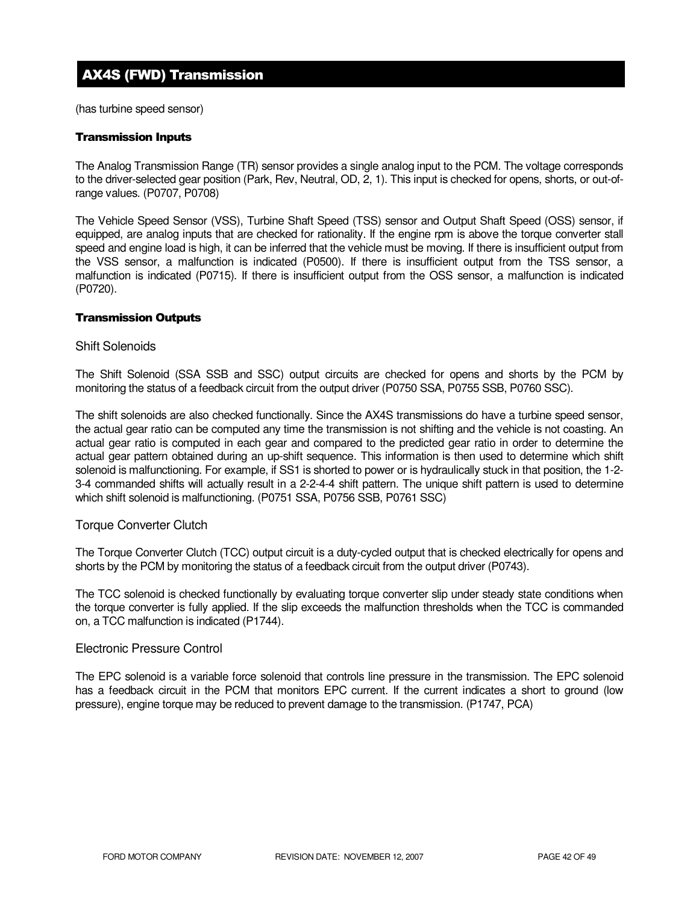## AX4S (FWD) Transmission

(has turbine speed sensor)

### Transmission Inputs

The Analog Transmission Range (TR) sensor provides a single analog input to the PCM. The voltage corresponds to the driver-selected gear position (Park, Rev, Neutral, OD, 2, 1). This input is checked for opens, shorts, or out-of-range values. (P0707, P0708)

The Vehicle Speed Sensor (VSS), Turbine Shaft Speed (TSS) sensor and Output Shaft Speed (OSS) sensor, if equipped, are analog inputs that are checked for rationality. If the engine rpm is above the torque converter stall speed and engine load is high, it can be inferred that the vehicle must be moving. If there is insufficient output from the VSS sensor, a malfunction is indicated (P0500). If there is insufficient output from the TSS sensor, a malfunction is indicated (P0715). If there is insufficient output from the OSS sensor, a malfunction is indicated (P0720).

### Transmission Outputs

#### Shift Solenoids

The Shift Solenoid (SSA SSB and SSC) output circuits are checked for opens and shorts by the PCM by monitoring the status of a feedback circuit from the output driver (P0750 SSA, P0755 SSB, P0760 SSC).

The shift solenoids are also checked functionally. Since the AX4S transmissions do have a turbine speed sensor, the actual gear ratio can be computed any time the transmission is not shifting and the vehicle is not coasting. An actual gear ratio is computed in each gear and compared to the predicted gear ratio in order to determine the actual gear pattern obtained during an up-shift sequence. This information is then used to determine which shift solenoid is malfunctioning. For example, if SS1 is shorted to power or is hydraulically stuck in that position, the 1-2-3-4 commanded shifts will actually result in a 2-2-4-4 shift pattern. The unique shift pattern is used to determine which shift solenoid is malfunctioning. (P0751 SSA, P0756 SSB, P0761 SSC)

#### Torque Converter Clutch

The Torque Converter Clutch (TCC) output circuit is a duty-cycled output that is checked electrically for opens and shorts by the PCM by monitoring the status of a feedback circuit from the output driver (P0743).

The TCC solenoid is checked functionally by evaluating torque converter slip under steady state conditions when the torque converter is fully applied. If the slip exceeds the malfunction thresholds when the TCC is commanded on, a TCC malfunction is indicated (P1744).

#### Electronic Pressure Control

The EPC solenoid is a variable force solenoid that controls line pressure in the transmission. The EPC solenoid has a feedback circuit in the PCM that monitors EPC current. If the current indicates a short to ground (low pressure), engine torque may be reduced to prevent damage to the transmission. (P1747, PCA)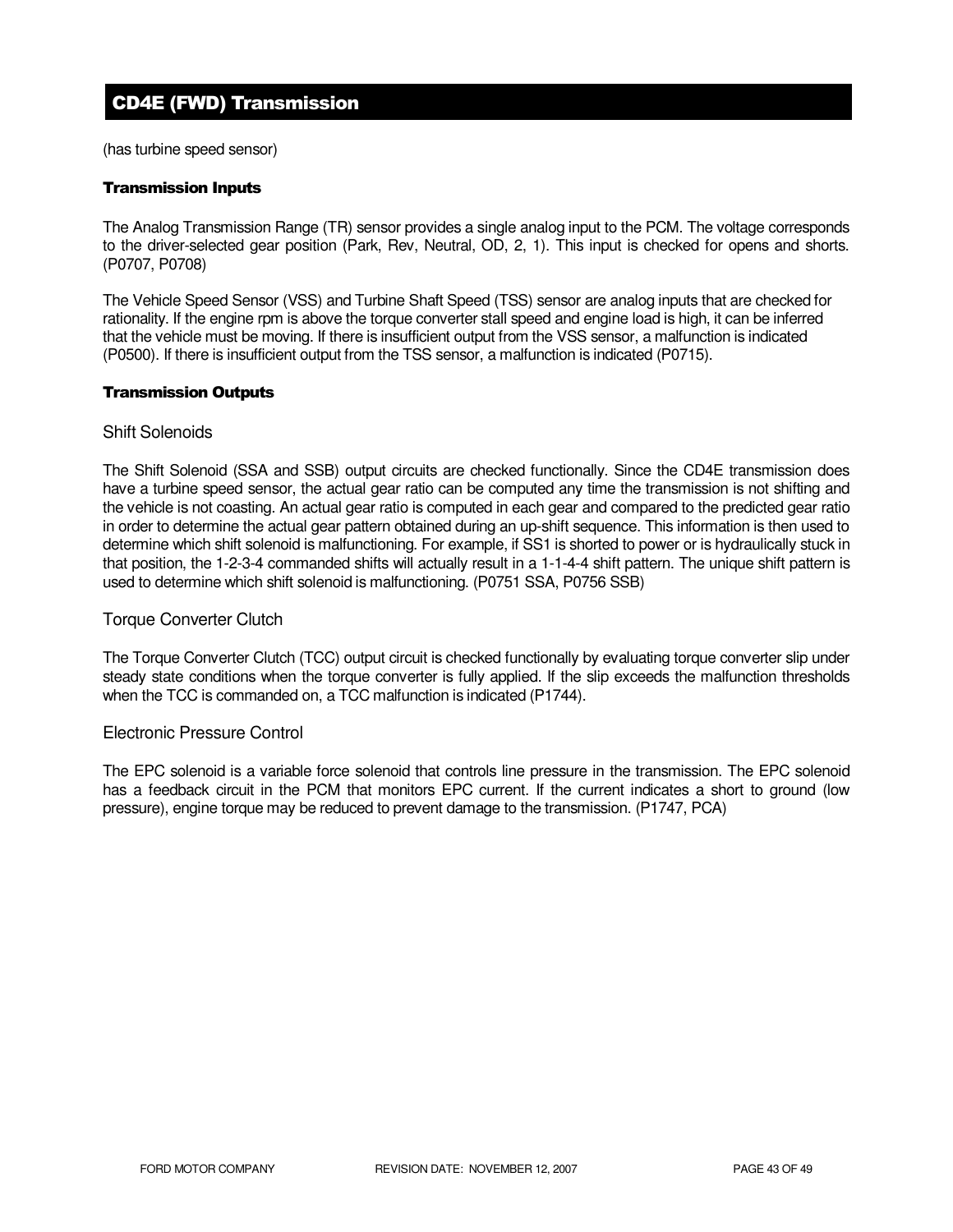## CD4E (FWD) Transmission

(has turbine speed sensor)

#### Transmission Inputs

The Analog Transmission Range (TR) sensor provides a single analog input to the PCM. The voltage corresponds to the driver-selected gear position (Park, Rev, Neutral, OD, 2, 1). This input is checked for opens and shorts. (P0707, P0708)

The Vehicle Speed Sensor (VSS) and Turbine Shaft Speed (TSS) sensor are analog inputs that are checked for rationality. If the engine rpm is above the torque converter stall speed and engine load is high, it can be inferred that the vehicle must be moving. If there is insufficient output from the VSS sensor, a malfunction is indicated (P0500). If there is insufficient output from the TSS sensor, a malfunction is indicated (P0715).

#### Transmission Outputs

##### Shift Solenoids

The Shift Solenoid (SSA and SSB) output circuits are checked functionally. Since the CD4E transmission does have a turbine speed sensor, the actual gear ratio can be computed any time the transmission is not shifting and the vehicle is not coasting. An actual gear ratio is computed in each gear and compared to the predicted gear ratio in order to determine the actual gear pattern obtained during an up-shift sequence. This information is then used to determine which shift solenoid is malfunctioning. For example, if SS1 is shorted to power or is hydraulically stuck in that position, the 1-2-3-4 commanded shifts will actually result in a 1-1-4-4 shift pattern. The unique shift pattern is used to determine which shift solenoid is malfunctioning. (P0751 SSA, P0756 SSB)

##### Torque Converter Clutch

The Torque Converter Clutch (TCC) output circuit is checked functionally by evaluating torque converter slip under steady state conditions when the torque converter is fully applied. If the slip exceeds the malfunction thresholds when the TCC is commanded on, a TCC malfunction is indicated (P1744).

##### Electronic Pressure Control

The EPC solenoid is a variable force solenoid that controls line pressure in the transmission. The EPC solenoid has a feedback circuit in the PCM that monitors EPC current. If the current indicates a short to ground (low pressure), engine torque may be reduced to prevent damage to the transmission. (P1747, PCA)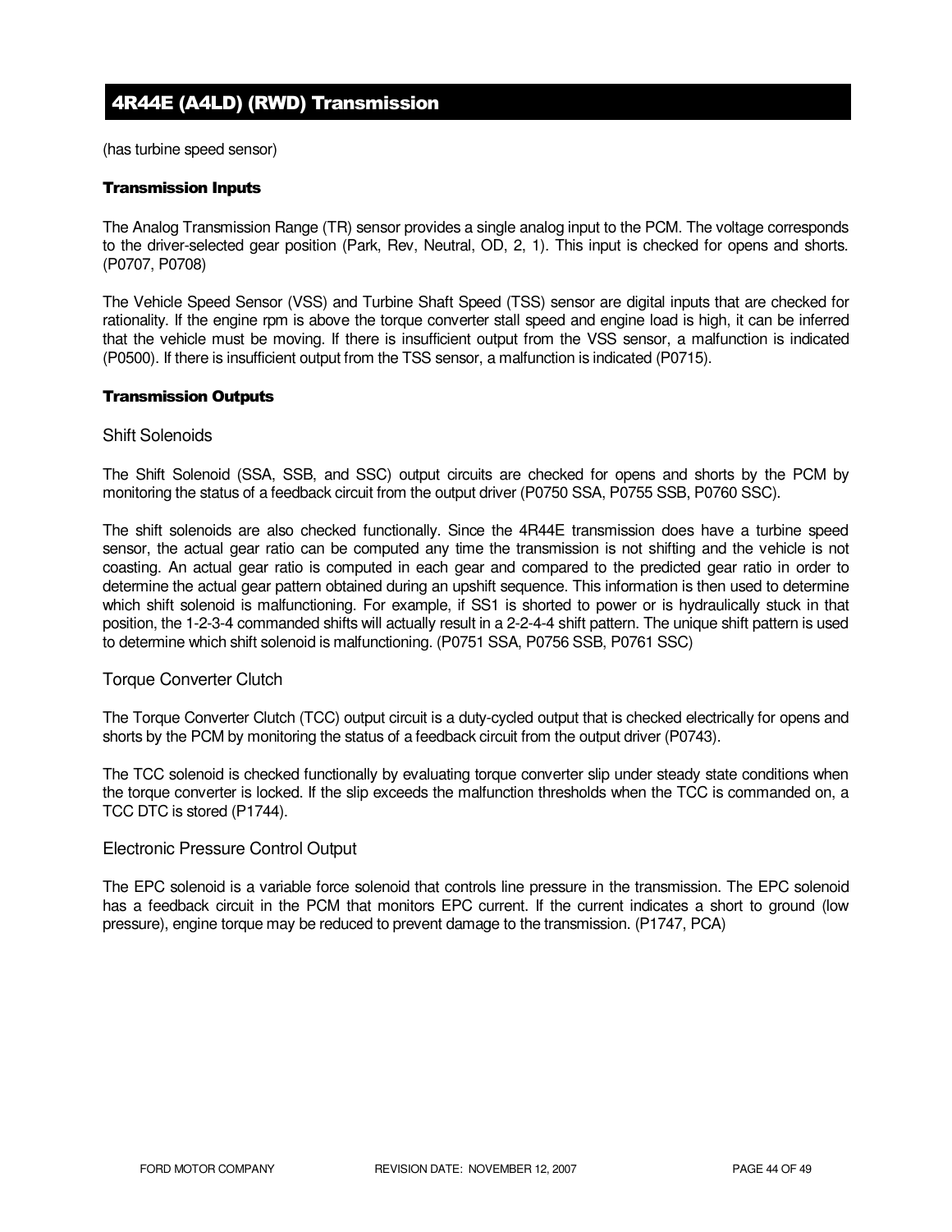# 4R44E (A4LD) (RWD) Transmission

(has turbine speed sensor)

### Transmission Inputs

The Analog Transmission Range (TR) sensor provides a single analog input to the PCM. The voltage corresponds to the driver-selected gear position (Park, Rev, Neutral, OD, 2, 1). This input is checked for opens and shorts. (P0707, P0708)

The Vehicle Speed Sensor (VSS) and Turbine Shaft Speed (TSS) sensor are digital inputs that are checked for rationality. If the engine rpm is above the torque converter stall speed and engine load is high, it can be inferred that the vehicle must be moving. If there is insufficient output from the VSS sensor, a malfunction is indicated (P0500). If there is insufficient output from the TSS sensor, a malfunction is indicated (P0715).

### Transmission Outputs

#### Shift Solenoids

The Shift Solenoid (SSA, SSB, and SSC) output circuits are checked for opens and shorts by the PCM by monitoring the status of a feedback circuit from the output driver (P0750 SSA, P0755 SSB, P0760 SSC).

The shift solenoids are also checked functionally. Since the 4R44E transmission does have a turbine speed sensor, the actual gear ratio can be computed any time the transmission is not shifting and the vehicle is not coasting. An actual gear ratio is computed in each gear and compared to the predicted gear ratio in order to determine the actual gear pattern obtained during an upshift sequence. This information is then used to determine which shift solenoid is malfunctioning. For example, if SS1 is shorted to power or is hydraulically stuck in that position, the 1-2-3-4 commanded shifts will actually result in a 2-2-4-4 shift pattern. The unique shift pattern is used to determine which shift solenoid is malfunctioning. (P0751 SSA, P0756 SSB, P0761 SSC)

#### Torque Converter Clutch

The Torque Converter Clutch (TCC) output circuit is a duty-cycled output that is checked electrically for opens and shorts by the PCM by monitoring the status of a feedback circuit from the output driver (P0743).

The TCC solenoid is checked functionally by evaluating torque converter slip under steady state conditions when the torque converter is locked. If the slip exceeds the malfunction thresholds when the TCC is commanded on, a TCC DTC is stored (P1744).

#### Electronic Pressure Control Output

The EPC solenoid is a variable force solenoid that controls line pressure in the transmission. The EPC solenoid has a feedback circuit in the PCM that monitors EPC current. If the current indicates a short to ground (low pressure), engine torque may be reduced to prevent damage to the transmission. (P1747, PCA)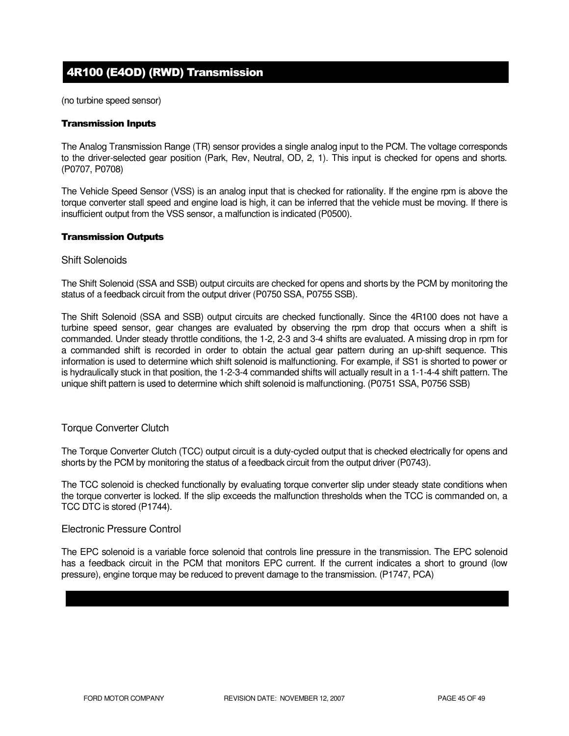## 4R100 (E4OD) (RWD) Transmission

(no turbine speed sensor)

### Transmission Inputs

The Analog Transmission Range (TR) sensor provides a single analog input to the PCM. The voltage corresponds to the driver-selected gear position (Park, Rev, Neutral, OD, 2, 1). This input is checked for opens and shorts. (P0707, P0708)

The Vehicle Speed Sensor (VSS) is an analog input that is checked for rationality. If the engine rpm is above the torque converter stall speed and engine load is high, it can be inferred that the vehicle must be moving. If there is insufficient output from the VSS sensor, a malfunction is indicated (P0500).

### Transmission Outputs

#### Shift Solenoids

The Shift Solenoid (SSA and SSB) output circuits are checked for opens and shorts by the PCM by monitoring the status of a feedback circuit from the output driver (P0750 SSA, P0755 SSB).

The Shift Solenoid (SSA and SSB) output circuits are checked functionally. Since the 4R100 does not have a turbine speed sensor, gear changes are evaluated by observing the rpm drop that occurs when a shift is commanded. Under steady throttle conditions, the 1-2, 2-3 and 3-4 shifts are evaluated. A missing drop in rpm for a commanded shift is recorded in order to obtain the actual gear pattern during an up-shift sequence. This information is used to determine which shift solenoid is malfunctioning. For example, if SS1 is shorted to power or is hydraulically stuck in that position, the 1-2-3-4 commanded shifts will actually result in a 1-1-4-4 shift pattern. The unique shift pattern is used to determine which shift solenoid is malfunctioning. (P0751 SSA, P0756 SSB)

#### Torque Converter Clutch

The Torque Converter Clutch (TCC) output circuit is a duty-cycled output that is checked electrically for opens and shorts by the PCM by monitoring the status of a feedback circuit from the output driver (P0743).

The TCC solenoid is checked functionally by evaluating torque converter slip under steady state conditions when the torque converter is locked. If the slip exceeds the malfunction thresholds when the TCC is commanded on, a TCC DTC is stored (P1744).

#### Electronic Pressure Control

The EPC solenoid is a variable force solenoid that controls line pressure in the transmission. The EPC solenoid has a feedback circuit in the PCM that monitors EPC current. If the current indicates a short to ground (low pressure), engine torque may be reduced to prevent damage to the transmission. (P1747, PCA)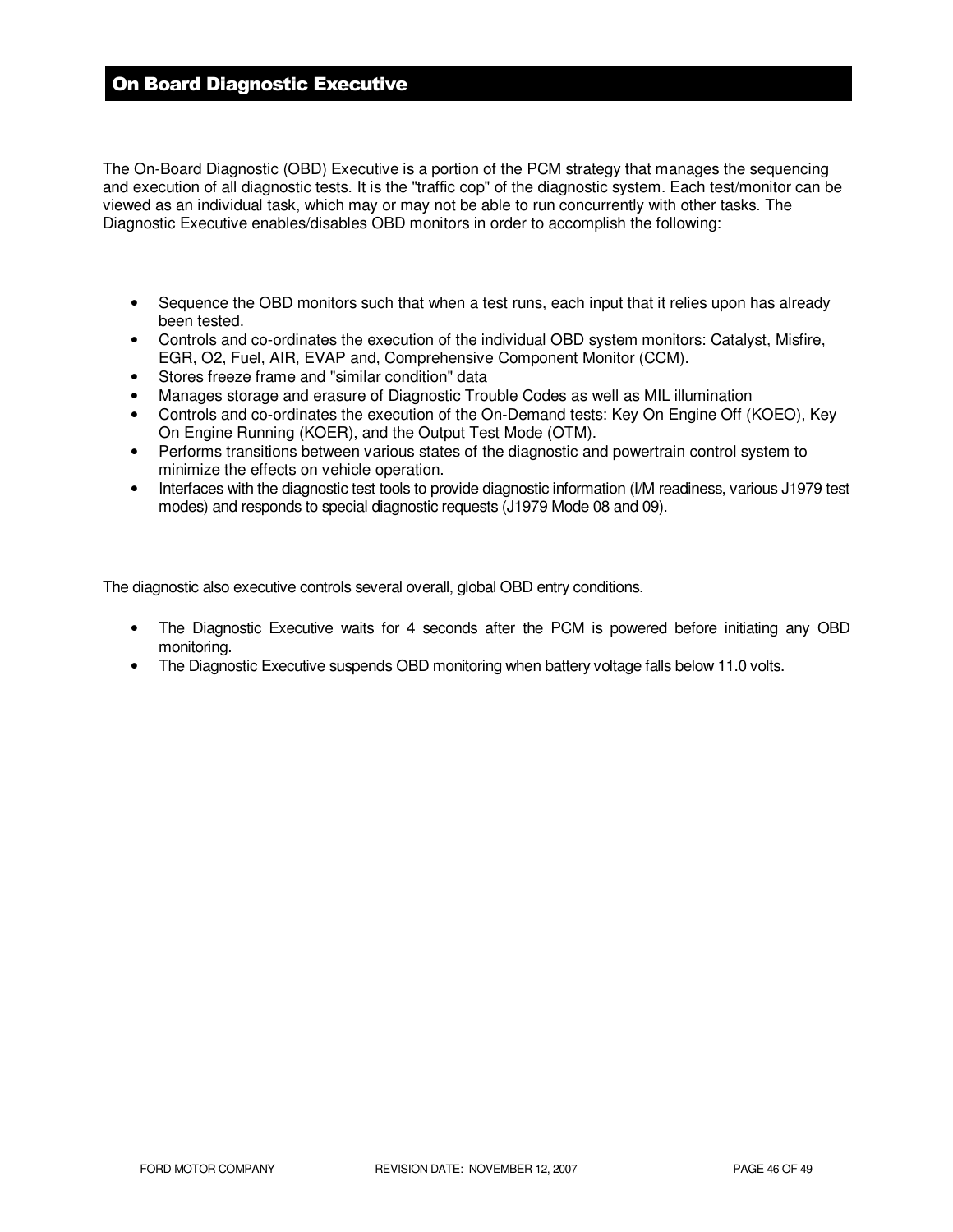# On Board Diagnostic Executive

The On-Board Diagnostic (OBD) Executive is a portion of the PCM strategy that manages the sequencing and execution of all diagnostic tests. It is the "traffic cop" of the diagnostic system. Each test/monitor can be viewed as an individual task, which may or may not be able to run concurrently with other tasks. The Diagnostic Executive enables/disables OBD monitors in order to accomplish the following:

- Sequence the OBD monitors such that when a test runs, each input that it relies upon has already been tested.
- Controls and co-ordinates the execution of the individual OBD system monitors: Catalyst, Misfire, EGR, O2, Fuel, AIR, EVAP and, Comprehensive Component Monitor (CCM).
- Stores freeze frame and "similar condition" data
- Manages storage and erasure of Diagnostic Trouble Codes as well as MIL illumination
- Controls and co-ordinates the execution of the On-Demand tests: Key On Engine Off (KOEO), Key On Engine Running (KOER), and the Output Test Mode (OTM).
- Performs transitions between various states of the diagnostic and powertrain control system to minimize the effects on vehicle operation.
- Interfaces with the diagnostic test tools to provide diagnostic information (I/M readiness, various J1979 test modes) and responds to special diagnostic requests (J1979 Mode 08 and 09).

The diagnostic also executive controls several overall, global OBD entry conditions.

- The Diagnostic Executive waits for 4 seconds after the PCM is powered before initiating any OBD monitoring.
- The Diagnostic Executive suspends OBD monitoring when battery voltage falls below 11.0 volts.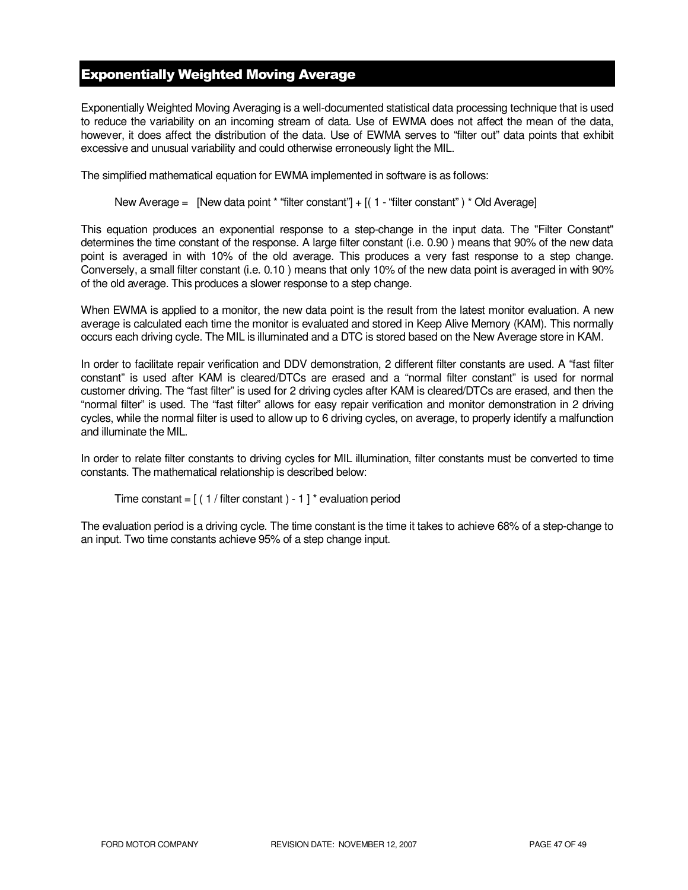## Exponentially Weighted Moving Average

Exponentially Weighted Moving Averaging is a well-documented statistical data processing technique that is used to reduce the variability on an incoming stream of data. Use of EWMA does not affect the mean of the data, however, it does affect the distribution of the data. Use of EWMA serves to "filter out" data points that exhibit excessive and unusual variability and could otherwise erroneously light the MIL.

The simplified mathematical equation for EWMA implemented in software is as follows:

New Average = [New data point * "filter constant"] + [( 1 - "filter constant" ) * Old Average]

This equation produces an exponential response to a step-change in the input data. The "Filter Constant" determines the time constant of the response. A large filter constant (i.e. 0.90 ) means that 90% of the new data point is averaged in with 10% of the old average. This produces a very fast response to a step change. Conversely, a small filter constant (i.e. 0.10 ) means that only 10% of the new data point is averaged in with 90% of the old average. This produces a slower response to a step change.

When EWMA is applied to a monitor, the new data point is the result from the latest monitor evaluation. A new average is calculated each time the monitor is evaluated and stored in Keep Alive Memory (KAM). This normally occurs each driving cycle. The MIL is illuminated and a DTC is stored based on the New Average store in KAM.

In order to facilitate repair verification and DDV demonstration, 2 different filter constants are used. A "fast filter constant" is used after KAM is cleared/DTCs are erased and a "normal filter constant" is used for normal customer driving. The "fast filter" is used for 2 driving cycles after KAM is cleared/DTCs are erased, and then the "normal filter" is used. The "fast filter" allows for easy repair verification and monitor demonstration in 2 driving cycles, while the normal filter is used to allow up to 6 driving cycles, on average, to properly identify a malfunction and illuminate the MIL.

In order to relate filter constants to driving cycles for MIL illumination, filter constants must be converted to time constants. The mathematical relationship is described below:

Time constant = [ ( 1 / filter constant ) - 1 ] * evaluation period

The evaluation period is a driving cycle. The time constant is the time it takes to achieve 68% of a step-change to an input. Two time constants achieve 95% of a step change input.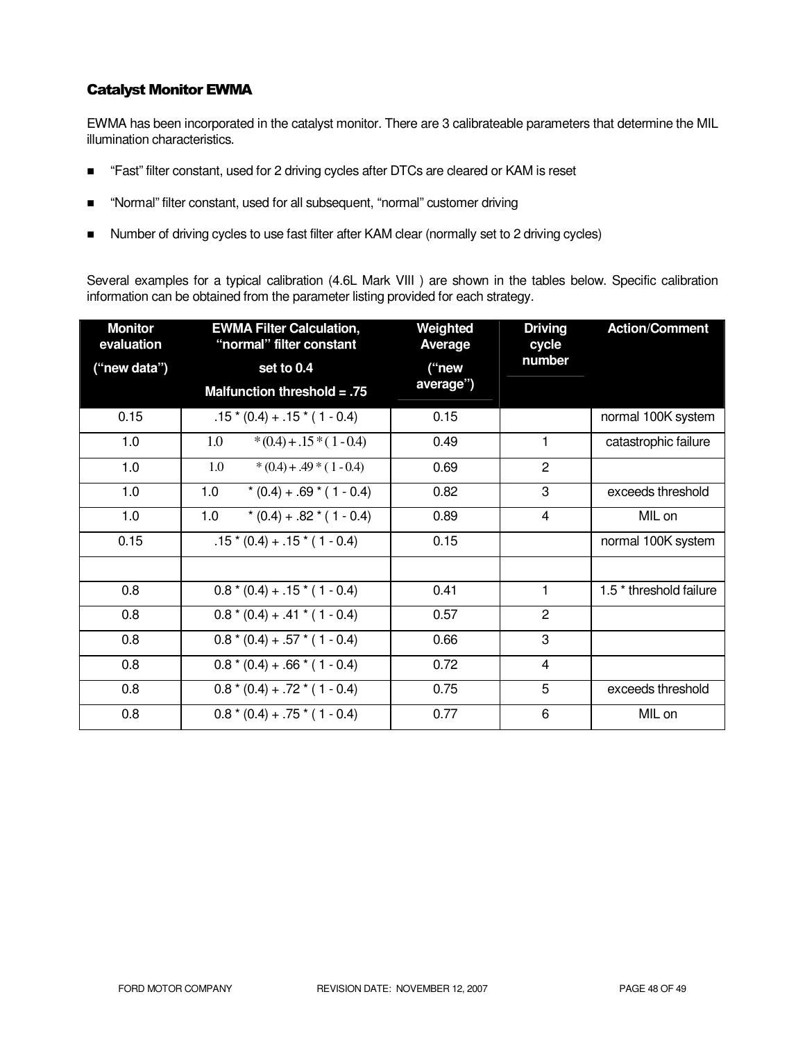### Catalyst Monitor EWMA

EWMA has been incorporated in the catalyst monitor. There are 3 calibrateable parameters that determine the MIL illumination characteristics.

- "Fast" filter constant, used for 2 driving cycles after DTCs are cleared or KAM is reset
- "Normal" filter constant, used for all subsequent, "normal" customer driving
- Number of driving cycles to use fast filter after KAM clear (normally set to 2 driving cycles)

Several examples for a typical calibration (4.6L Mark VIII ) are shown in the tables below. Specific calibration information can be obtained from the parameter listing provided for each strategy.

| Monitor evaluation ("new data") | EWMA Filter Calculation, "normal" filter constant set to 0.4 Malfunction threshold = .75 | Weighted Average ("new average") | Driving cycle number | Action/Comment |
|---|---|---|---|---|
| 0.15 | .15 * (0.4) + .15 * ( 1 - 0.4) | 0.15 | | normal 100K system |
| 1.0 | 1.0 * (0.4) + .15 * ( 1 - 0.4) | 0.49 | 1 | catastrophic failure |
| 1.0 | 1.0 * (0.4) + .49 * ( 1 - 0.4) | 0.69 | 2 | |
| 1.0 | 1.0 * (0.4) + .69 * ( 1 - 0.4) | 0.82 | 3 | exceeds threshold |
| 1.0 | 1.0 * (0.4) + .82 * ( 1 - 0.4) | 0.89 | 4 | MIL on |
| 0.15 | .15 * (0.4) + .15 * ( 1 - 0.4) | 0.15 | | normal 100K system |
| | | | | |
| 0.8 | 0.8 * (0.4) + .15 * ( 1 - 0.4) | 0.41 | 1 | 1.5 * threshold failure |
| 0.8 | 0.8 * (0.4) + .41 * ( 1 - 0.4) | 0.57 | 2 | |
| 0.8 | 0.8 * (0.4) + .57 * ( 1 - 0.4) | 0.66 | 3 | |
| 0.8 | 0.8 * (0.4) + .66 * ( 1 - 0.4) | 0.72 | 4 | |
| 0.8 | 0.8 * (0.4) + .72 * ( 1 - 0.4) | 0.75 | 5 | exceeds threshold |
| 0.8 | 0.8 * (0.4) + .75 * ( 1 - 0.4) | 0.77 | 6 | MIL on |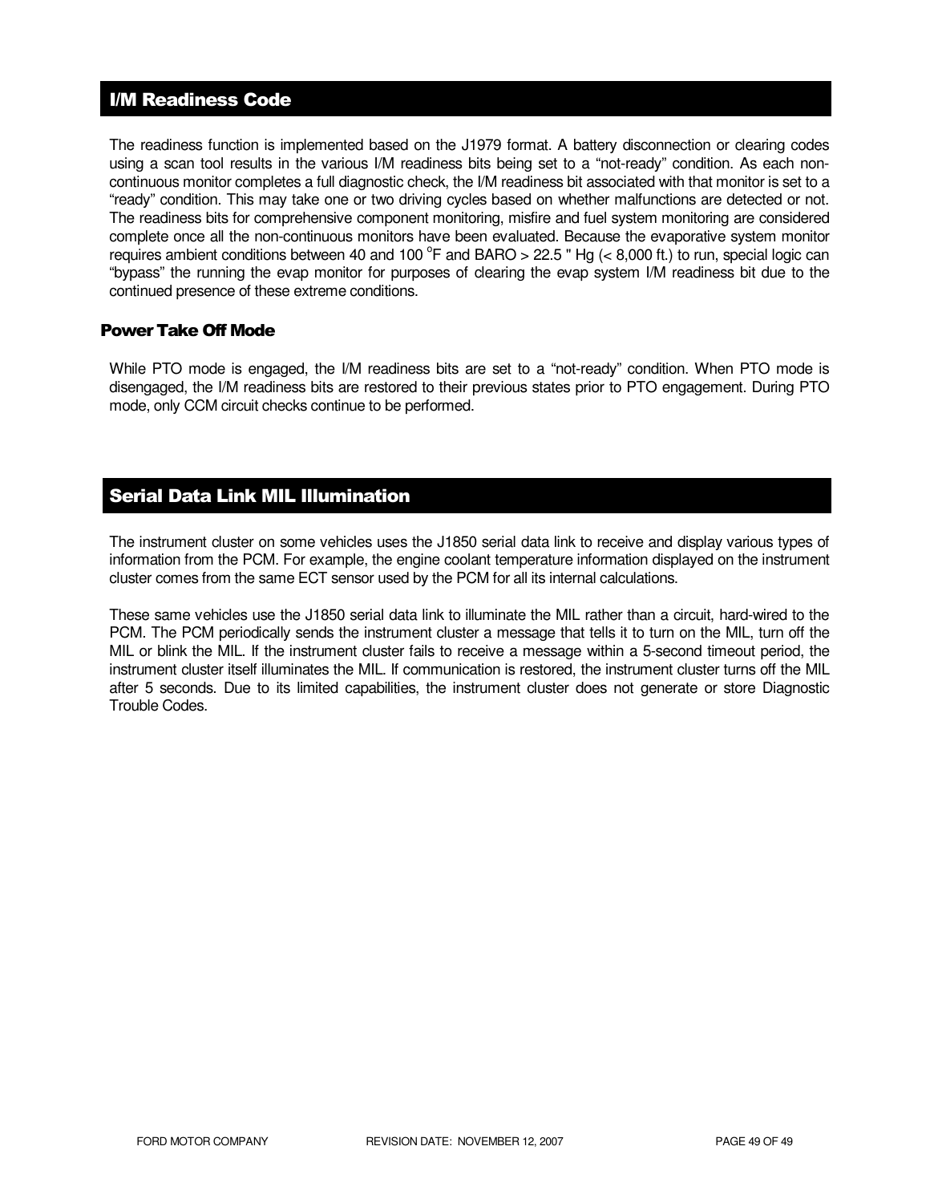## I/M Readiness Code

The readiness function is implemented based on the J1979 format. A battery disconnection or clearing codes using a scan tool results in the various I/M readiness bits being set to a "not-ready" condition. As each non-continuous monitor completes a full diagnostic check, the I/M readiness bit associated with that monitor is set to a "ready" condition. This may take one or two driving cycles based on whether malfunctions are detected or not. The readiness bits for comprehensive component monitoring, misfire and fuel system monitoring are considered complete once all the non-continuous monitors have been evaluated. Because the evaporative system monitor requires ambient conditions between 40 and 100 $^{o}$F and BARO > 22.5 " Hg (< 8,000 ft.) to run, special logic can "bypass" the running the evap monitor for purposes of clearing the evap system I/M readiness bit due to the continued presence of these extreme conditions.

### Power Take Off Mode

While PTO mode is engaged, the I/M readiness bits are set to a "not-ready" condition. When PTO mode is disengaged, the I/M readiness bits are restored to their previous states prior to PTO engagement. During PTO mode, only CCM circuit checks continue to be performed.

## Serial Data Link MIL Illumination

The instrument cluster on some vehicles uses the J1850 serial data link to receive and display various types of information from the PCM. For example, the engine coolant temperature information displayed on the instrument cluster comes from the same ECT sensor used by the PCM for all its internal calculations.

These same vehicles use the J1850 serial data link to illuminate the MIL rather than a circuit, hard-wired to the PCM. The PCM periodically sends the instrument cluster a message that tells it to turn on the MIL, turn off the MIL or blink the MIL. If the instrument cluster fails to receive a message within a 5-second timeout period, the instrument cluster itself illuminates the MIL. If communication is restored, the instrument cluster turns off the MIL after 5 seconds. Due to its limited capabilities, the instrument cluster does not generate or store Diagnostic Trouble Codes.